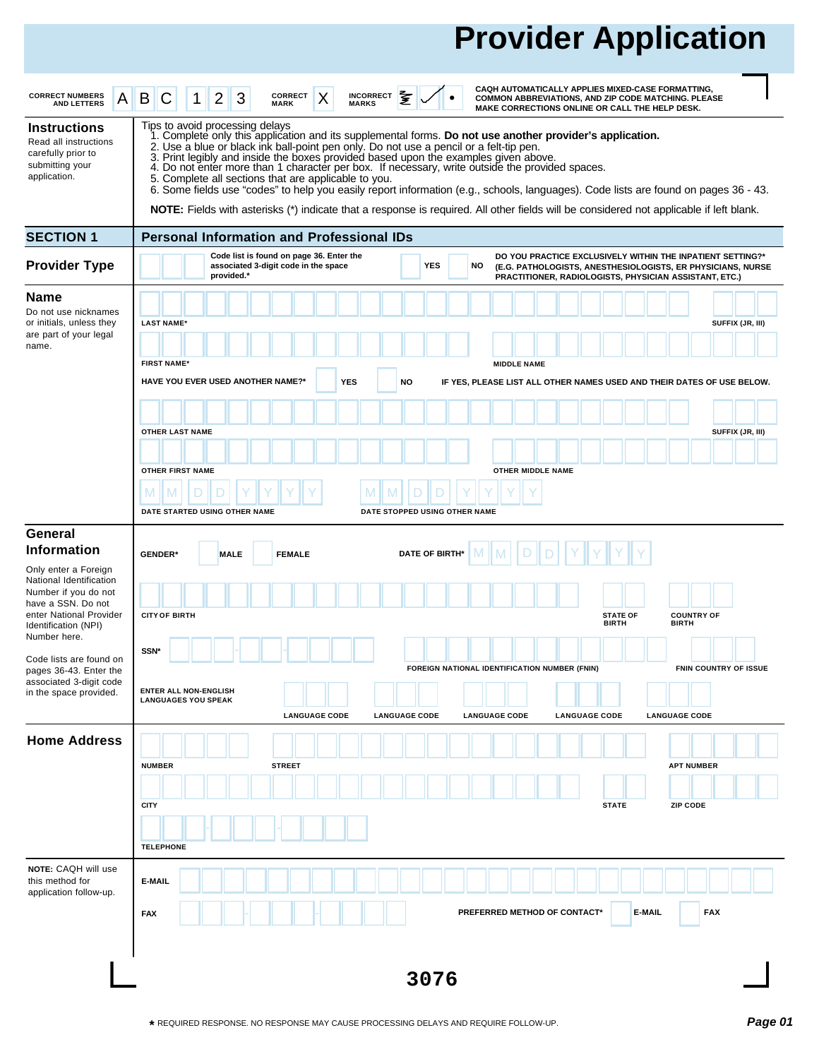# Provider Application

CORRECT NUMBERS AND LETTERS: A B C 1 2 3 — CORRECT MARK: X — INCORRECT MARKS

CAQH AUTOMATICALLY APPLIES MIXED-CASE FORMATTING, COMMON ABBREVIATIONS, AND ZIP CODE MATCHING. PLEASE MAKE CORRECTIONS ONLINE OR CALL THE HELP DESK.

## Instructions

Read all instructions carefully prior to submitting your application.

Tips to avoid processing delays

1. Complete only this application and its supplemental forms. **Do not use another provider's application.**
2. Use a blue or black ink ball-point pen only. Do not use a pencil or a felt-tip pen.
3. Print legibly and inside the boxes provided based upon the examples given above.
4. Do not enter more than 1 character per box. If necessary, write outside the provided spaces.
5. Complete all sections that are applicable to you.
6. Some fields use "codes" to help you easily report information (e.g., schools, languages). Code lists are found on pages 36 - 43.

**NOTE:** Fields with asterisks (*) indicate that a response is required. All other fields will be considered not applicable if left blank.

## SECTION 1 — Personal Information and Professional IDs

### Provider Type

Code list is found on page 36. Enter the associated 3-digit code in the space provided.*

DO YOU PRACTICE EXCLUSIVELY WITHIN THE INPATIENT SETTING?* (E.G. PATHOLOGISTS, ANESTHESIOLOGISTS, ER PHYSICIANS, NURSE PRACTITIONER, RADIOLOGISTS, PHYSICIAN ASSISTANT, ETC.) ☐ YES ☐ NO

### Name

Do not use nicknames or initials, unless they are part of your legal name.

LAST NAME* — SUFFIX (JR, III)

FIRST NAME* — MIDDLE NAME

HAVE YOU EVER USED ANOTHER NAME?* ☐ YES ☐ NO — IF YES, PLEASE LIST ALL OTHER NAMES USED AND THEIR DATES OF USE BELOW.

OTHER LAST NAME — SUFFIX (JR, III)

OTHER FIRST NAME — OTHER MIDDLE NAME

DATE STARTED USING OTHER NAME (MM DD YYYY) — DATE STOPPED USING OTHER NAME (MM DD YYYY)

### General Information

Only enter a Foreign National Identification Number if you do not have a SSN. Do not enter National Provider Identification (NPI) Number here.

Code lists are found on pages 36-43. Enter the associated 3-digit code in the space provided.

GENDER* ☐ MALE ☐ FEMALE — DATE OF BIRTH* (MM DD YYYY)

CITY OF BIRTH — STATE OF BIRTH — COUNTRY OF BIRTH

SSN* — FOREIGN NATIONAL IDENTIFICATION NUMBER (FNIN) — FNIN COUNTRY OF ISSUE

ENTER ALL NON-ENGLISH LANGUAGES YOU SPEAK: LANGUAGE CODE — LANGUAGE CODE — LANGUAGE CODE — LANGUAGE CODE — LANGUAGE CODE

### Home Address

NUMBER — STREET — APT NUMBER

CITY — STATE — ZIP CODE

TELEPHONE

**NOTE:** CAQH will use this method for application follow-up.

E-MAIL

FAX — PREFERRED METHOD OF CONTACT* ☐ E-MAIL ☐ FAX

3076

* REQUIRED RESPONSE. NO RESPONSE MAY CAUSE PROCESSING DELAYS AND REQUIRE FOLLOW-UP.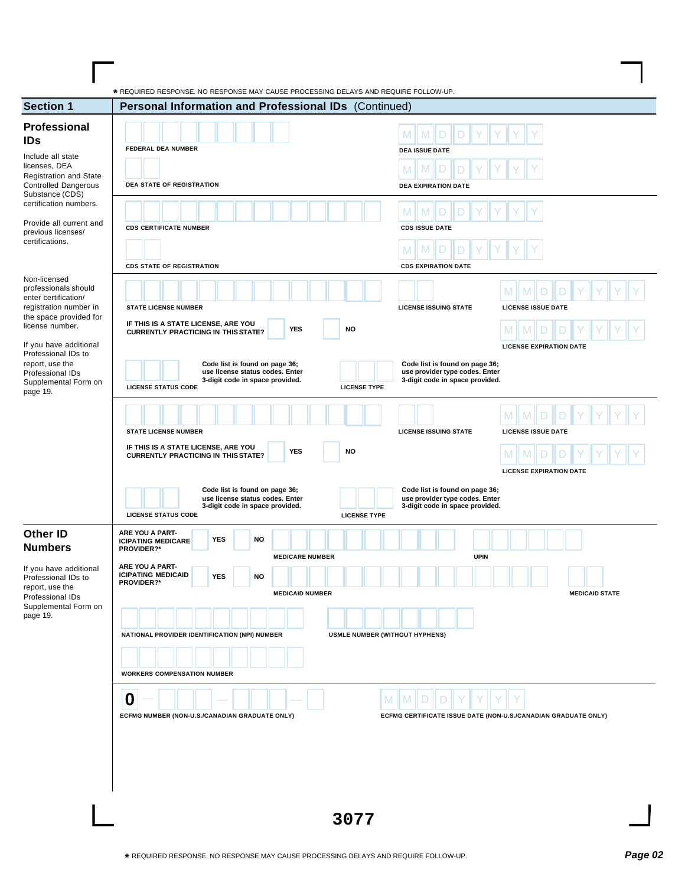* REQUIRED RESPONSE. NO RESPONSE MAY CAUSE PROCESSING DELAYS AND REQUIRE FOLLOW-UP.

## Section 1 — Personal Information and Professional IDs (Continued)

### Professional IDs

Include all state licenses, DEA Registration and State Controlled Dangerous Substance (CDS) certification numbers.

Provide all current and previous licenses/ certifications.

Non-licensed professionals should enter certification/ registration number in the space provided for license number.

If you have additional Professional IDs to report, use the Professional IDs Supplemental Form on page 19.

FEDERAL DEA NUMBER

DEA ISSUE DATE (MM DD YYYY)

DEA STATE OF REGISTRATION

DEA EXPIRATION DATE (MM DD YYYY)

CDS CERTIFICATE NUMBER

CDS ISSUE DATE (MM DD YYYY)

CDS STATE OF REGISTRATION

CDS EXPIRATION DATE (MM DD YYYY)

STATE LICENSE NUMBER

LICENSE ISSUING STATE

LICENSE ISSUE DATE (MM DD YYYY)

IF THIS IS A STATE LICENSE, ARE YOU CURRENTLY PRACTICING IN THIS STATE? YES NO

LICENSE EXPIRATION DATE (MM DD YYYY)

LICENSE STATUS CODE — Code list is found on page 36; use license status codes. Enter 3-digit code in space provided.

LICENSE TYPE — Code list is found on page 36; use provider type codes. Enter 3-digit code in space provided.

STATE LICENSE NUMBER

LICENSE ISSUING STATE

LICENSE ISSUE DATE (MM DD YYYY)

IF THIS IS A STATE LICENSE, ARE YOU CURRENTLY PRACTICING IN THIS STATE? YES NO

LICENSE EXPIRATION DATE (MM DD YYYY)

LICENSE STATUS CODE — Code list is found on page 36; use license status codes. Enter 3-digit code in space provided.

LICENSE TYPE — Code list is found on page 36; use provider type codes. Enter 3-digit code in space provided.

### Other ID Numbers

If you have additional Professional IDs to report, use the Professional IDs Supplemental Form on page 19.

ARE YOU A PARTICIPATING MEDICARE PROVIDER?* YES NO

MEDICARE NUMBER

UPIN

ARE YOU A PARTICIPATING MEDICAID PROVIDER?* YES NO

MEDICAID NUMBER

MEDICAID STATE

NATIONAL PROVIDER IDENTIFICATION (NPI) NUMBER

USMLE NUMBER (WITHOUT HYPHENS)

WORKERS COMPENSATION NUMBER

0 – _ _ _ – _ _ _ – _

ECFMG NUMBER (NON-U.S./CANADIAN GRADUATE ONLY)

ECFMG CERTIFICATE ISSUE DATE (NON-U.S./CANADIAN GRADUATE ONLY) (MM DD YYYY)

3077

* REQUIRED RESPONSE. NO RESPONSE MAY CAUSE PROCESSING DELAYS AND REQUIRE FOLLOW-UP.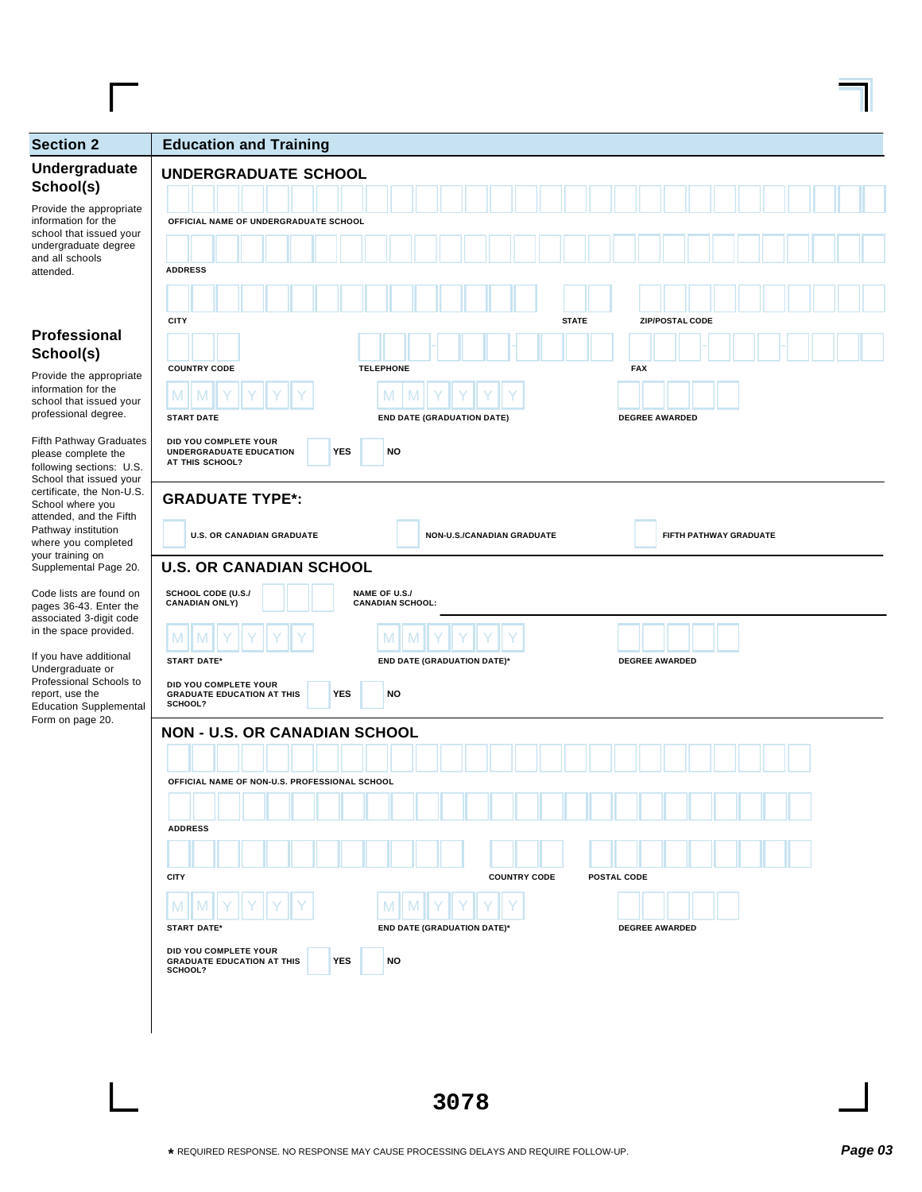## Section 2 — Education and Training

### Undergraduate School(s)

Provide the appropriate information for the school that issued your undergraduate degree and all schools attended.

### Professional School(s)

Provide the appropriate information for the school that issued your professional degree.

Fifth Pathway Graduates please complete the following sections: U.S. School that issued your certificate, the Non-U.S. School where you attended, and the Fifth Pathway institution where you completed your training on Supplemental Page 20.

Code lists are found on pages 36-43. Enter the associated 3-digit code in the space provided.

If you have additional Undergraduate or Professional Schools to report, use the Education Supplemental Form on page 20.

## UNDERGRADUATE SCHOOL

OFFICIAL NAME OF UNDERGRADUATE SCHOOL

ADDRESS

CITY | STATE | ZIP/POSTAL CODE

COUNTRY CODE | TELEPHONE | FAX

START DATE (MMYYYY) | END DATE (GRADUATION DATE) (MMYYYY) | DEGREE AWARDED

DID YOU COMPLETE YOUR UNDERGRADUATE EDUCATION AT THIS SCHOOL? ☐ YES ☐ NO

## GRADUATE TYPE*:

☐ U.S. OR CANADIAN GRADUATE ☐ NON-U.S./CANADIAN GRADUATE ☐ FIFTH PATHWAY GRADUATE

## U.S. OR CANADIAN SCHOOL

SCHOOL CODE (U.S./CANADIAN ONLY) | NAME OF U.S./CANADIAN SCHOOL:

START DATE* (MMYYYY) | END DATE (GRADUATION DATE)* (MMYYYY) | DEGREE AWARDED

DID YOU COMPLETE YOUR GRADUATE EDUCATION AT THIS SCHOOL? ☐ YES ☐ NO

## NON - U.S. OR CANADIAN SCHOOL

OFFICIAL NAME OF NON-U.S. PROFESSIONAL SCHOOL

ADDRESS

CITY | COUNTRY CODE | POSTAL CODE

START DATE* (MMYYYY) | END DATE (GRADUATION DATE)* (MMYYYY) | DEGREE AWARDED

DID YOU COMPLETE YOUR GRADUATE EDUCATION AT THIS SCHOOL? ☐ YES ☐ NO

3078

* REQUIRED RESPONSE. NO RESPONSE MAY CAUSE PROCESSING DELAYS AND REQUIRE FOLLOW-UP.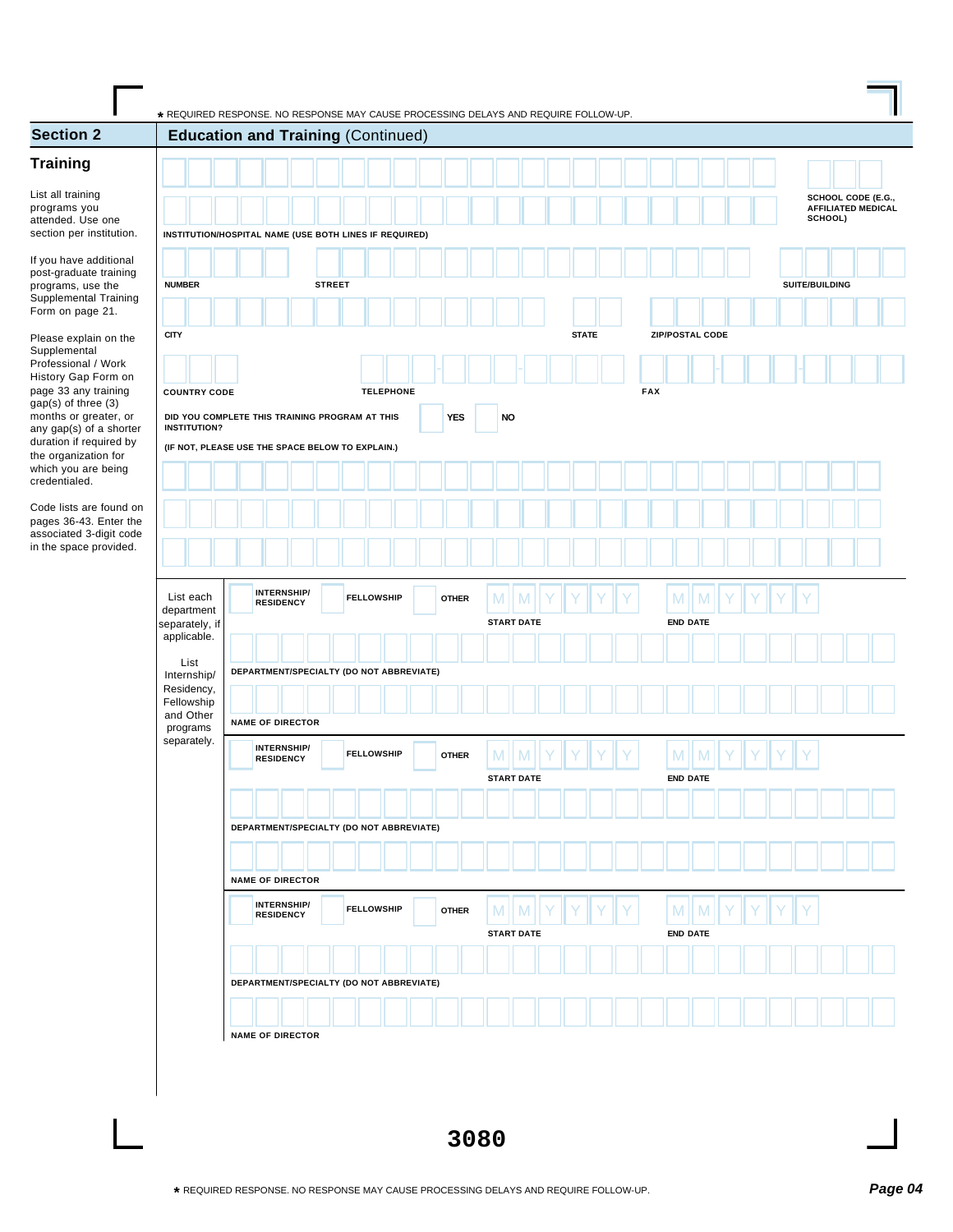★ REQUIRED RESPONSE. NO RESPONSE MAY CAUSE PROCESSING DELAYS AND REQUIRE FOLLOW-UP.

## Section 2 — Education and Training (Continued)

### Training

List all training programs you attended. Use one section per institution.

If you have additional post-graduate training programs, use the Supplemental Training Form on page 21.

Please explain on the Supplemental Professional / Work History Gap Form on page 33 any training gap(s) of three (3) months or greater, or any gap(s) of a shorter duration if required by the organization for which you are being credentialed.

Code lists are found on pages 36-43. Enter the associated 3-digit code in the space provided.

INSTITUTION/HOSPITAL NAME (USE BOTH LINES IF REQUIRED)

SCHOOL CODE (E.G., AFFILIATED MEDICAL SCHOOL)

NUMBER    STREET    SUITE/BUILDING

CITY    STATE    ZIP/POSTAL CODE

COUNTRY CODE    TELEPHONE    FAX

DID YOU COMPLETE THIS TRAINING PROGRAM AT THIS INSTITUTION?  YES  NO

(IF NOT, PLEASE USE THE SPACE BELOW TO EXPLAIN.)

List each department separately, if applicable.

List Internship/ Residency, Fellowship and Other programs separately.

INTERNSHIP/ RESIDENCY    FELLOWSHIP    OTHER    M M Y Y Y Y START DATE    M M Y Y Y Y END DATE

DEPARTMENT/SPECIALTY (DO NOT ABBREVIATE)

NAME OF DIRECTOR

INTERNSHIP/ RESIDENCY    FELLOWSHIP    OTHER    M M Y Y Y Y START DATE    M M Y Y Y Y END DATE

DEPARTMENT/SPECIALTY (DO NOT ABBREVIATE)

NAME OF DIRECTOR

INTERNSHIP/ RESIDENCY    FELLOWSHIP    OTHER    M M Y Y Y Y START DATE    M M Y Y Y Y END DATE

DEPARTMENT/SPECIALTY (DO NOT ABBREVIATE)

NAME OF DIRECTOR

3080

★ REQUIRED RESPONSE. NO RESPONSE MAY CAUSE PROCESSING DELAYS AND REQUIRE FOLLOW-UP.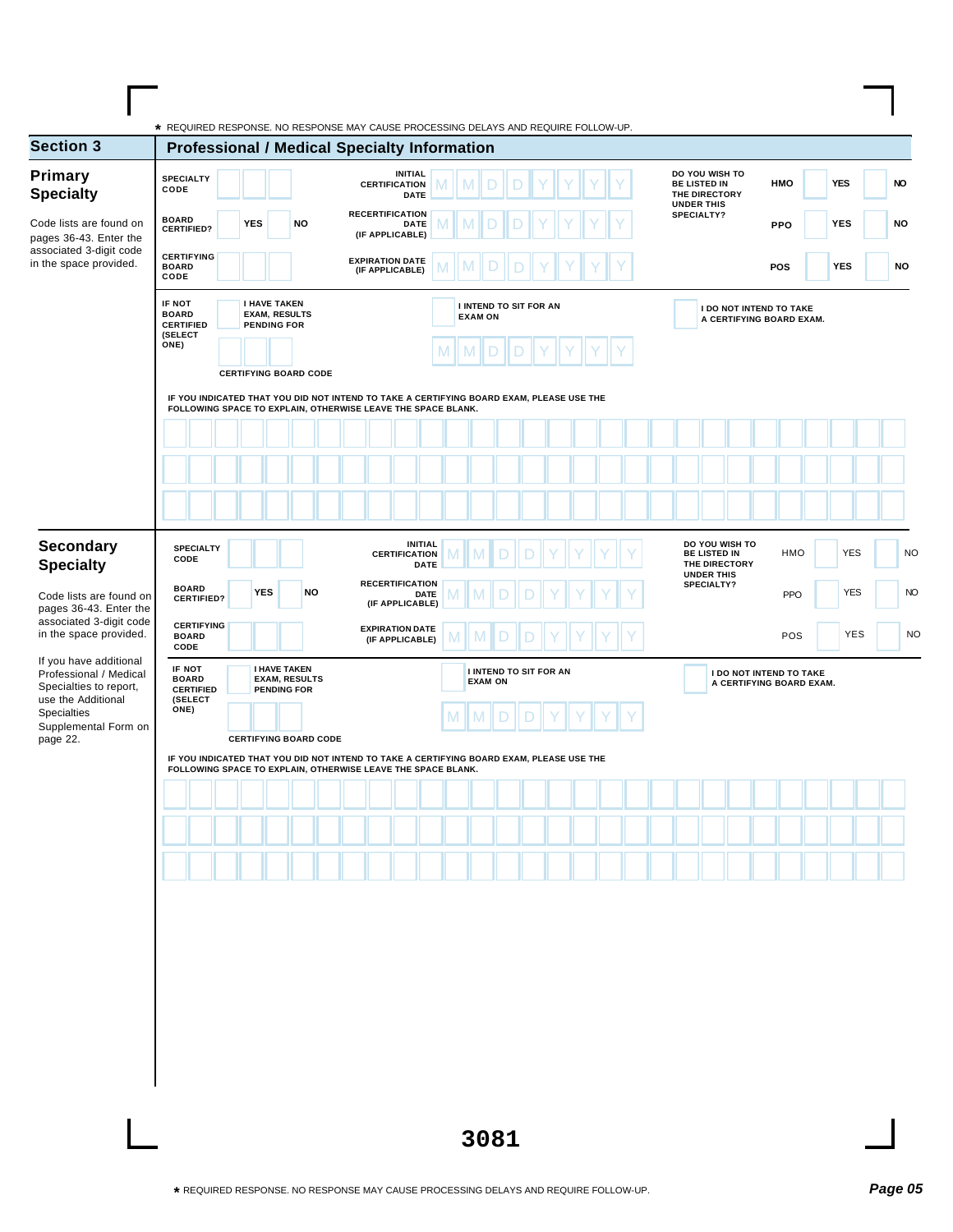* REQUIRED RESPONSE. NO RESPONSE MAY CAUSE PROCESSING DELAYS AND REQUIRE FOLLOW-UP.

## Section 3 — Professional / Medical Specialty Information

### Primary Specialty

Code lists are found on pages 36-43. Enter the associated 3-digit code in the space provided.

SPECIALTY CODE: ☐☐☐

INITIAL CERTIFICATION DATE: M M D D Y Y Y Y

BOARD CERTIFIED? YES ☐ NO ☐

RECERTIFICATION DATE (IF APPLICABLE): M M D D Y Y Y Y

CERTIFYING BOARD CODE: ☐☐☐

EXPIRATION DATE (IF APPLICABLE): M M D D Y Y Y Y

DO YOU WISH TO BE LISTED IN THE DIRECTORY UNDER THIS SPECIALTY?

| | | |
|---|---|---|
| HMO | YES ☐ | NO ☐ |
| PPO | YES ☐ | NO ☐ |
| POS | YES ☐ | NO ☐ |

IF NOT BOARD CERTIFIED (SELECT ONE)

☐ I HAVE TAKEN EXAM, RESULTS PENDING FOR — CERTIFYING BOARD CODE: ☐☐☐

☐ I INTEND TO SIT FOR AN EXAM ON M M D D Y Y Y Y

☐ I DO NOT INTEND TO TAKE A CERTIFYING BOARD EXAM.

IF YOU INDICATED THAT YOU DID NOT INTEND TO TAKE A CERTIFYING BOARD EXAM, PLEASE USE THE FOLLOWING SPACE TO EXPLAIN, OTHERWISE LEAVE THE SPACE BLANK.

_______________________________________________

_______________________________________________

_______________________________________________

### Secondary Specialty

Code lists are found on pages 36-43. Enter the associated 3-digit code in the space provided.

If you have additional Professional / Medical Specialties to report, use the Additional Specialties Supplemental Form on page 22.

SPECIALTY CODE: ☐☐☐

INITIAL CERTIFICATION DATE: M M D D Y Y Y Y

BOARD CERTIFIED? YES ☐ NO ☐

RECERTIFICATION DATE (IF APPLICABLE): M M D D Y Y Y Y

CERTIFYING BOARD CODE: ☐☐☐

EXPIRATION DATE (IF APPLICABLE): M M D D Y Y Y Y

DO YOU WISH TO BE LISTED IN THE DIRECTORY UNDER THIS SPECIALTY?

| | | |
|---|---|---|
| HMO | YES ☐ | NO ☐ |
| PPO | YES ☐ | NO ☐ |
| POS | YES ☐ | NO ☐ |

IF NOT BOARD CERTIFIED (SELECT ONE)

☐ I HAVE TAKEN EXAM, RESULTS PENDING FOR — CERTIFYING BOARD CODE: ☐☐☐

☐ I INTEND TO SIT FOR AN EXAM ON M M D D Y Y Y Y

☐ I DO NOT INTEND TO TAKE A CERTIFYING BOARD EXAM.

IF YOU INDICATED THAT YOU DID NOT INTEND TO TAKE A CERTIFYING BOARD EXAM, PLEASE USE THE FOLLOWING SPACE TO EXPLAIN, OTHERWISE LEAVE THE SPACE BLANK.

_______________________________________________

_______________________________________________

_______________________________________________

3081

* REQUIRED RESPONSE. NO RESPONSE MAY CAUSE PROCESSING DELAYS AND REQUIRE FOLLOW-UP.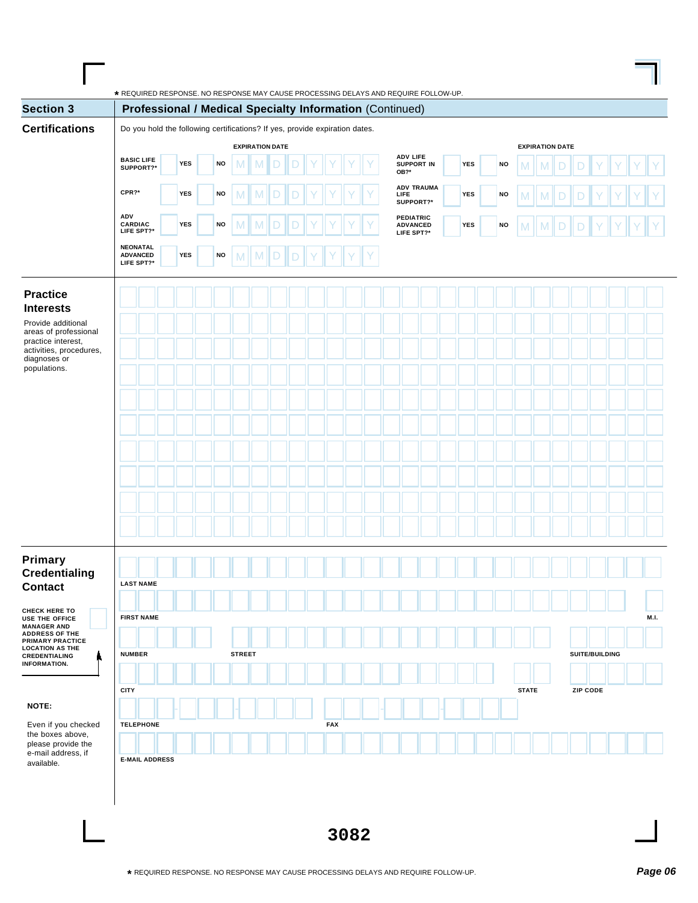* REQUIRED RESPONSE. NO RESPONSE MAY CAUSE PROCESSING DELAYS AND REQUIRE FOLLOW-UP.

## Section 3 — Professional / Medical Specialty Information (Continued)

### Certifications

Do you hold the following certifications? If yes, provide expiration dates.

| Certification | YES | NO | EXPIRATION DATE |
|---|---|---|---|
| BASIC LIFE SUPPORT?* | YES | NO | M M D D Y Y Y Y |
| CPR?* | YES | NO | M M D D Y Y Y Y |
| ADV CARDIAC LIFE SPT?* | YES | NO | M M D D Y Y Y Y |
| NEONATAL ADVANCED LIFE SPT?* | YES | NO | M M D D Y Y Y Y |
| ADV LIFE SUPPORT IN OB?* | YES | NO | M M D D Y Y Y Y |
| ADV TRAUMA LIFE SUPPORT?* | YES | NO | M M D D Y Y Y Y |
| PEDIATRIC ADVANCED LIFE SPT?* | YES | NO | M M D D Y Y Y Y |

### Practice Interests

Provide additional areas of professional practice interest, activities, procedures, diagnoses or populations.

### Primary Credentialing Contact

CHECK HERE TO USE THE OFFICE MANAGER AND ADDRESS OF THE PRIMARY PRACTICE LOCATION AS THE CREDENTIALING INFORMATION.

LAST NAME

FIRST NAME — M.I.

NUMBER — STREET — SUITE/BUILDING

CITY — STATE — ZIP CODE

TELEPHONE — FAX

E-MAIL ADDRESS

**NOTE:**

Even if you checked the boxes above, please provide the e-mail address, if available.

3082

* REQUIRED RESPONSE. NO RESPONSE MAY CAUSE PROCESSING DELAYS AND REQUIRE FOLLOW-UP.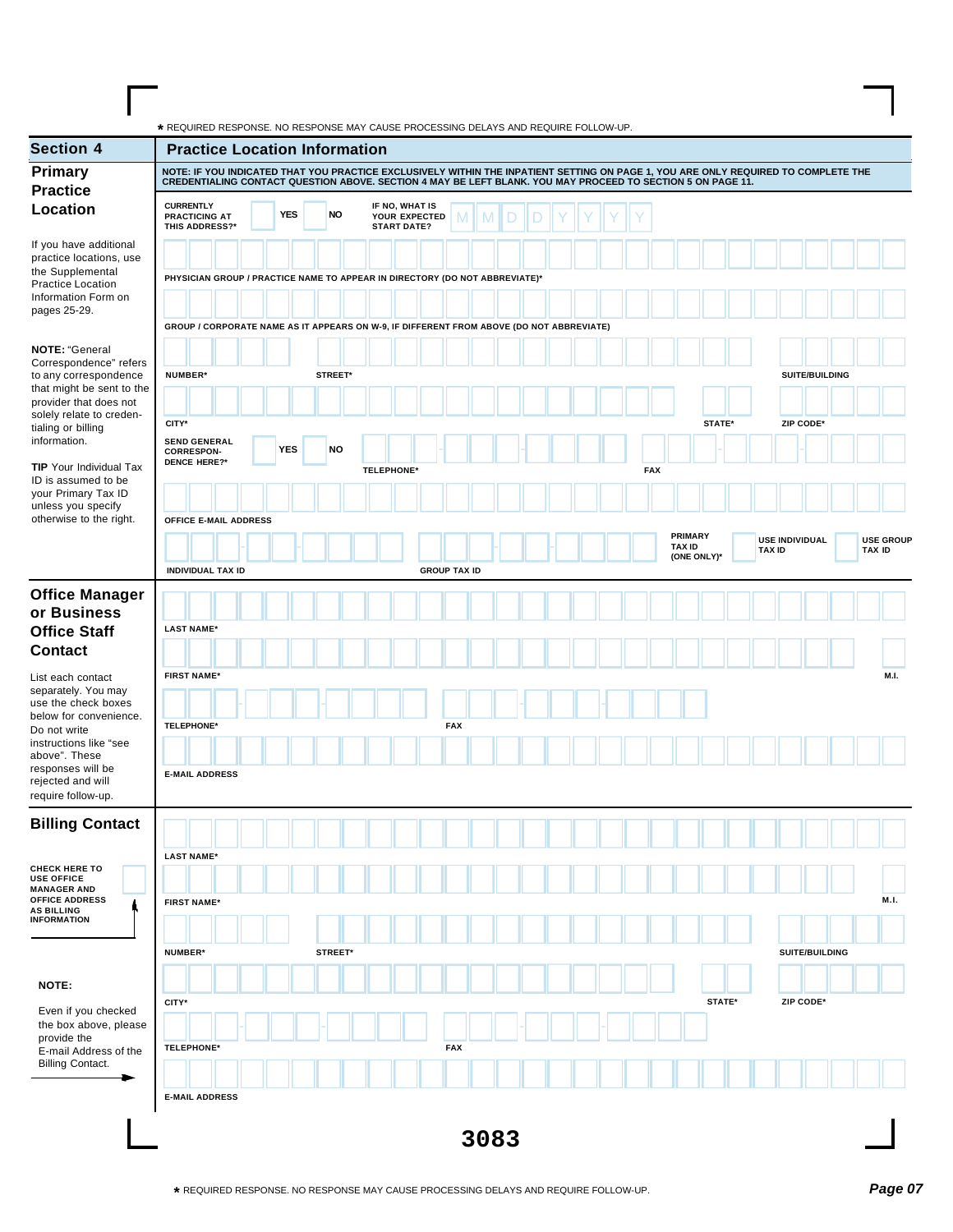\* REQUIRED RESPONSE. NO RESPONSE MAY CAUSE PROCESSING DELAYS AND REQUIRE FOLLOW-UP.

## Section 4 — Practice Location Information

### Primary Practice Location

If you have additional practice locations, use the Supplemental Practice Location Information Form on pages 25-29.

**NOTE:** "General Correspondence" refers to any correspondence that might be sent to the provider that does not solely relate to credentialing or billing information.

**TIP** Your Individual Tax ID is assumed to be your Primary Tax ID unless you specify otherwise to the right.

**NOTE: IF YOU INDICATED THAT YOU PRACTICE EXCLUSIVELY WITHIN THE INPATIENT SETTING ON PAGE 1, YOU ARE ONLY REQUIRED TO COMPLETE THE CREDENTIALING CONTACT QUESTION ABOVE. SECTION 4 MAY BE LEFT BLANK. YOU MAY PROCEED TO SECTION 5 ON PAGE 11.**

CURRENTLY PRACTICING AT THIS ADDRESS?* ☐ YES ☐ NO — IF NO, WHAT IS YOUR EXPECTED START DATE? M M D D Y Y Y Y

PHYSICIAN GROUP / PRACTICE NAME TO APPEAR IN DIRECTORY (DO NOT ABBREVIATE)*

GROUP / CORPORATE NAME AS IT APPEARS ON W-9, IF DIFFERENT FROM ABOVE (DO NOT ABBREVIATE)

NUMBER* | STREET* | SUITE/BUILDING

CITY* | STATE* | ZIP CODE*

SEND GENERAL CORRESPONDENCE HERE?* ☐ YES ☐ NO | TELEPHONE* | FAX

OFFICE E-MAIL ADDRESS

INDIVIDUAL TAX ID | GROUP TAX ID | PRIMARY TAX ID (ONE ONLY)* ☐ USE INDIVIDUAL TAX ID ☐ USE GROUP TAX ID

### Office Manager or Business Office Staff Contact

List each contact separately. You may use the check boxes below for convenience. Do not write instructions like "see above". These responses will be rejected and will require follow-up.

LAST NAME*

FIRST NAME* | M.I.

TELEPHONE* | FAX

E-MAIL ADDRESS

### Billing Contact

☐ CHECK HERE TO USE OFFICE MANAGER AND OFFICE ADDRESS AS BILLING INFORMATION

**NOTE:**

Even if you checked the box above, please provide the E-mail Address of the Billing Contact.

LAST NAME*

FIRST NAME* | M.I.

NUMBER* | STREET* | SUITE/BUILDING

CITY* | STATE* | ZIP CODE*

TELEPHONE* | FAX

E-MAIL ADDRESS

3083

\* REQUIRED RESPONSE. NO RESPONSE MAY CAUSE PROCESSING DELAYS AND REQUIRE FOLLOW-UP.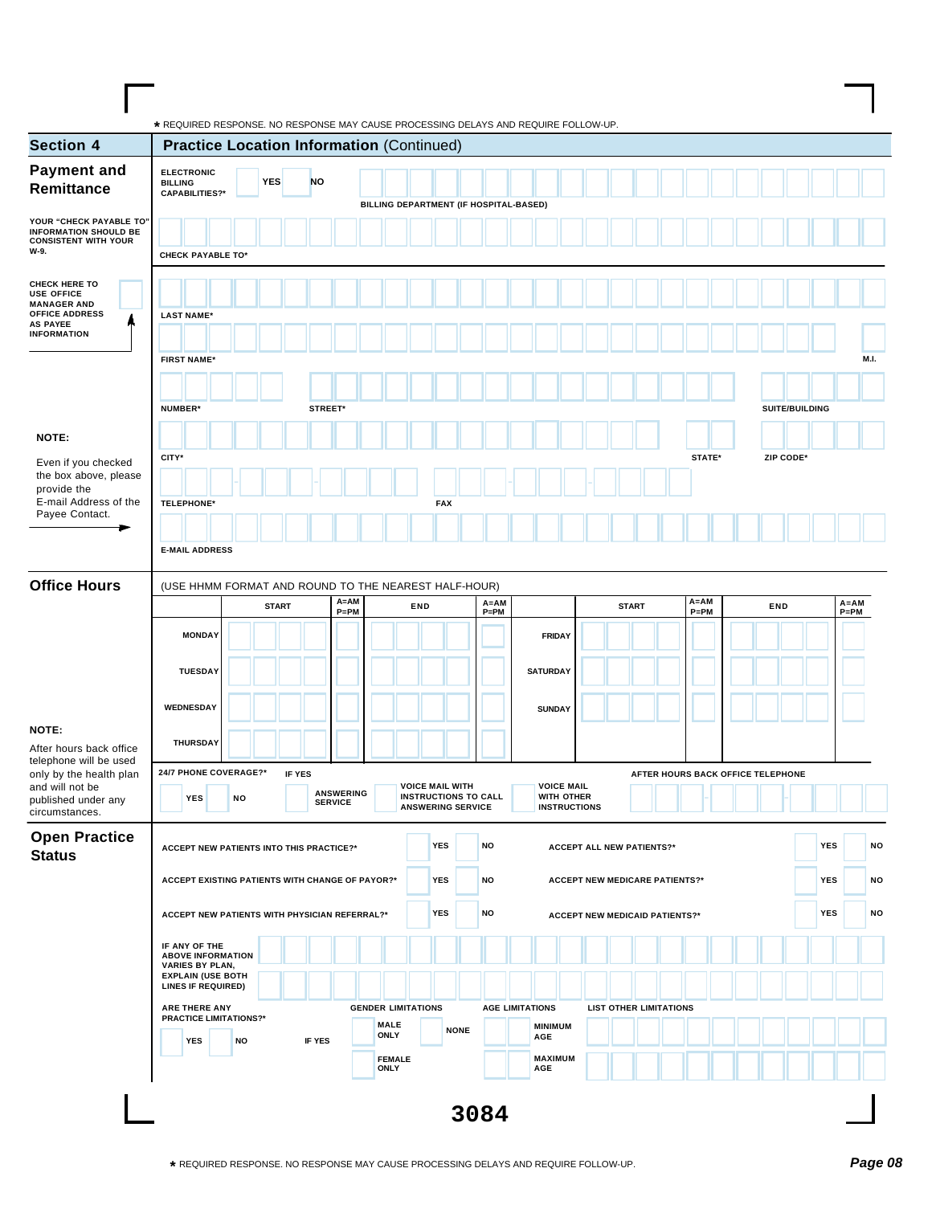\* REQUIRED RESPONSE. NO RESPONSE MAY CAUSE PROCESSING DELAYS AND REQUIRE FOLLOW-UP.

## Section 4 — Practice Location Information (Continued)

### Payment and Remittance

ELECTRONIC BILLING CAPABILITIES?* ☐ YES ☐ NO

BILLING DEPARTMENT (IF HOSPITAL-BASED)

YOUR "CHECK PAYABLE TO" INFORMATION SHOULD BE CONSISTENT WITH YOUR W-9.

CHECK PAYABLE TO*

CHECK HERE TO USE OFFICE MANAGER AND OFFICE ADDRESS AS PAYEE INFORMATION ☐

LAST NAME*

FIRST NAME* M.I.

NUMBER* STREET* SUITE/BUILDING

CITY* STATE* ZIP CODE*

TELEPHONE* FAX

E-MAIL ADDRESS

**NOTE:**

Even if you checked the box above, please provide the E-mail Address of the Payee Contact.

### Office Hours

(USE HHMM FORMAT AND ROUND TO THE NEAREST HALF-HOUR)

| | START | A=AM P=PM | END | A=AM P=PM | | START | A=AM P=PM | END | A=AM P=PM |
|---|---|---|---|---|---|---|---|---|---|
| MONDAY | | | | | FRIDAY | | | | |
| TUESDAY | | | | | SATURDAY | | | | |
| WEDNESDAY | | | | | SUNDAY | | | | |
| THURSDAY | | | | | | | | | |

24/7 PHONE COVERAGE?* ☐ YES ☐ NO

IF YES ☐ ANSWERING SERVICE ☐ VOICE MAIL WITH INSTRUCTIONS TO CALL ANSWERING SERVICE ☐ VOICE MAIL WITH OTHER INSTRUCTIONS

AFTER HOURS BACK OFFICE TELEPHONE

**NOTE:**

After hours back office telephone will be used only by the health plan and will not be published under any circumstances.

### Open Practice Status

ACCEPT NEW PATIENTS INTO THIS PRACTICE?* ☐ YES ☐ NO

ACCEPT ALL NEW PATIENTS?* ☐ YES ☐ NO

ACCEPT EXISTING PATIENTS WITH CHANGE OF PAYOR?* ☐ YES ☐ NO

ACCEPT NEW MEDICARE PATIENTS?* ☐ YES ☐ NO

ACCEPT NEW PATIENTS WITH PHYSICIAN REFERRAL?* ☐ YES ☐ NO

ACCEPT NEW MEDICAID PATIENTS?* ☐ YES ☐ NO

IF ANY OF THE ABOVE INFORMATION VARIES BY PLAN, EXPLAIN (USE BOTH LINES IF REQUIRED)

ARE THERE ANY PRACTICE LIMITATIONS?* ☐ YES ☐ NO

IF YES

GENDER LIMITATIONS: ☐ MALE ONLY ☐ FEMALE ONLY ☐ NONE

AGE LIMITATIONS: MINIMUM AGE ____ MAXIMUM AGE ____

LIST OTHER LIMITATIONS

3084

\* REQUIRED RESPONSE. NO RESPONSE MAY CAUSE PROCESSING DELAYS AND REQUIRE FOLLOW-UP.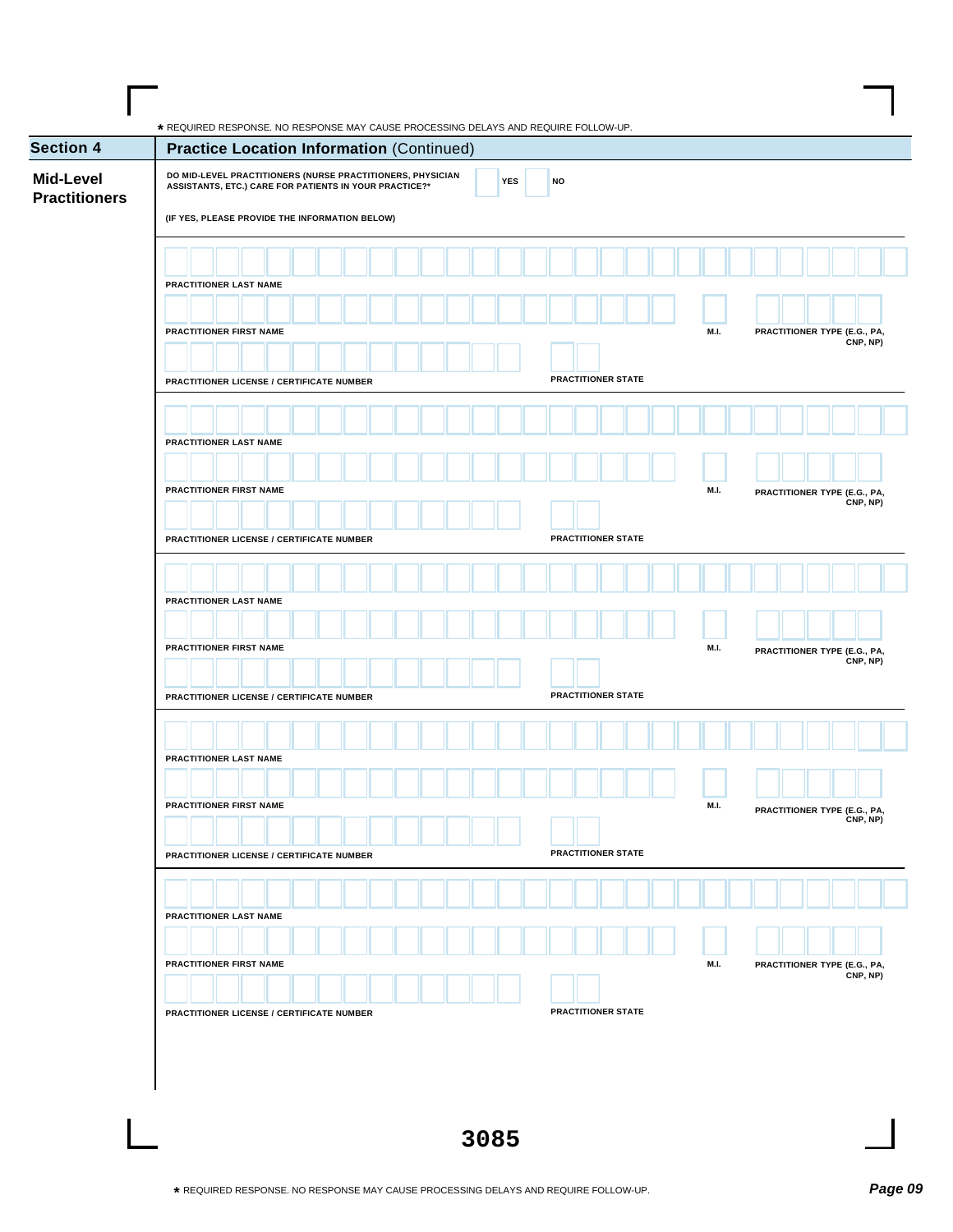* REQUIRED RESPONSE. NO RESPONSE MAY CAUSE PROCESSING DELAYS AND REQUIRE FOLLOW-UP.

## Section 4 — Practice Location Information (Continued)

### Mid-Level Practitioners

DO MID-LEVEL PRACTITIONERS (NURSE PRACTITIONERS, PHYSICIAN ASSISTANTS, ETC.) CARE FOR PATIENTS IN YOUR PRACTICE?* ☐ YES ☐ NO

(IF YES, PLEASE PROVIDE THE INFORMATION BELOW)

PRACTITIONER LAST NAME

PRACTITIONER FIRST NAME | M.I. | PRACTITIONER TYPE (E.G., PA, CNP, NP)

PRACTITIONER LICENSE / CERTIFICATE NUMBER | PRACTITIONER STATE

---

PRACTITIONER LAST NAME

PRACTITIONER FIRST NAME | M.I. | PRACTITIONER TYPE (E.G., PA, CNP, NP)

PRACTITIONER LICENSE / CERTIFICATE NUMBER | PRACTITIONER STATE

---

PRACTITIONER LAST NAME

PRACTITIONER FIRST NAME | M.I. | PRACTITIONER TYPE (E.G., PA, CNP, NP)

PRACTITIONER LICENSE / CERTIFICATE NUMBER | PRACTITIONER STATE

---

PRACTITIONER LAST NAME

PRACTITIONER FIRST NAME | M.I. | PRACTITIONER TYPE (E.G., PA, CNP, NP)

PRACTITIONER LICENSE / CERTIFICATE NUMBER | PRACTITIONER STATE

---

PRACTITIONER LAST NAME

PRACTITIONER FIRST NAME | M.I. | PRACTITIONER TYPE (E.G., PA, CNP, NP)

PRACTITIONER LICENSE / CERTIFICATE NUMBER | PRACTITIONER STATE

3085

* REQUIRED RESPONSE. NO RESPONSE MAY CAUSE PROCESSING DELAYS AND REQUIRE FOLLOW-UP.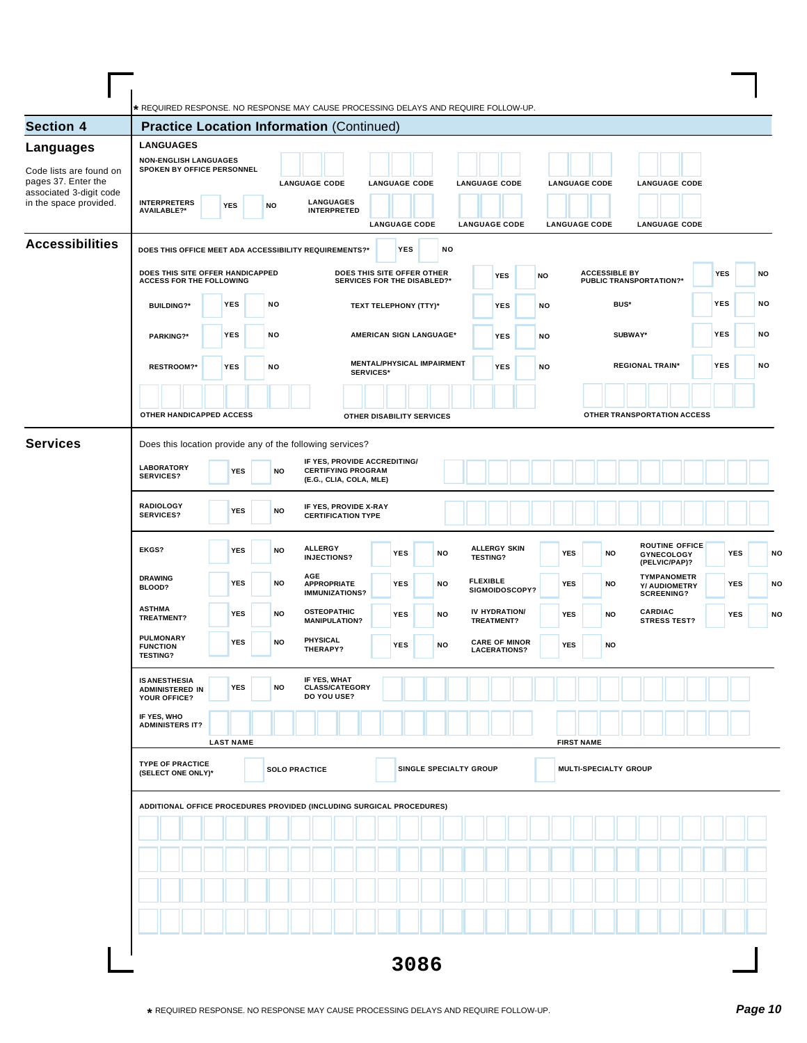* REQUIRED RESPONSE. NO RESPONSE MAY CAUSE PROCESSING DELAYS AND REQUIRE FOLLOW-UP.

## Section 4 — Practice Location Information (Continued)

### Languages

Code lists are found on pages 37. Enter the associated 3-digit code in the space provided.

**LANGUAGES**

NON-ENGLISH LANGUAGES SPOKEN BY OFFICE PERSONNEL: LANGUAGE CODE | LANGUAGE CODE | LANGUAGE CODE | LANGUAGE CODE | LANGUAGE CODE

INTERPRETERS AVAILABLE?* YES NO

LANGUAGES INTERPRETED: LANGUAGE CODE | LANGUAGE CODE | LANGUAGE CODE | LANGUAGE CODE

### Accessibilities

DOES THIS OFFICE MEET ADA ACCESSIBILITY REQUIREMENTS?* YES NO

| DOES THIS SITE OFFER HANDICAPPED ACCESS FOR THE FOLLOWING | | | DOES THIS SITE OFFER OTHER SERVICES FOR THE DISABLED?* | YES | NO | ACCESSIBLE BY PUBLIC TRANSPORTATION?* | YES | NO |
|---|---|---|---|---|---|---|---|---|
| BUILDING?* | YES | NO | TEXT TELEPHONY (TTY)* | YES | NO | BUS* | YES | NO |
| PARKING?* | YES | NO | AMERICAN SIGN LANGUAGE* | YES | NO | SUBWAY* | YES | NO |
| RESTROOM?* | YES | NO | MENTAL/PHYSICAL IMPAIRMENT SERVICES* | YES | NO | REGIONAL TRAIN* | YES | NO |

OTHER HANDICAPPED ACCESS

OTHER DISABILITY SERVICES

OTHER TRANSPORTATION ACCESS

### Services

Does this location provide any of the following services?

LABORATORY SERVICES? YES NO — IF YES, PROVIDE ACCREDITING/ CERTIFYING PROGRAM (E.G., CLIA, COLA, MLE)

RADIOLOGY SERVICES? YES NO — IF YES, PROVIDE X-RAY CERTIFICATION TYPE

| | | | | | | | | | | | |
|---|---|---|---|---|---|---|---|---|---|---|---|
| EKGS? | YES | NO | ALLERGY INJECTIONS? | YES | NO | ALLERGY SKIN TESTING? | YES | NO | ROUTINE OFFICE GYNECOLOGY (PELVIC/PAP)? | YES | NO |
| DRAWING BLOOD? | YES | NO | AGE APPROPRIATE IMMUNIZATIONS? | YES | NO | FLEXIBLE SIGMOIDOSCOPY? | YES | NO | TYMPANOMETRY/ AUDIOMETRY SCREENING? | YES | NO |
| ASTHMA TREATMENT? | YES | NO | OSTEOPATHIC MANIPULATION? | YES | NO | IV HYDRATION/ TREATMENT? | YES | NO | CARDIAC STRESS TEST? | YES | NO |
| PULMONARY FUNCTION TESTING? | YES | NO | PHYSICAL THERAPY? | YES | NO | CARE OF MINOR LACERATIONS? | YES | NO | | | |

IS ANESTHESIA ADMINISTERED IN YOUR OFFICE? YES NO — IF YES, WHAT CLASS/CATEGORY DO YOU USE?

IF YES, WHO ADMINISTERS IT? LAST NAME | FIRST NAME

TYPE OF PRACTICE (SELECT ONE ONLY)*: SOLO PRACTICE | SINGLE SPECIALTY GROUP | MULTI-SPECIALTY GROUP

ADDITIONAL OFFICE PROCEDURES PROVIDED (INCLUDING SURGICAL PROCEDURES)

3086

* REQUIRED RESPONSE. NO RESPONSE MAY CAUSE PROCESSING DELAYS AND REQUIRE FOLLOW-UP.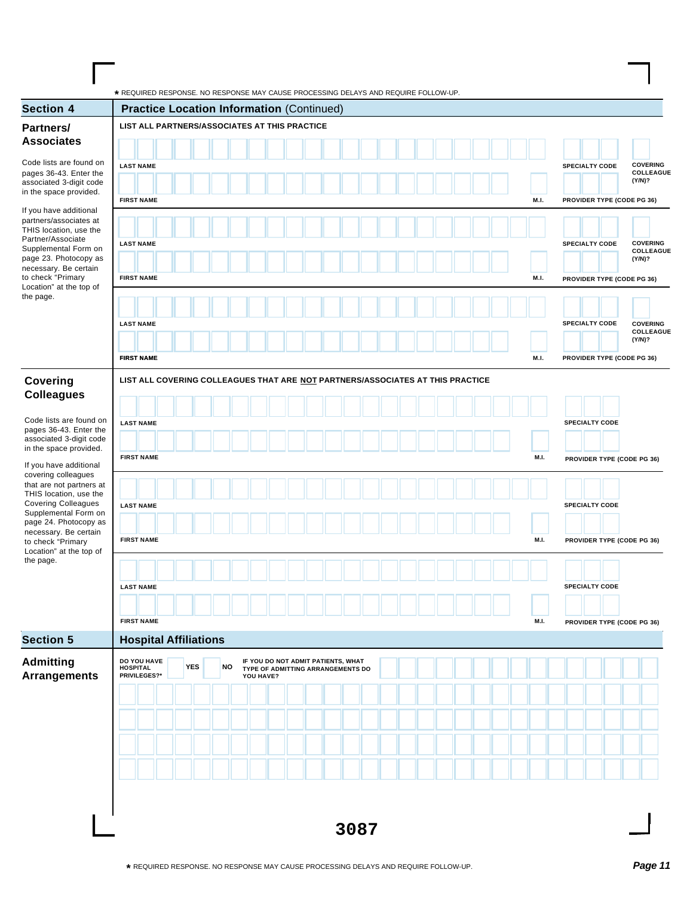* REQUIRED RESPONSE. NO RESPONSE MAY CAUSE PROCESSING DELAYS AND REQUIRE FOLLOW-UP.

## Section 4 — Practice Location Information (Continued)

### Partners/ Associates

Code lists are found on pages 36-43. Enter the associated 3-digit code in the space provided.

If you have additional partners/associates at THIS location, use the Partner/Associate Supplemental Form on page 23. Photocopy as necessary. Be certain to check "Primary Location" at the top of the page.

**LIST ALL PARTNERS/ASSOCIATES AT THIS PRACTICE**

| LAST NAME | | SPECIALTY CODE | COVERING COLLEAGUE (Y/N)? |
|---|---|---|---|
| FIRST NAME | M.I. | PROVIDER TYPE (CODE PG 36) | |
| | | | |
| LAST NAME | | SPECIALTY CODE | COVERING COLLEAGUE (Y/N)? |
| FIRST NAME | M.I. | PROVIDER TYPE (CODE PG 36) | |
| | | | |
| LAST NAME | | SPECIALTY CODE | COVERING COLLEAGUE (Y/N)? |
| FIRST NAME | M.I. | PROVIDER TYPE (CODE PG 36) | |
| | | | |

### Covering Colleagues

Code lists are found on pages 36-43. Enter the associated 3-digit code in the space provided.

If you have additional covering colleagues that are not partners at THIS location, use the Covering Colleagues Supplemental Form on page 24. Photocopy as necessary. Be certain to check "Primary Location" at the top of the page.

**LIST ALL COVERING COLLEAGUES THAT ARE NOT PARTNERS/ASSOCIATES AT THIS PRACTICE**

| LAST NAME | | SPECIALTY CODE |
|---|---|---|
| FIRST NAME | M.I. | PROVIDER TYPE (CODE PG 36) |
| | | |
| LAST NAME | | SPECIALTY CODE |
| FIRST NAME | M.I. | PROVIDER TYPE (CODE PG 36) |
| | | |
| LAST NAME | | SPECIALTY CODE |
| FIRST NAME | M.I. | PROVIDER TYPE (CODE PG 36) |
| | | |

## Section 5 — Hospital Affiliations

### Admitting Arrangements

**DO YOU HAVE HOSPITAL PRIVILEGES?*** ☐ YES ☐ NO

**IF YOU DO NOT ADMIT PATIENTS, WHAT TYPE OF ADMITTING ARRANGEMENTS DO YOU HAVE?**

3087

* REQUIRED RESPONSE. NO RESPONSE MAY CAUSE PROCESSING DELAYS AND REQUIRE FOLLOW-UP.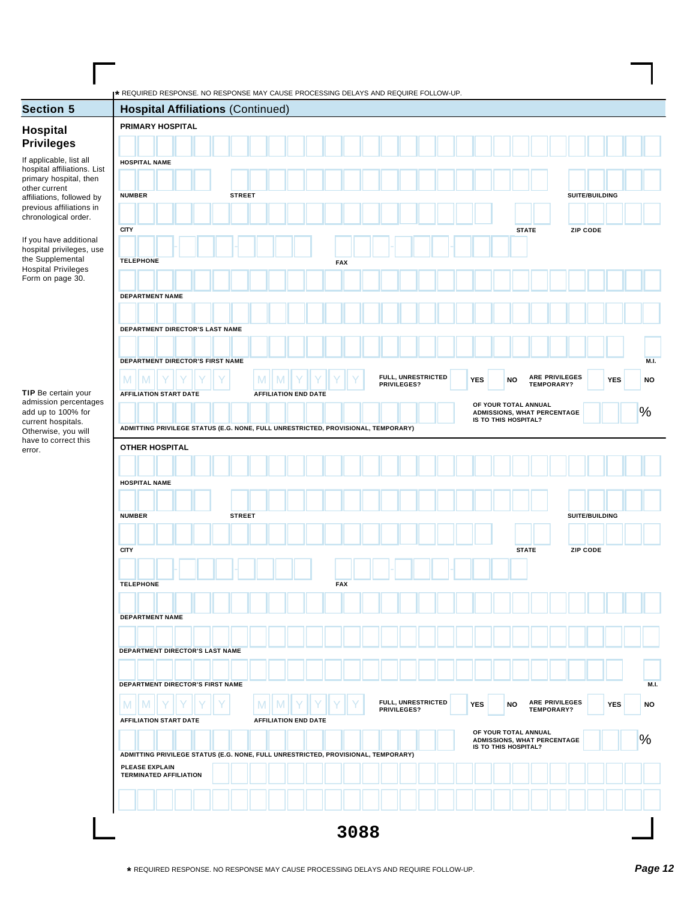★ REQUIRED RESPONSE. NO RESPONSE MAY CAUSE PROCESSING DELAYS AND REQUIRE FOLLOW-UP.

## Section 5 — Hospital Affiliations (Continued)

### Hospital Privileges

If applicable, list all hospital affiliations. List primary hospital, then other current affiliations, followed by previous affiliations in chronological order.

If you have additional hospital privileges, use the Supplemental Hospital Privileges Form on page 30.

**TIP** Be certain your admission percentages add up to 100% for current hospitals. Otherwise, you will have to correct this error.

**PRIMARY HOSPITAL**

HOSPITAL NAME

NUMBER | STREET | SUITE/BUILDING

CITY | STATE | ZIP CODE

TELEPHONE | FAX

DEPARTMENT NAME

DEPARTMENT DIRECTOR'S LAST NAME

DEPARTMENT DIRECTOR'S FIRST NAME | M.I.

AFFILIATION START DATE (M M Y Y Y Y) | AFFILIATION END DATE (M M Y Y Y Y)

FULL, UNRESTRICTED PRIVILEGES? YES NO

ARE PRIVILEGES TEMPORARY? YES NO

ADMITTING PRIVILEGE STATUS (E.G. NONE, FULL UNRESTRICTED, PROVISIONAL, TEMPORARY)

OF YOUR TOTAL ANNUAL ADMISSIONS, WHAT PERCENTAGE IS TO THIS HOSPITAL? %

**OTHER HOSPITAL**

HOSPITAL NAME

NUMBER | STREET | SUITE/BUILDING

CITY | STATE | ZIP CODE

TELEPHONE | FAX

DEPARTMENT NAME

DEPARTMENT DIRECTOR'S LAST NAME

DEPARTMENT DIRECTOR'S FIRST NAME | M.I.

AFFILIATION START DATE (M M Y Y Y Y) | AFFILIATION END DATE (M M Y Y Y Y)

FULL, UNRESTRICTED PRIVILEGES? YES NO

ARE PRIVILEGES TEMPORARY? YES NO

ADMITTING PRIVILEGE STATUS (E.G. NONE, FULL UNRESTRICTED, PROVISIONAL, TEMPORARY)

OF YOUR TOTAL ANNUAL ADMISSIONS, WHAT PERCENTAGE IS TO THIS HOSPITAL? %

PLEASE EXPLAIN TERMINATED AFFILIATION

3088

★ REQUIRED RESPONSE. NO RESPONSE MAY CAUSE PROCESSING DELAYS AND REQUIRE FOLLOW-UP.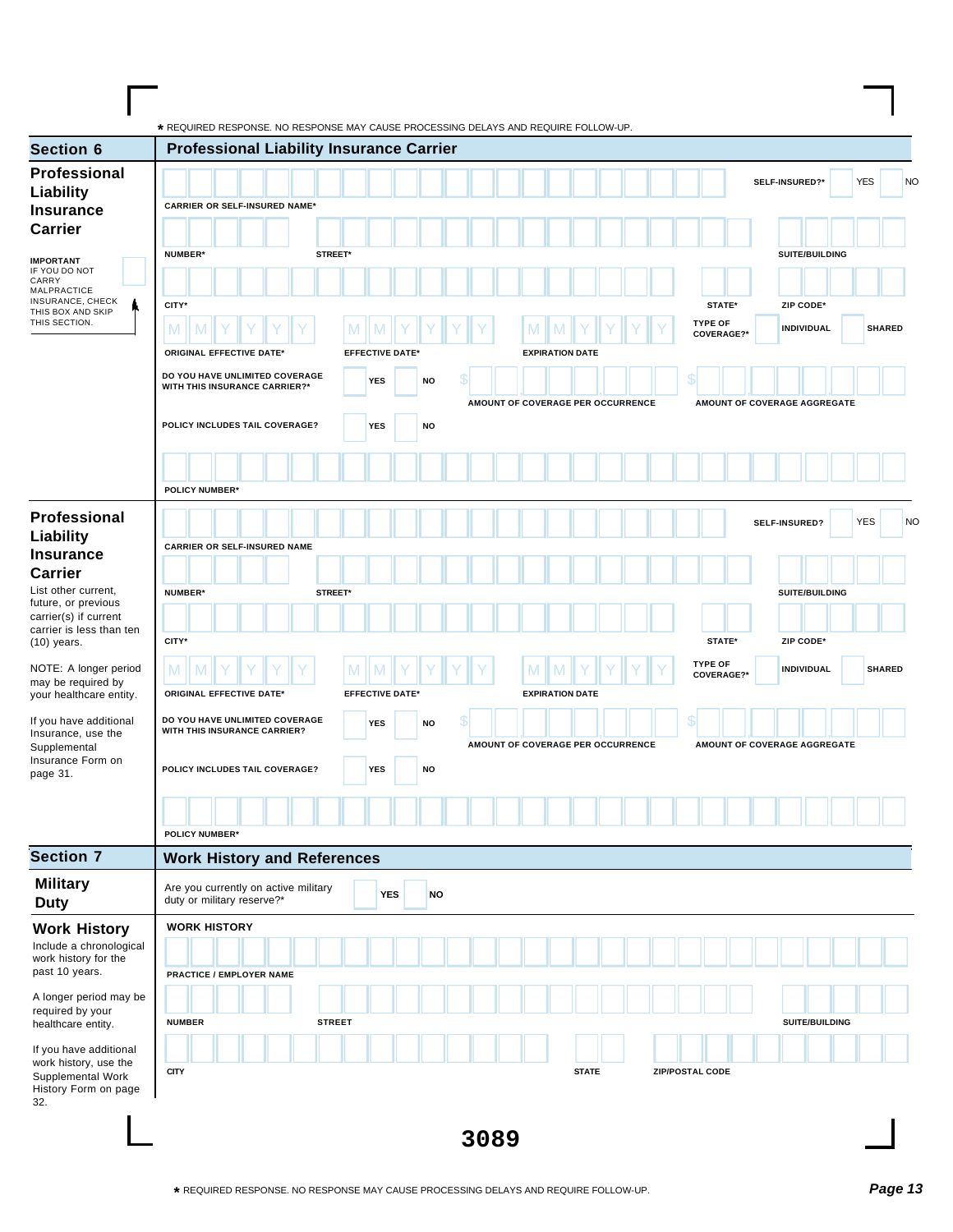* REQUIRED RESPONSE. NO RESPONSE MAY CAUSE PROCESSING DELAYS AND REQUIRE FOLLOW-UP.

## Section 6 — Professional Liability Insurance Carrier

### Professional Liability Insurance Carrier

**IMPORTANT**
IF YOU DO NOT CARRY MALPRACTICE INSURANCE, CHECK THIS BOX AND SKIP THIS SECTION. ☐

CARRIER OR SELF-INSURED NAME* — SELF-INSURED?* ☐ YES ☐ NO

NUMBER* — STREET* — SUITE/BUILDING

CITY* — STATE* — ZIP CODE*

ORIGINAL EFFECTIVE DATE* (MM YYYY) — EFFECTIVE DATE* (MM YYYY) — EXPIRATION DATE (MM YYYY) — TYPE OF COVERAGE?* ☐ INDIVIDUAL ☐ SHARED

DO YOU HAVE UNLIMITED COVERAGE WITH THIS INSURANCE CARRIER?* ☐ YES ☐ NO

AMOUNT OF COVERAGE PER OCCURRENCE $ — AMOUNT OF COVERAGE AGGREGATE $

POLICY INCLUDES TAIL COVERAGE? ☐ YES ☐ NO

POLICY NUMBER*

### Professional Liability Insurance Carrier

List other current, future, or previous carrier(s) if current carrier is less than ten (10) years.

NOTE: A longer period may be required by your healthcare entity.

If you have additional Insurance, use the Supplemental Insurance Form on page 31.

CARRIER OR SELF-INSURED NAME — SELF-INSURED? ☐ YES ☐ NO

NUMBER* — STREET* — SUITE/BUILDING

CITY* — STATE* — ZIP CODE*

ORIGINAL EFFECTIVE DATE* (MM YYYY) — EFFECTIVE DATE* (MM YYYY) — EXPIRATION DATE (MM YYYY) — TYPE OF COVERAGE?* ☐ INDIVIDUAL ☐ SHARED

DO YOU HAVE UNLIMITED COVERAGE WITH THIS INSURANCE CARRIER? ☐ YES ☐ NO

AMOUNT OF COVERAGE PER OCCURRENCE $ — AMOUNT OF COVERAGE AGGREGATE $

POLICY INCLUDES TAIL COVERAGE? ☐ YES ☐ NO

POLICY NUMBER*

## Section 7 — Work History and References

### Military Duty

Are you currently on active military duty or military reserve?* ☐ YES ☐ NO

### Work History

Include a chronological work history for the past 10 years.

A longer period may be required by your healthcare entity.

If you have additional work history, use the Supplemental Work History Form on page 32.

**WORK HISTORY**

PRACTICE / EMPLOYER NAME

NUMBER — STREET — SUITE/BUILDING

CITY — STATE — ZIP/POSTAL CODE

3089

* REQUIRED RESPONSE. NO RESPONSE MAY CAUSE PROCESSING DELAYS AND REQUIRE FOLLOW-UP.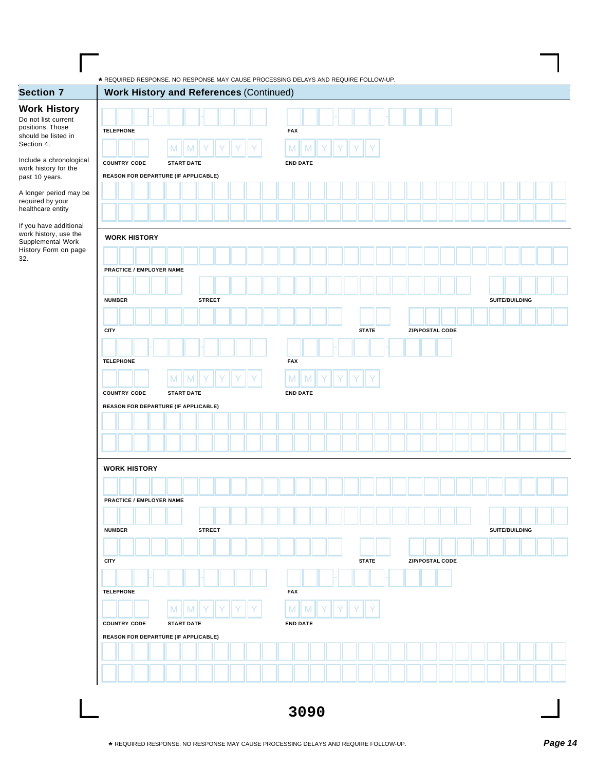\* REQUIRED RESPONSE. NO RESPONSE MAY CAUSE PROCESSING DELAYS AND REQUIRE FOLLOW-UP.

## Section 7 — Work History and References (Continued)

### Work History

Do not list current positions. Those should be listed in Section 4.

Include a chronological work history for the past 10 years.

A longer period may be required by your healthcare entity

If you have additional work history, use the Supplemental Work History Form on page 32.

TELEPHONE ___-___-___ FAX ___-___-___

COUNTRY CODE ___ START DATE M M Y Y Y Y END DATE M M Y Y Y Y

REASON FOR DEPARTURE (IF APPLICABLE)

**WORK HISTORY**

PRACTICE / EMPLOYER NAME

NUMBER STREET SUITE/BUILDING

CITY STATE ZIP/POSTAL CODE

TELEPHONE ___-___-___ FAX ___-___-___

COUNTRY CODE ___ START DATE M M Y Y Y Y END DATE M M Y Y Y Y

REASON FOR DEPARTURE (IF APPLICABLE)

**WORK HISTORY**

PRACTICE / EMPLOYER NAME

NUMBER STREET SUITE/BUILDING

CITY STATE ZIP/POSTAL CODE

TELEPHONE ___-___-___ FAX ___-___-___

COUNTRY CODE ___ START DATE M M Y Y Y Y END DATE M M Y Y Y Y

REASON FOR DEPARTURE (IF APPLICABLE)

3090

\* REQUIRED RESPONSE. NO RESPONSE MAY CAUSE PROCESSING DELAYS AND REQUIRE FOLLOW-UP.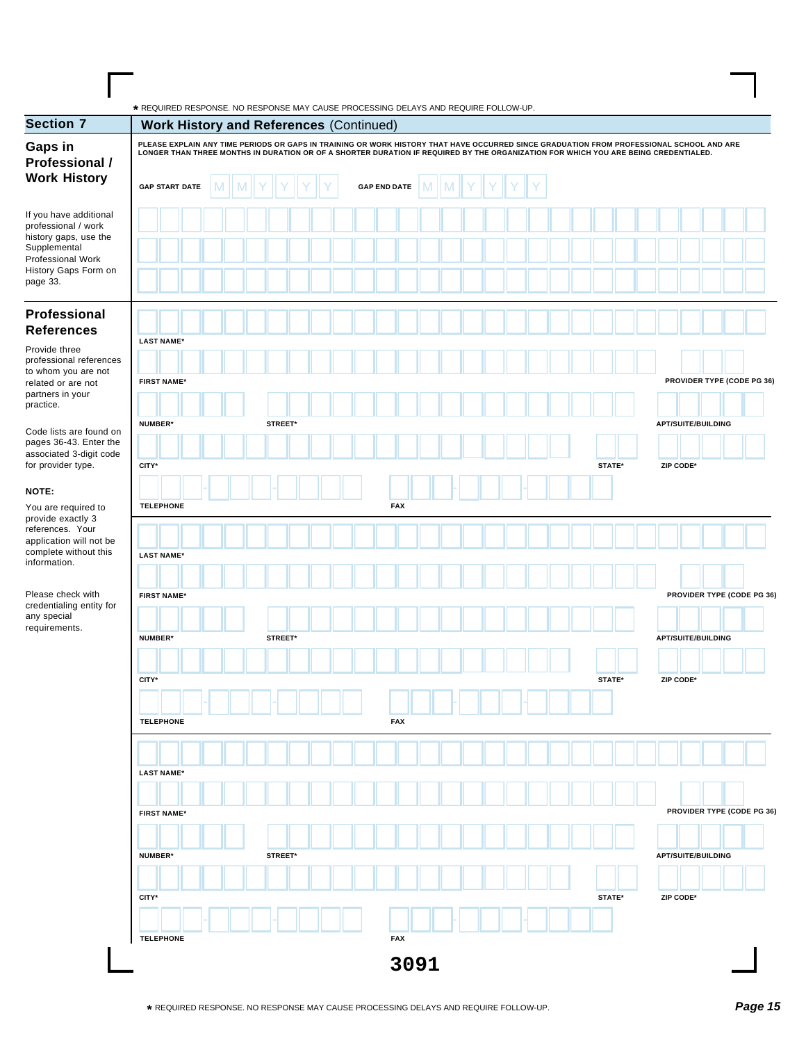* REQUIRED RESPONSE. NO RESPONSE MAY CAUSE PROCESSING DELAYS AND REQUIRE FOLLOW-UP.

## Section 7 — Work History and References (Continued)

### Gaps in Professional / Work History

If you have additional professional / work history gaps, use the Supplemental Professional Work History Gaps Form on page 33.

PLEASE EXPLAIN ANY TIME PERIODS OR GAPS IN TRAINING OR WORK HISTORY THAT HAVE OCCURRED SINCE GRADUATION FROM PROFESSIONAL SCHOOL AND ARE LONGER THAN THREE MONTHS IN DURATION OR OF A SHORTER DURATION IF REQUIRED BY THE ORGANIZATION FOR WHICH YOU ARE BEING CREDENTIALED.

GAP START DATE M M Y Y Y Y GAP END DATE M M Y Y Y Y

### Professional References

Provide three professional references to whom you are not related or are not partners in your practice.

Code lists are found on pages 36-43. Enter the associated 3-digit code for provider type.

**NOTE:**

You are required to provide exactly 3 references. Your application will not be complete without this information.

Please check with credentialing entity for any special requirements.

LAST NAME*

FIRST NAME* PROVIDER TYPE (CODE PG 36)

NUMBER* STREET* APT/SUITE/BUILDING

CITY* STATE* ZIP CODE*

TELEPHONE FAX

LAST NAME*

FIRST NAME* PROVIDER TYPE (CODE PG 36)

NUMBER* STREET* APT/SUITE/BUILDING

CITY* STATE* ZIP CODE*

TELEPHONE FAX

LAST NAME*

FIRST NAME* PROVIDER TYPE (CODE PG 36)

NUMBER* STREET* APT/SUITE/BUILDING

CITY* STATE* ZIP CODE*

TELEPHONE FAX

3091

* REQUIRED RESPONSE. NO RESPONSE MAY CAUSE PROCESSING DELAYS AND REQUIRE FOLLOW-UP.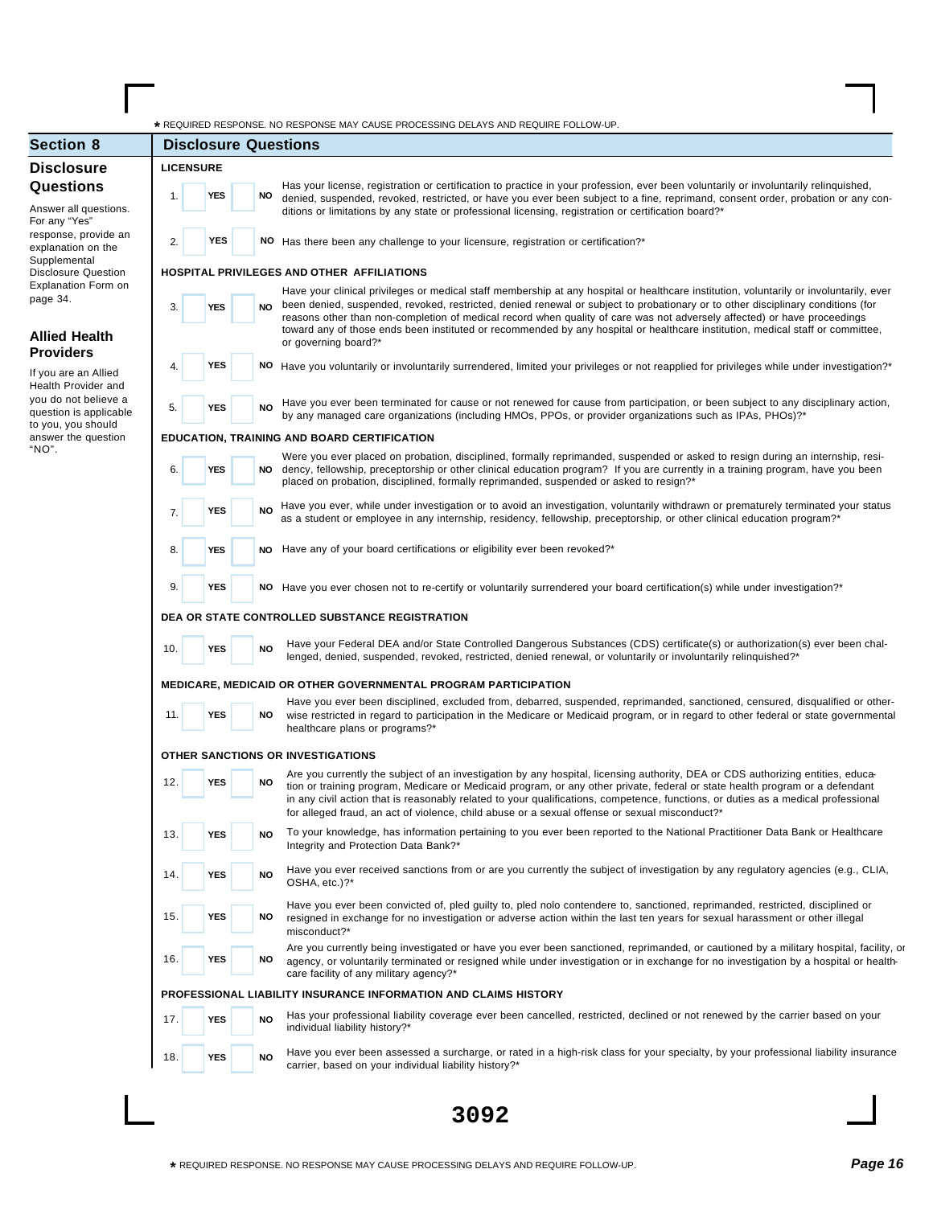* REQUIRED RESPONSE. NO RESPONSE MAY CAUSE PROCESSING DELAYS AND REQUIRE FOLLOW-UP.

## Section 8 — Disclosure Questions

### Disclosure Questions

Answer all questions. For any "Yes" response, provide an explanation on the Supplemental Disclosure Question Explanation Form on page 34.

### Allied Health Providers

If you are an Allied Health Provider and you do not believe a question is applicable to you, you should answer the question "NO".

**LICENSURE**

1. YES NO Has your license, registration or certification to practice in your profession, ever been voluntarily or involuntarily relinquished, denied, suspended, revoked, restricted, or have you ever been subject to a fine, reprimand, consent order, probation or any conditions or limitations by any state or professional licensing, registration or certification board?*

2. YES NO Has there been any challenge to your licensure, registration or certification?*

**HOSPITAL PRIVILEGES AND OTHER AFFILIATIONS**

3. YES NO Have your clinical privileges or medical staff membership at any hospital or healthcare institution, voluntarily or involuntarily, ever been denied, suspended, revoked, restricted, denied renewal or subject to probationary or to other disciplinary conditions (for reasons other than non-completion of medical record when quality of care was not adversely affected) or have proceedings toward any of those ends been instituted or recommended by any hospital or healthcare institution, medical staff or committee, or governing board?*

4. YES NO Have you voluntarily or involuntarily surrendered, limited your privileges or not reapplied for privileges while under investigation?*

5. YES NO Have you ever been terminated for cause or not renewed for cause from participation, or been subject to any disciplinary action, by any managed care organizations (including HMOs, PPOs, or provider organizations such as IPAs, PHOs)?*

**EDUCATION, TRAINING AND BOARD CERTIFICATION**

6. YES NO Were you ever placed on probation, disciplined, formally reprimanded, suspended or asked to resign during an internship, residency, fellowship, preceptorship or other clinical education program? If you are currently in a training program, have you been placed on probation, disciplined, formally reprimanded, suspended or asked to resign?*

7. YES NO Have you ever, while under investigation or to avoid an investigation, voluntarily withdrawn or prematurely terminated your status as a student or employee in any internship, residency, fellowship, preceptorship, or other clinical education program?*

8. YES NO Have any of your board certifications or eligibility ever been revoked?*

9. YES NO Have you ever chosen not to re-certify or voluntarily surrendered your board certification(s) while under investigation?*

**DEA OR STATE CONTROLLED SUBSTANCE REGISTRATION**

10. YES NO Have your Federal DEA and/or State Controlled Dangerous Substances (CDS) certificate(s) or authorization(s) ever been challenged, denied, suspended, revoked, restricted, denied renewal, or voluntarily or involuntarily relinquished?*

**MEDICARE, MEDICAID OR OTHER GOVERNMENTAL PROGRAM PARTICIPATION**

11. YES NO Have you ever been disciplined, excluded from, debarred, suspended, reprimanded, sanctioned, censured, disqualified or otherwise restricted in regard to participation in the Medicare or Medicaid program, or in regard to other federal or state governmental healthcare plans or programs?*

**OTHER SANCTIONS OR INVESTIGATIONS**

12. YES NO Are you currently the subject of an investigation by any hospital, licensing authority, DEA or CDS authorizing entities, education or training program, Medicare or Medicaid program, or any other private, federal or state health program or a defendant in any civil action that is reasonably related to your qualifications, competence, functions, or duties as a medical professional for alleged fraud, an act of violence, child abuse or a sexual offense or sexual misconduct?*

13. YES NO To your knowledge, has information pertaining to you ever been reported to the National Practitioner Data Bank or Healthcare Integrity and Protection Data Bank?*

14. YES NO Have you ever received sanctions from or are you currently the subject of investigation by any regulatory agencies (e.g., CLIA, OSHA, etc.)?*

15. YES NO Have you ever been convicted of, pled guilty to, pled nolo contendere to, sanctioned, reprimanded, restricted, disciplined or resigned in exchange for no investigation or adverse action within the last ten years for sexual harassment or other illegal misconduct?*

16. YES NO Are you currently being investigated or have you ever been sanctioned, reprimanded, or cautioned by a military hospital, facility, or agency, or voluntarily terminated or resigned while under investigation or in exchange for no investigation by a hospital or healthcare facility of any military agency?*

**PROFESSIONAL LIABILITY INSURANCE INFORMATION AND CLAIMS HISTORY**

17. YES NO Has your professional liability coverage ever been cancelled, restricted, declined or not renewed by the carrier based on your individual liability history?*

18. YES NO Have you ever been assessed a surcharge, or rated in a high-risk class for your specialty, by your professional liability insurance carrier, based on your individual liability history?*

3092

* REQUIRED RESPONSE. NO RESPONSE MAY CAUSE PROCESSING DELAYS AND REQUIRE FOLLOW-UP.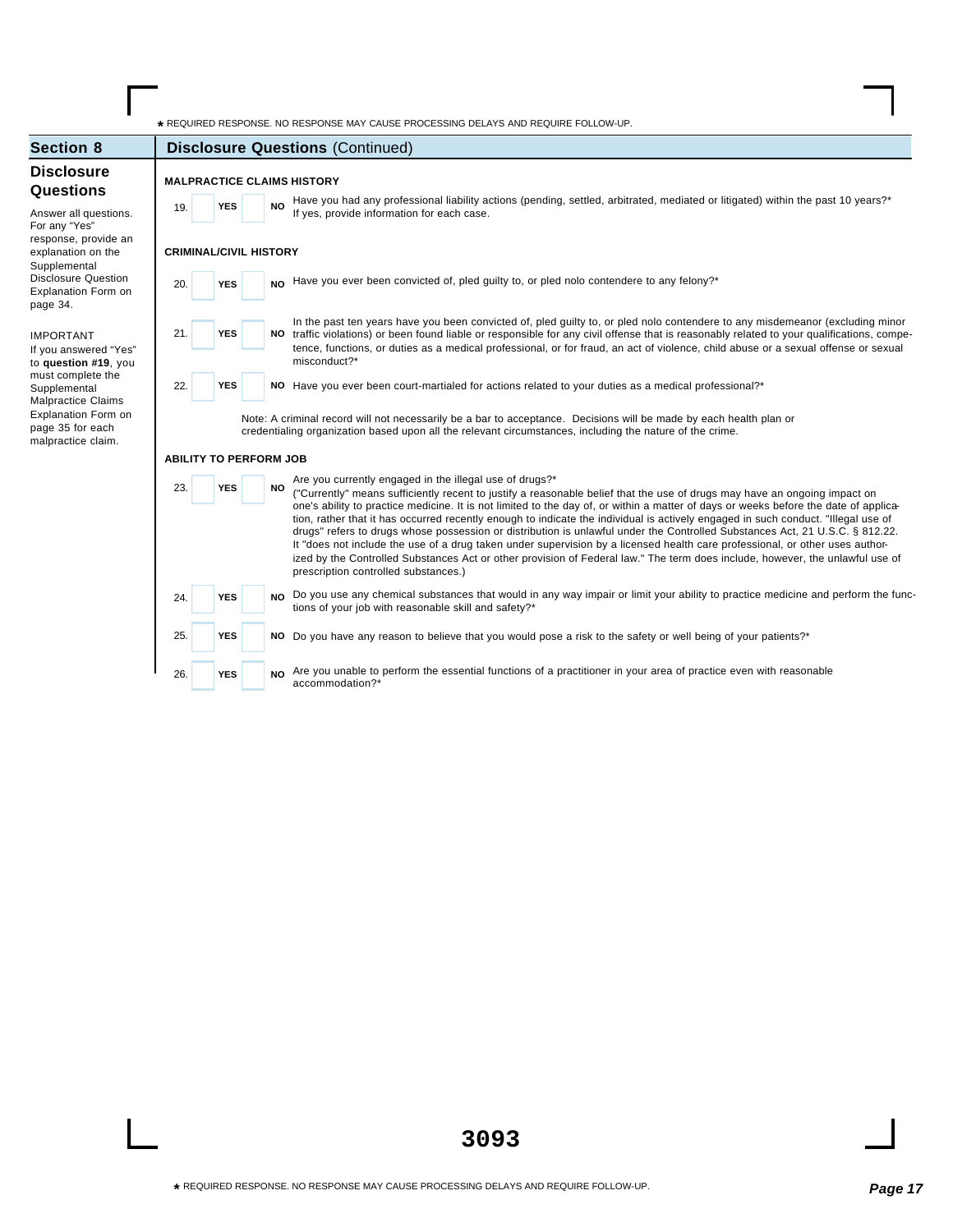★ REQUIRED RESPONSE. NO RESPONSE MAY CAUSE PROCESSING DELAYS AND REQUIRE FOLLOW-UP.

## Section 8 — Disclosure Questions (Continued)

### Disclosure Questions

Answer all questions. For any "Yes" response, provide an explanation on the Supplemental Disclosure Question Explanation Form on page 34.

IMPORTANT
If you answered "Yes" to **question #19**, you must complete the Supplemental Malpractice Claims Explanation Form on page 35 for each malpractice claim.

**MALPRACTICE CLAIMS HISTORY**

19. ☐ **YES** ☐ **NO** Have you had any professional liability actions (pending, settled, arbitrated, mediated or litigated) within the past 10 years?* If yes, provide information for each case.

**CRIMINAL/CIVIL HISTORY**

20. ☐ **YES** ☐ **NO** Have you ever been convicted of, pled guilty to, or pled nolo contendere to any felony?*

21. ☐ **YES** ☐ **NO** In the past ten years have you been convicted of, pled guilty to, or pled nolo contendere to any misdemeanor (excluding minor traffic violations) or been found liable or responsible for any civil offense that is reasonably related to your qualifications, competence, functions, or duties as a medical professional, or for fraud, an act of violence, child abuse or a sexual offense or sexual misconduct?*

22. ☐ **YES** ☐ **NO** Have you ever been court-martialed for actions related to your duties as a medical professional?*

Note: A criminal record will not necessarily be a bar to acceptance. Decisions will be made by each health plan or credentialing organization based upon all the relevant circumstances, including the nature of the crime.

**ABILITY TO PERFORM JOB**

23. ☐ **YES** ☐ **NO** Are you currently engaged in the illegal use of drugs?* ("Currently" means sufficiently recent to justify a reasonable belief that the use of drugs may have an ongoing impact on one's ability to practice medicine. It is not limited to the day of, or within a matter of days or weeks before the date of application, rather that it has occurred recently enough to indicate the individual is actively engaged in such conduct. "Illegal use of drugs" refers to drugs whose possession or distribution is unlawful under the Controlled Substances Act, 21 U.S.C. § 812.22. It "does not include the use of a drug taken under supervision by a licensed health care professional, or other uses authorized by the Controlled Substances Act or other provision of Federal law." The term does include, however, the unlawful use of prescription controlled substances.)

24. ☐ **YES** ☐ **NO** Do you use any chemical substances that would in any way impair or limit your ability to practice medicine and perform the functions of your job with reasonable skill and safety?*

25. ☐ **YES** ☐ **NO** Do you have any reason to believe that you would pose a risk to the safety or well being of your patients?*

26. ☐ **YES** ☐ **NO** Are you unable to perform the essential functions of a practitioner in your area of practice even with reasonable accommodation?*

**3093**

★ REQUIRED RESPONSE. NO RESPONSE MAY CAUSE PROCESSING DELAYS AND REQUIRE FOLLOW-UP.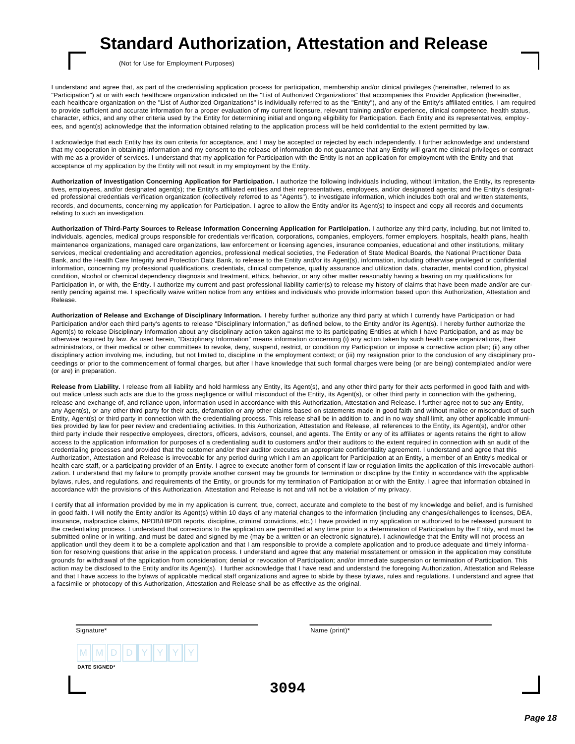# Standard Authorization, Attestation and Release

(Not for Use for Employment Purposes)

I understand and agree that, as part of the credentialing application process for participation, membership and/or clinical privileges (hereinafter, referred to as "Participation") at or with each healthcare organization indicated on the "List of Authorized Organizations" that accompanies this Provider Application (hereinafter, each healthcare organization on the "List of Authorized Organizations" is individually referred to as the "Entity"), and any of the Entity's affiliated entities, I am required to provide sufficient and accurate information for a proper evaluation of my current licensure, relevant training and/or experience, clinical competence, health status, character, ethics, and any other criteria used by the Entity for determining initial and ongoing eligibility for Participation. Each Entity and its representatives, employees, and agent(s) acknowledge that the information obtained relating to the application process will be held confidential to the extent permitted by law.

I acknowledge that each Entity has its own criteria for acceptance, and I may be accepted or rejected by each independently. I further acknowledge and understand that my cooperation in obtaining information and my consent to the release of information do not guarantee that any Entity will grant me clinical privileges or contract with me as a provider of services. I understand that my application for Participation with the Entity is not an application for employment with the Entity and that acceptance of my application by the Entity will not result in my employment by the Entity.

**Authorization of Investigation Concerning Application for Participation.** I authorize the following individuals including, without limitation, the Entity, its representatives, employees, and/or designated agent(s); the Entity's affiliated entities and their representatives, employees, and/or designated agents; and the Entity's designated professional credentials verification organization (collectively referred to as "Agents"), to investigate information, which includes both oral and written statements, records, and documents, concerning my application for Participation. I agree to allow the Entity and/or its Agent(s) to inspect and copy all records and documents relating to such an investigation.

**Authorization of Third-Party Sources to Release Information Concerning Application for Participation.** I authorize any third party, including, but not limited to, individuals, agencies, medical groups responsible for credentials verification, corporations, companies, employers, former employers, hospitals, health plans, health maintenance organizations, managed care organizations, law enforcement or licensing agencies, insurance companies, educational and other institutions, military services, medical credentialing and accreditation agencies, professional medical societies, the Federation of State Medical Boards, the National Practitioner Data Bank, and the Health Care Integrity and Protection Data Bank, to release to the Entity and/or its Agent(s), information, including otherwise privileged or confidential information, concerning my professional qualifications, credentials, clinical competence, quality assurance and utilization data, character, mental condition, physical condition, alcohol or chemical dependency diagnosis and treatment, ethics, behavior, or any other matter reasonably having a bearing on my qualifications for Participation in, or with, the Entity. I authorize my current and past professional liability carrier(s) to release my history of claims that have been made and/or are currently pending against me. I specifically waive written notice from any entities and individuals who provide information based upon this Authorization, Attestation and Release.

**Authorization of Release and Exchange of Disciplinary Information.** I hereby further authorize any third party at which I currently have Participation or had Participation and/or each third party's agents to release "Disciplinary Information," as defined below, to the Entity and/or its Agent(s). I hereby further authorize the Agent(s) to release Disciplinary Information about any disciplinary action taken against me to its participating Entities at which I have Participation, and as may be otherwise required by law. As used herein, "Disciplinary Information" means information concerning (i) any action taken by such health care organizations, their administrators, or their medical or other committees to revoke, deny, suspend, restrict, or condition my Participation or impose a corrective action plan; (ii) any other disciplinary action involving me, including, but not limited to, discipline in the employment context; or (iii) my resignation prior to the conclusion of any disciplinary proceedings or prior to the commencement of formal charges, but after I have knowledge that such formal charges were being (or are being) contemplated and/or were (or are) in preparation.

**Release from Liability.** I release from all liability and hold harmless any Entity, its Agent(s), and any other third party for their acts performed in good faith and without malice unless such acts are due to the gross negligence or willful misconduct of the Entity, its Agent(s), or other third party in connection with the gathering, release and exchange of, and reliance upon, information used in accordance with this Authorization, Attestation and Release. I further agree not to sue any Entity, any Agent(s), or any other third party for their acts, defamation or any other claims based on statements made in good faith and without malice or misconduct of such Entity, Agent(s) or third party in connection with the credentialing process. This release shall be in addition to, and in no way shall limit, any other applicable immunities provided by law for peer review and credentialing activities. In this Authorization, Attestation and Release, all references to the Entity, its Agent(s), and/or other third party include their respective employees, directors, officers, advisors, counsel, and agents. The Entity or any of its affiliates or agents retains the right to allow access to the application information for purposes of a credentialing audit to customers and/or their auditors to the extent required in connection with an audit of the credentialing processes and provided that the customer and/or their auditor executes an appropriate confidentiality agreement. I understand and agree that this Authorization, Attestation and Release is irrevocable for any period during which I am an applicant for Participation at an Entity, a member of an Entity's medical or health care staff, or a participating provider of an Entity. I agree to execute another form of consent if law or regulation limits the application of this irrevocable authorization. I understand that my failure to promptly provide another consent may be grounds for termination or discipline by the Entity in accordance with the applicable bylaws, rules, and regulations, and requirements of the Entity, or grounds for my termination of Participation at or with the Entity. I agree that information obtained in accordance with the provisions of this Authorization, Attestation and Release is not and will not be a violation of my privacy.

I certify that all information provided by me in my application is current, true, correct, accurate and complete to the best of my knowledge and belief, and is furnished in good faith. I will notify the Entity and/or its Agent(s) within 10 days of any material changes to the information (including any changes/challenges to licenses, DEA, insurance, malpractice claims, NPDB/HIPDB reports, discipline, criminal convictions, etc.) I have provided in my application or authorized to be released pursuant to the credentialing process. I understand that corrections to the application are permitted at any time prior to a determination of Participation by the Entity, and must be submitted online or in writing, and must be dated and signed by me (may be a written or an electronic signature). I acknowledge that the Entity will not process an application until they deem it to be a complete application and that I am responsible to provide a complete application and to produce adequate and timely information for resolving questions that arise in the application process. I understand and agree that any material misstatement or omission in the application may constitute grounds for withdrawal of the application from consideration; denial or revocation of Participation; and/or immediate suspension or termination of Participation. This action may be disclosed to the Entity and/or its Agent(s). I further acknowledge that I have read and understand the foregoing Authorization, Attestation and Release and that I have access to the bylaws of applicable medical staff organizations and agree to abide by these bylaws, rules and regulations. I understand and agree that a facsimile or photocopy of this Authorization, Attestation and Release shall be as effective as the original.

Signature* ______________________ Name (print)* ______________________

M M D D Y Y Y Y
DATE SIGNED*

3094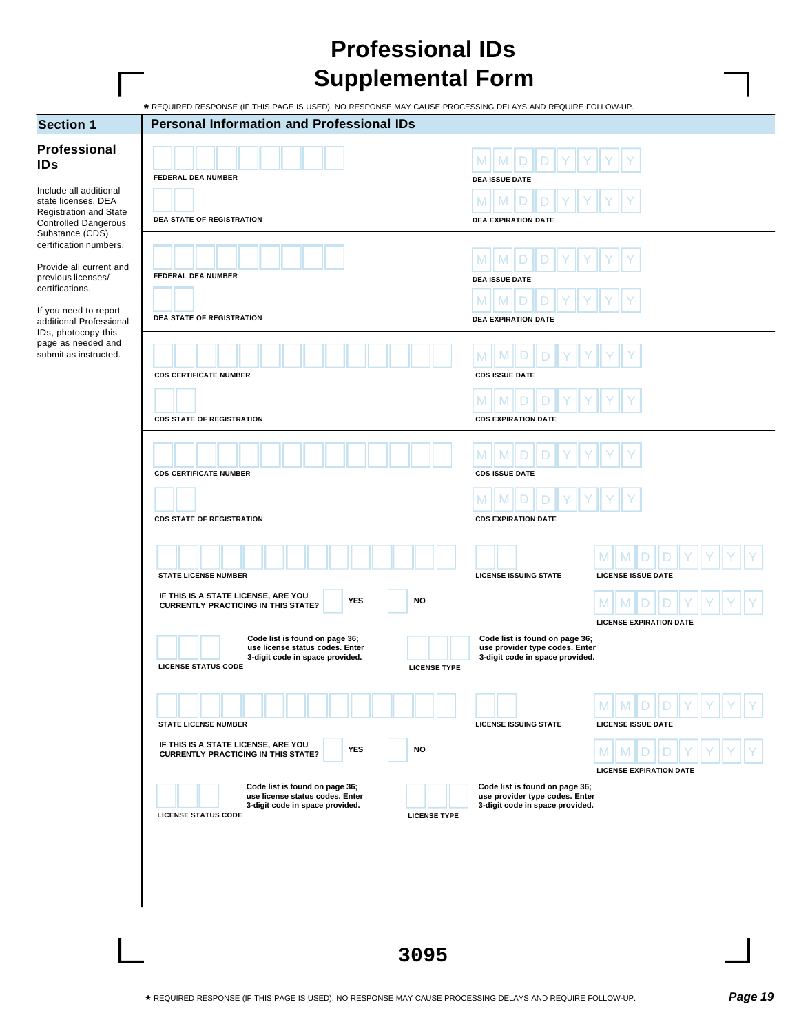# Professional IDs Supplemental Form

* REQUIRED RESPONSE (IF THIS PAGE IS USED). NO RESPONSE MAY CAUSE PROCESSING DELAYS AND REQUIRE FOLLOW-UP.

## Section 1 — Personal Information and Professional IDs

### Professional IDs

Include all additional state licenses, DEA Registration and State Controlled Dangerous Substance (CDS) certification numbers.

Provide all current and previous licenses/certifications.

If you need to report additional Professional IDs, photocopy this page as needed and submit as instructed.

---

FEDERAL DEA NUMBER

DEA ISSUE DATE (MMDDYYYY)

DEA STATE OF REGISTRATION

DEA EXPIRATION DATE (MMDDYYYY)

---

FEDERAL DEA NUMBER

DEA ISSUE DATE (MMDDYYYY)

DEA STATE OF REGISTRATION

DEA EXPIRATION DATE (MMDDYYYY)

---

CDS CERTIFICATE NUMBER

CDS ISSUE DATE (MMDDYYYY)

CDS STATE OF REGISTRATION

CDS EXPIRATION DATE (MMDDYYYY)

---

CDS CERTIFICATE NUMBER

CDS ISSUE DATE (MMDDYYYY)

CDS STATE OF REGISTRATION

CDS EXPIRATION DATE (MMDDYYYY)

---

STATE LICENSE NUMBER

LICENSE ISSUING STATE

LICENSE ISSUE DATE (MMDDYYYY)

IF THIS IS A STATE LICENSE, ARE YOU CURRENTLY PRACTICING IN THIS STATE? ☐ YES ☐ NO

LICENSE EXPIRATION DATE (MMDDYYYY)

LICENSE STATUS CODE — Code list is found on page 36; use license status codes. Enter 3-digit code in space provided.

LICENSE TYPE — Code list is found on page 36; use provider type codes. Enter 3-digit code in space provided.

---

STATE LICENSE NUMBER

LICENSE ISSUING STATE

LICENSE ISSUE DATE (MMDDYYYY)

IF THIS IS A STATE LICENSE, ARE YOU CURRENTLY PRACTICING IN THIS STATE? ☐ YES ☐ NO

LICENSE EXPIRATION DATE (MMDDYYYY)

LICENSE STATUS CODE — Code list is found on page 36; use license status codes. Enter 3-digit code in space provided.

LICENSE TYPE — Code list is found on page 36; use provider type codes. Enter 3-digit code in space provided.

3095

* REQUIRED RESPONSE (IF THIS PAGE IS USED). NO RESPONSE MAY CAUSE PROCESSING DELAYS AND REQUIRE FOLLOW-UP.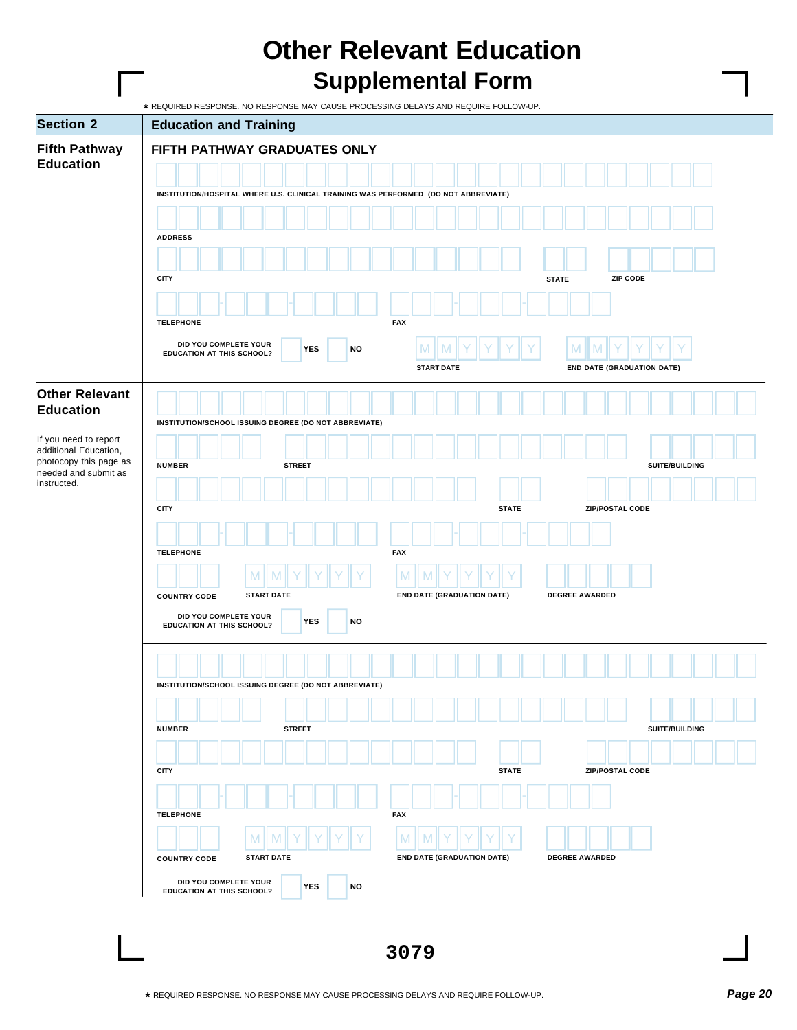# Other Relevant Education

## Supplemental Form

* REQUIRED RESPONSE. NO RESPONSE MAY CAUSE PROCESSING DELAYS AND REQUIRE FOLLOW-UP.

| Section 2 | Education and Training |
|---|---|

### Fifth Pathway Education

**FIFTH PATHWAY GRADUATES ONLY**

INSTITUTION/HOSPITAL WHERE U.S. CLINICAL TRAINING WAS PERFORMED (DO NOT ABBREVIATE)

ADDRESS

CITY | STATE | ZIP CODE

TELEPHONE | FAX

DID YOU COMPLETE YOUR EDUCATION AT THIS SCHOOL? YES NO

START DATE (MMYYYY) | END DATE (GRADUATION DATE) (MMYYYY)

### Other Relevant Education

If you need to report additional Education, photocopy this page as needed and submit as instructed.

INSTITUTION/SCHOOL ISSUING DEGREE (DO NOT ABBREVIATE)

NUMBER | STREET | SUITE/BUILDING

CITY | STATE | ZIP/POSTAL CODE

TELEPHONE | FAX

COUNTRY CODE | START DATE (MMYYYY) | END DATE (GRADUATION DATE) (MMYYYY) | DEGREE AWARDED

DID YOU COMPLETE YOUR EDUCATION AT THIS SCHOOL? YES NO

---

INSTITUTION/SCHOOL ISSUING DEGREE (DO NOT ABBREVIATE)

NUMBER | STREET | SUITE/BUILDING

CITY | STATE | ZIP/POSTAL CODE

TELEPHONE | FAX

COUNTRY CODE | START DATE (MMYYYY) | END DATE (GRADUATION DATE) (MMYYYY) | DEGREE AWARDED

DID YOU COMPLETE YOUR EDUCATION AT THIS SCHOOL? YES NO

3079

* REQUIRED RESPONSE. NO RESPONSE MAY CAUSE PROCESSING DELAYS AND REQUIRE FOLLOW-UP.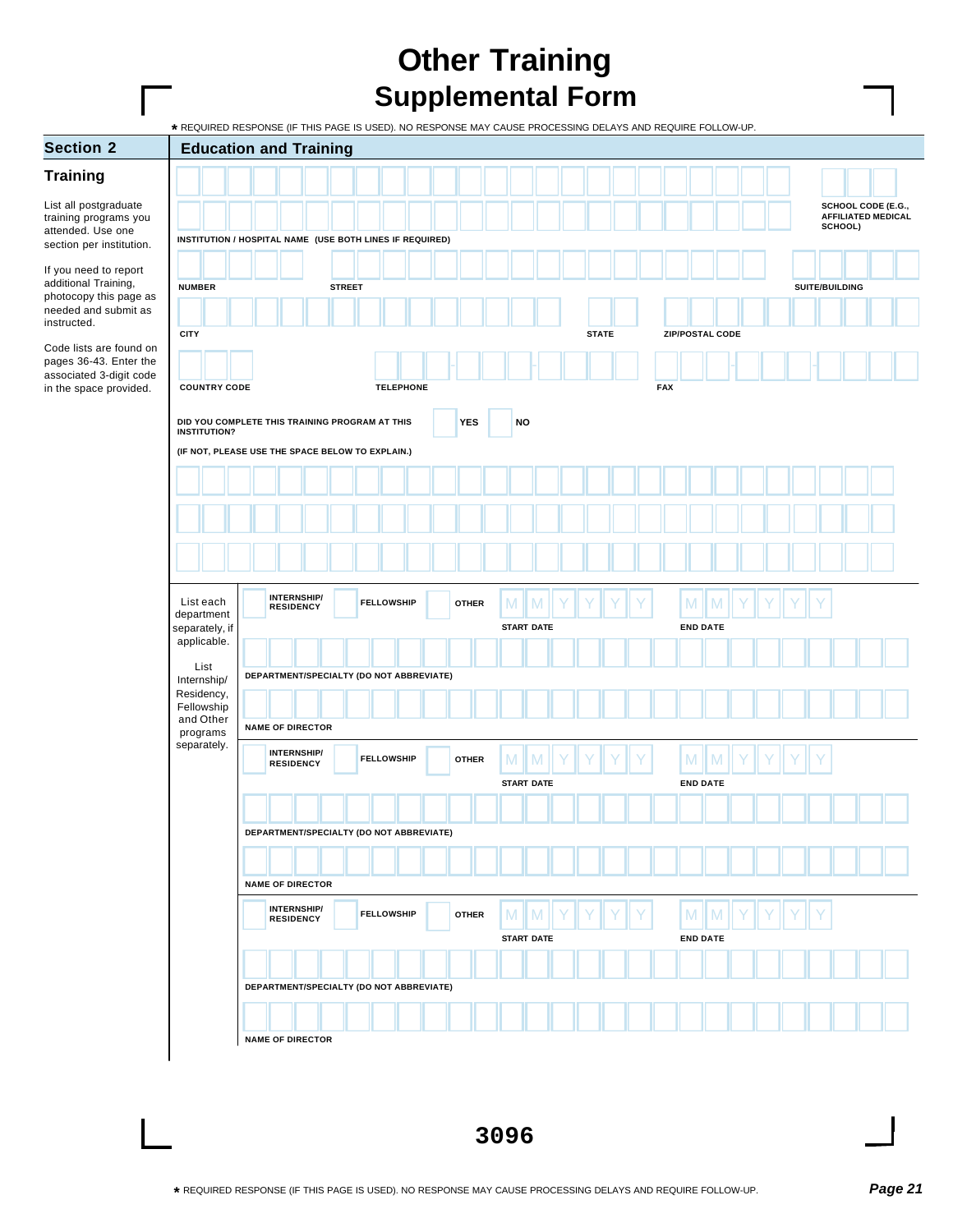# Other Training
## Supplemental Form

* REQUIRED RESPONSE (IF THIS PAGE IS USED). NO RESPONSE MAY CAUSE PROCESSING DELAYS AND REQUIRE FOLLOW-UP.

## Section 2 — Education and Training

### Training

List all postgraduate training programs you attended. Use one section per institution.

If you need to report additional Training, photocopy this page as needed and submit as instructed.

Code lists are found on pages 36-43. Enter the associated 3-digit code in the space provided.

INSTITUTION / HOSPITAL NAME (USE BOTH LINES IF REQUIRED)

SCHOOL CODE (E.G., AFFILIATED MEDICAL SCHOOL)

NUMBER

STREET

SUITE/BUILDING

CITY

STATE

ZIP/POSTAL CODE

COUNTRY CODE

TELEPHONE

FAX

DID YOU COMPLETE THIS TRAINING PROGRAM AT THIS INSTITUTION? ☐ YES ☐ NO

(IF NOT, PLEASE USE THE SPACE BELOW TO EXPLAIN.)

List each department separately, if applicable.

List Internship/ Residency, Fellowship and Other programs separately.

☐ INTERNSHIP/ RESIDENCY ☐ FELLOWSHIP ☐ OTHER

START DATE M M Y Y Y Y

END DATE M M Y Y Y Y

DEPARTMENT/SPECIALTY (DO NOT ABBREVIATE)

NAME OF DIRECTOR

☐ INTERNSHIP/ RESIDENCY ☐ FELLOWSHIP ☐ OTHER

START DATE M M Y Y Y Y

END DATE M M Y Y Y Y

DEPARTMENT/SPECIALTY (DO NOT ABBREVIATE)

NAME OF DIRECTOR

☐ INTERNSHIP/ RESIDENCY ☐ FELLOWSHIP ☐ OTHER

START DATE M M Y Y Y Y

END DATE M M Y Y Y Y

DEPARTMENT/SPECIALTY (DO NOT ABBREVIATE)

NAME OF DIRECTOR

3096

* REQUIRED RESPONSE (IF THIS PAGE IS USED). NO RESPONSE MAY CAUSE PROCESSING DELAYS AND REQUIRE FOLLOW-UP.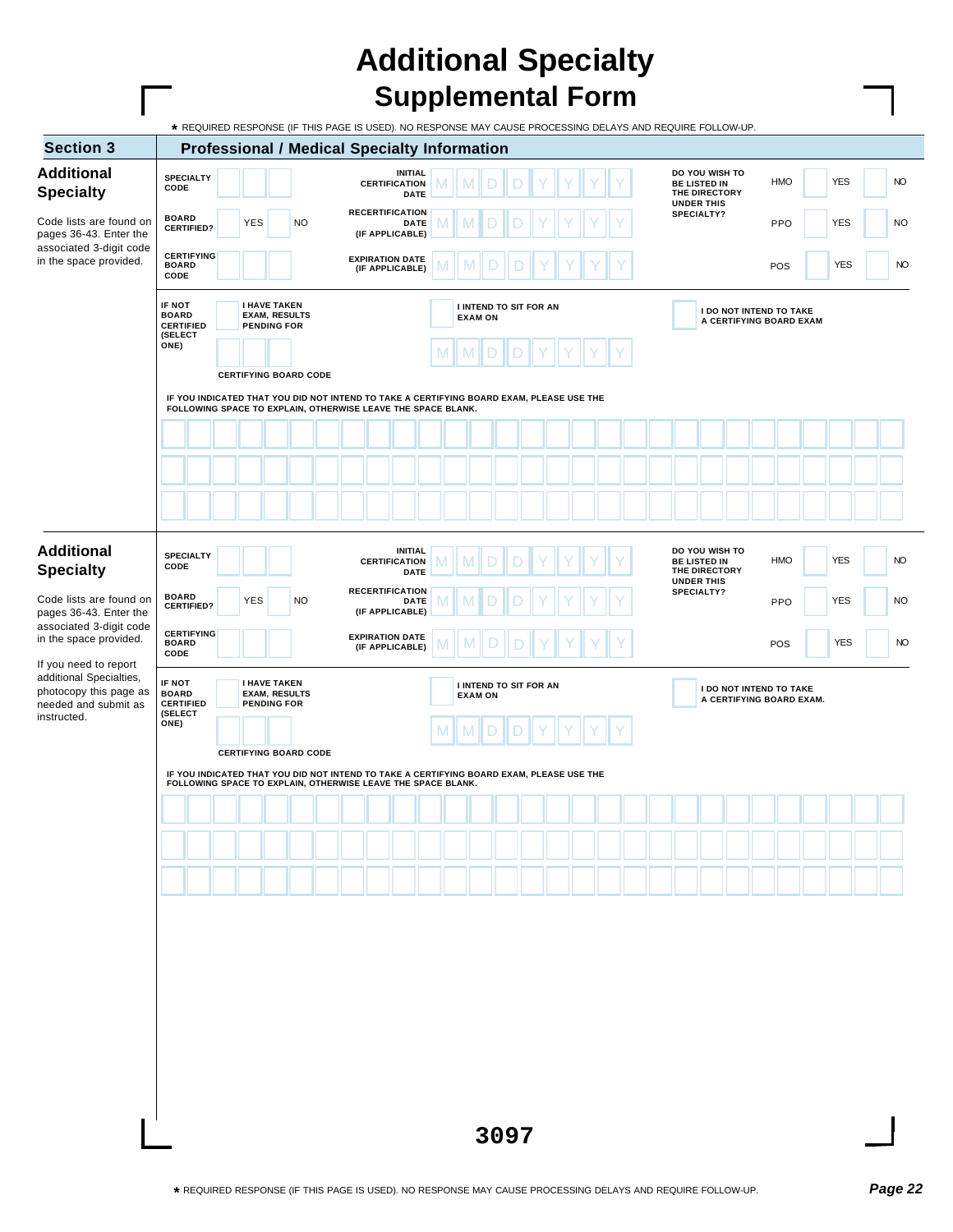# Additional Specialty
## Supplemental Form

* REQUIRED RESPONSE (IF THIS PAGE IS USED). NO RESPONSE MAY CAUSE PROCESSING DELAYS AND REQUIRE FOLLOW-UP.

## Section 3 — Professional / Medical Specialty Information

### Additional Specialty

Code lists are found on pages 36-43. Enter the associated 3-digit code in the space provided.

SPECIALTY CODE ☐☐☐

INITIAL CERTIFICATION DATE M M D D Y Y Y Y

BOARD CERTIFIED? ☐ YES ☐ NO

RECERTIFICATION DATE (IF APPLICABLE) M M D D Y Y Y Y

CERTIFYING BOARD CODE ☐☐☐

EXPIRATION DATE (IF APPLICABLE) M M D D Y Y Y Y

DO YOU WISH TO BE LISTED IN THE DIRECTORY UNDER THIS SPECIALTY?

| | | |
|---|---|---|
| HMO | ☐ YES | ☐ NO |
| PPO | ☐ YES | ☐ NO |
| POS | ☐ YES | ☐ NO |

IF NOT BOARD CERTIFIED (SELECT ONE)

☐ I HAVE TAKEN EXAM, RESULTS PENDING FOR ☐☐☐ CERTIFYING BOARD CODE

☐ I INTEND TO SIT FOR AN EXAM ON M M D D Y Y Y Y

☐ I DO NOT INTEND TO TAKE A CERTIFYING BOARD EXAM

IF YOU INDICATED THAT YOU DID NOT INTEND TO TAKE A CERTIFYING BOARD EXAM, PLEASE USE THE FOLLOWING SPACE TO EXPLAIN, OTHERWISE LEAVE THE SPACE BLANK.

_______________________________________________

_______________________________________________

_______________________________________________

### Additional Specialty

Code lists are found on pages 36-43. Enter the associated 3-digit code in the space provided.

If you need to report additional Specialties, photocopy this page as needed and submit as instructed.

SPECIALTY CODE ☐☐☐

INITIAL CERTIFICATION DATE M M D D Y Y Y Y

BOARD CERTIFIED? ☐ YES ☐ NO

RECERTIFICATION DATE (IF APPLICABLE) M M D D Y Y Y Y

CERTIFYING BOARD CODE ☐☐☐

EXPIRATION DATE (IF APPLICABLE) M M D D Y Y Y Y

DO YOU WISH TO BE LISTED IN THE DIRECTORY UNDER THIS SPECIALTY?

| | | |
|---|---|---|
| HMO | ☐ YES | ☐ NO |
| PPO | ☐ YES | ☐ NO |
| POS | ☐ YES | ☐ NO |

IF NOT BOARD CERTIFIED (SELECT ONE)

☐ I HAVE TAKEN EXAM, RESULTS PENDING FOR ☐☐☐ CERTIFYING BOARD CODE

☐ I INTEND TO SIT FOR AN EXAM ON M M D D Y Y Y Y

☐ I DO NOT INTEND TO TAKE A CERTIFYING BOARD EXAM.

IF YOU INDICATED THAT YOU DID NOT INTEND TO TAKE A CERTIFYING BOARD EXAM, PLEASE USE THE FOLLOWING SPACE TO EXPLAIN, OTHERWISE LEAVE THE SPACE BLANK.

_______________________________________________

_______________________________________________

_______________________________________________

3097

* REQUIRED RESPONSE (IF THIS PAGE IS USED). NO RESPONSE MAY CAUSE PROCESSING DELAYS AND REQUIRE FOLLOW-UP.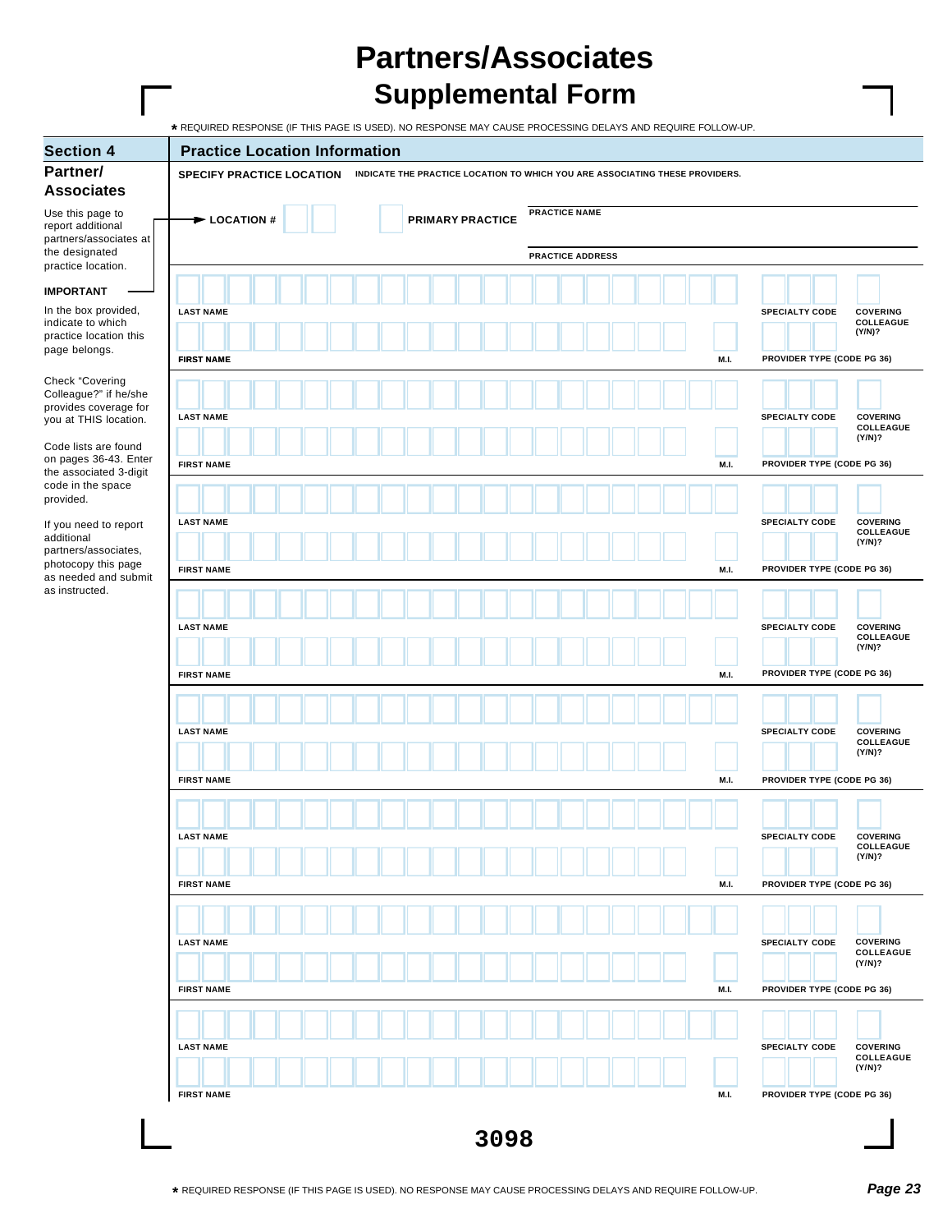# Partners/Associates
## Supplemental Form

* REQUIRED RESPONSE (IF THIS PAGE IS USED). NO RESPONSE MAY CAUSE PROCESSING DELAYS AND REQUIRE FOLLOW-UP.

## Section 4 — Practice Location Information

### Partner/ Associates

Use this page to report additional partners/associates at the designated practice location.

**IMPORTANT**

In the box provided, indicate to which practice location this page belongs.

Check "Covering Colleague?" if he/she provides coverage for you at THIS location.

Code lists are found on pages 36-43. Enter the associated 3-digit code in the space provided.

If you need to report additional partners/associates, photocopy this page as needed and submit as instructed.

**SPECIFY PRACTICE LOCATION** INDICATE THE PRACTICE LOCATION TO WHICH YOU ARE ASSOCIATING THESE PROVIDERS.

**LOCATION #** ☐☐ ☐ **PRIMARY PRACTICE**

PRACTICE NAME

PRACTICE ADDRESS

| LAST NAME | | SPECIALTY CODE | COVERING COLLEAGUE (Y/N)? |
|---|---|---|---|
| **FIRST NAME** | **M.I.** | **PROVIDER TYPE (CODE PG 36)** | |
| | | | |

| LAST NAME | | SPECIALTY CODE | COVERING COLLEAGUE (Y/N)? |
|---|---|---|---|
| **FIRST NAME** | **M.I.** | **PROVIDER TYPE (CODE PG 36)** | |
| | | | |

| LAST NAME | | SPECIALTY CODE | COVERING COLLEAGUE (Y/N)? |
|---|---|---|---|
| **FIRST NAME** | **M.I.** | **PROVIDER TYPE (CODE PG 36)** | |
| | | | |

| LAST NAME | | SPECIALTY CODE | COVERING COLLEAGUE (Y/N)? |
|---|---|---|---|
| **FIRST NAME** | **M.I.** | **PROVIDER TYPE (CODE PG 36)** | |
| | | | |

| LAST NAME | | SPECIALTY CODE | COVERING COLLEAGUE (Y/N)? |
|---|---|---|---|
| **FIRST NAME** | **M.I.** | **PROVIDER TYPE (CODE PG 36)** | |
| | | | |

| LAST NAME | | SPECIALTY CODE | COVERING COLLEAGUE (Y/N)? |
|---|---|---|---|
| **FIRST NAME** | **M.I.** | **PROVIDER TYPE (CODE PG 36)** | |
| | | | |

| LAST NAME | | SPECIALTY CODE | COVERING COLLEAGUE (Y/N)? |
|---|---|---|---|
| **FIRST NAME** | **M.I.** | **PROVIDER TYPE (CODE PG 36)** | |
| | | | |

| LAST NAME | | SPECIALTY CODE | COVERING COLLEAGUE (Y/N)? |
|---|---|---|---|
| **FIRST NAME** | **M.I.** | **PROVIDER TYPE (CODE PG 36)** | |
| | | | |

3098

* REQUIRED RESPONSE (IF THIS PAGE IS USED). NO RESPONSE MAY CAUSE PROCESSING DELAYS AND REQUIRE FOLLOW-UP.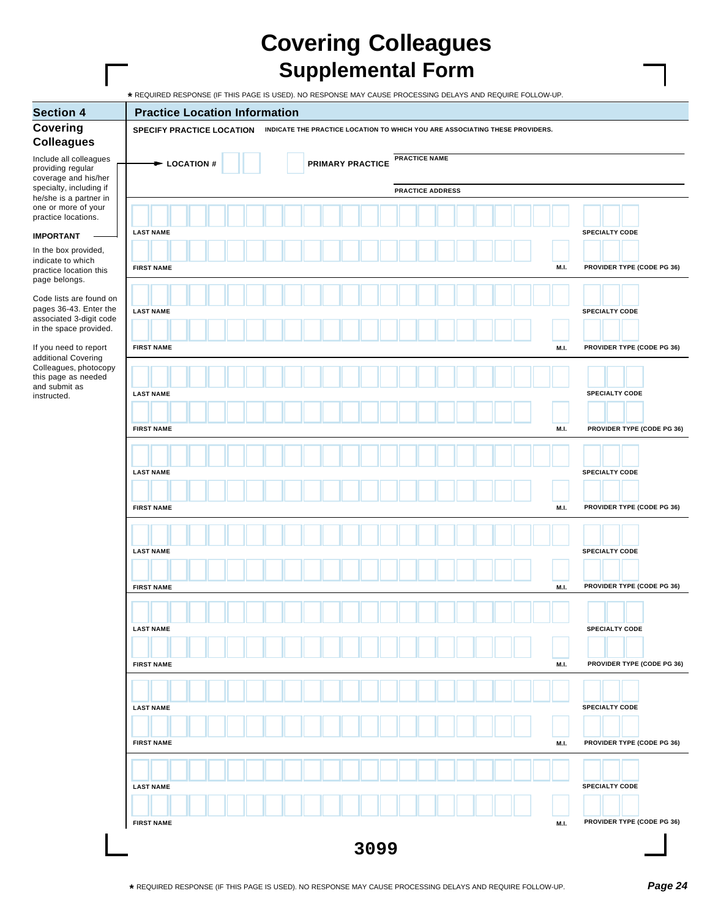# Covering Colleagues
## Supplemental Form

* REQUIRED RESPONSE (IF THIS PAGE IS USED). NO RESPONSE MAY CAUSE PROCESSING DELAYS AND REQUIRE FOLLOW-UP.

## Section 4 — Practice Location Information

### Covering Colleagues

Include all colleagues providing regular coverage and his/her specialty, including if he/she is a partner in one or more of your practice locations.

**IMPORTANT**

In the box provided, indicate to which practice location this page belongs.

Code lists are found on pages 36-43. Enter the associated 3-digit code in the space provided.

If you need to report additional Covering Colleagues, photocopy this page as needed and submit as instructed.

**SPECIFY PRACTICE LOCATION** INDICATE THE PRACTICE LOCATION TO WHICH YOU ARE ASSOCIATING THESE PROVIDERS.

**LOCATION #** ☐☐  ☐ **PRIMARY PRACTICE**

PRACTICE NAME

PRACTICE ADDRESS

| LAST NAME | | SPECIALTY CODE |
|---|---|---|
| FIRST NAME | M.I. | PROVIDER TYPE (CODE PG 36) |

| LAST NAME | | SPECIALTY CODE |
|---|---|---|
| FIRST NAME | M.I. | PROVIDER TYPE (CODE PG 36) |

| LAST NAME | | SPECIALTY CODE |
|---|---|---|
| FIRST NAME | M.I. | PROVIDER TYPE (CODE PG 36) |

| LAST NAME | | SPECIALTY CODE |
|---|---|---|
| FIRST NAME | M.I. | PROVIDER TYPE (CODE PG 36) |

| LAST NAME | | SPECIALTY CODE |
|---|---|---|
| FIRST NAME | M.I. | PROVIDER TYPE (CODE PG 36) |

| LAST NAME | | SPECIALTY CODE |
|---|---|---|
| FIRST NAME | M.I. | PROVIDER TYPE (CODE PG 36) |

| LAST NAME | | SPECIALTY CODE |
|---|---|---|
| FIRST NAME | M.I. | PROVIDER TYPE (CODE PG 36) |

| LAST NAME | | SPECIALTY CODE |
|---|---|---|
| FIRST NAME | M.I. | PROVIDER TYPE (CODE PG 36) |

3099

* REQUIRED RESPONSE (IF THIS PAGE IS USED). NO RESPONSE MAY CAUSE PROCESSING DELAYS AND REQUIRE FOLLOW-UP.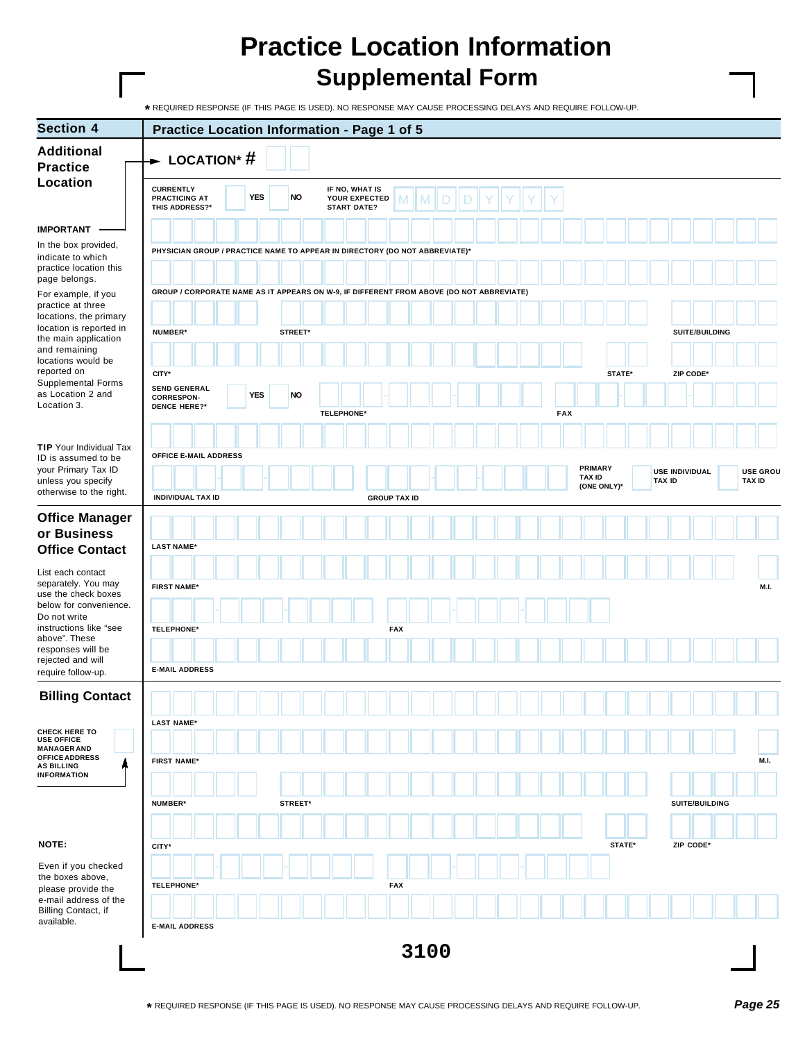# Practice Location Information Supplemental Form

\* REQUIRED RESPONSE (IF THIS PAGE IS USED). NO RESPONSE MAY CAUSE PROCESSING DELAYS AND REQUIRE FOLLOW-UP.

## Section 4 — Practice Location Information - Page 1 of 5

### Additional Practice Location

**LOCATION\* #**

**IMPORTANT**

In the box provided, indicate to which practice location this page belongs.

For example, if you practice at three locations, the primary location is reported in the main application and remaining locations would be reported on Supplemental Forms as Location 2 and Location 3.

**TIP** Your Individual Tax ID is assumed to be your Primary Tax ID unless you specify otherwise to the right.

CURRENTLY PRACTICING AT THIS ADDRESS?\* YES NO

IF NO, WHAT IS YOUR EXPECTED START DATE? M M D D Y Y Y Y

PHYSICIAN GROUP / PRACTICE NAME TO APPEAR IN DIRECTORY (DO NOT ABBREVIATE)\*

GROUP / CORPORATE NAME AS IT APPEARS ON W-9, IF DIFFERENT FROM ABOVE (DO NOT ABBREVIATE)

NUMBER\* STREET\* SUITE/BUILDING

CITY\* STATE\* ZIP CODE\*

SEND GENERAL CORRESPONDENCE HERE?\* YES NO

TELEPHONE\* FAX

OFFICE E-MAIL ADDRESS

INDIVIDUAL TAX ID GROUP TAX ID

PRIMARY TAX ID (ONE ONLY)\* USE INDIVIDUAL TAX ID USE GROUP TAX ID

### Office Manager or Business Office Contact

List each contact separately. You may use the check boxes below for convenience. Do not write instructions like "see above". These responses will be rejected and will require follow-up.

LAST NAME\*

FIRST NAME\* M.I.

TELEPHONE\* FAX

E-MAIL ADDRESS

### Billing Contact

CHECK HERE TO USE OFFICE MANAGER AND OFFICE ADDRESS AS BILLING INFORMATION

LAST NAME\*

FIRST NAME\* M.I.

NUMBER\* STREET\* SUITE/BUILDING

CITY\* STATE\* ZIP CODE\*

TELEPHONE\* FAX

E-MAIL ADDRESS

**NOTE:**

Even if you checked the boxes above, please provide the e-mail address of the Billing Contact, if available.

3100

\* REQUIRED RESPONSE (IF THIS PAGE IS USED). NO RESPONSE MAY CAUSE PROCESSING DELAYS AND REQUIRE FOLLOW-UP.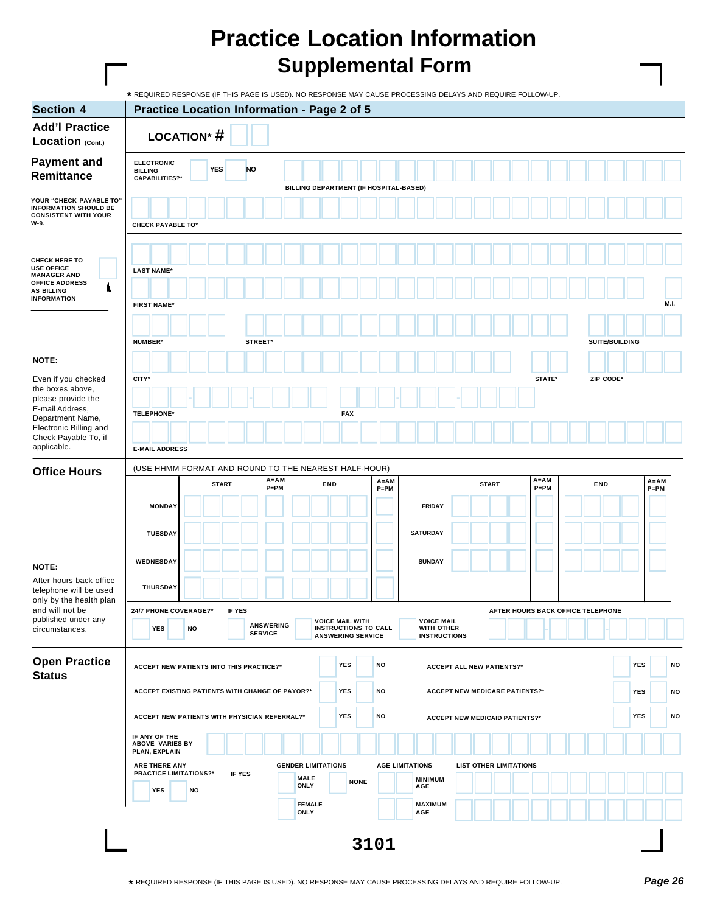# Practice Location Information
## Supplemental Form

* REQUIRED RESPONSE (IF THIS PAGE IS USED). NO RESPONSE MAY CAUSE PROCESSING DELAYS AND REQUIRE FOLLOW-UP.

| Section 4 | Practice Location Information - Page 2 of 5 |
|---|---|

### Add'l Practice Location (Cont.)

LOCATION* #

### Payment and Remittance

ELECTRONIC BILLING CAPABILITIES?* YES NO

BILLING DEPARTMENT (IF HOSPITAL-BASED)

YOUR "CHECK PAYABLE TO" INFORMATION SHOULD BE CONSISTENT WITH YOUR W-9.

CHECK PAYABLE TO*

CHECK HERE TO USE OFFICE MANAGER AND OFFICE ADDRESS AS BILLING INFORMATION

LAST NAME*

FIRST NAME* M.I.

NUMBER* STREET* SUITE/BUILDING

CITY* STATE* ZIP CODE*

TELEPHONE* FAX

E-MAIL ADDRESS

**NOTE:**

Even if you checked the boxes above, please provide the E-mail Address, Department Name, Electronic Billing and Check Payable To, if applicable.

### Office Hours

(USE HHMM FORMAT AND ROUND TO THE NEAREST HALF-HOUR)

| | START | A=AM P=PM | END | A=AM P=PM | | START | A=AM P=PM | END | A=AM P=PM |
|---|---|---|---|---|---|---|---|---|---|
| MONDAY | | | | | FRIDAY | | | | |
| TUESDAY | | | | | SATURDAY | | | | |
| WEDNESDAY | | | | | SUNDAY | | | | |
| THURSDAY | | | | | | | | | |

24/7 PHONE COVERAGE?* YES NO

IF YES: ANSWERING SERVICE / VOICE MAIL WITH INSTRUCTIONS TO CALL ANSWERING SERVICE / VOICE MAIL WITH OTHER INSTRUCTIONS

AFTER HOURS BACK OFFICE TELEPHONE

**NOTE:**

After hours back office telephone will be used only by the health plan and will not be published under any circumstances.

### Open Practice Status

| | | | | | |
|---|---|---|---|---|---|
| ACCEPT NEW PATIENTS INTO THIS PRACTICE?* | YES | NO | ACCEPT ALL NEW PATIENTS?* | YES | NO |
| ACCEPT EXISTING PATIENTS WITH CHANGE OF PAYOR?* | YES | NO | ACCEPT NEW MEDICARE PATIENTS?* | YES | NO |
| ACCEPT NEW PATIENTS WITH PHYSICIAN REFERRAL?* | YES | NO | ACCEPT NEW MEDICAID PATIENTS?* | YES | NO |

IF ANY OF THE ABOVE VARIES BY PLAN, EXPLAIN

ARE THERE ANY PRACTICE LIMITATIONS?* YES NO

IF YES:

GENDER LIMITATIONS: MALE ONLY / FEMALE ONLY / NONE

AGE LIMITATIONS: MINIMUM AGE / MAXIMUM AGE

LIST OTHER LIMITATIONS

3101

* REQUIRED RESPONSE (IF THIS PAGE IS USED). NO RESPONSE MAY CAUSE PROCESSING DELAYS AND REQUIRE FOLLOW-UP.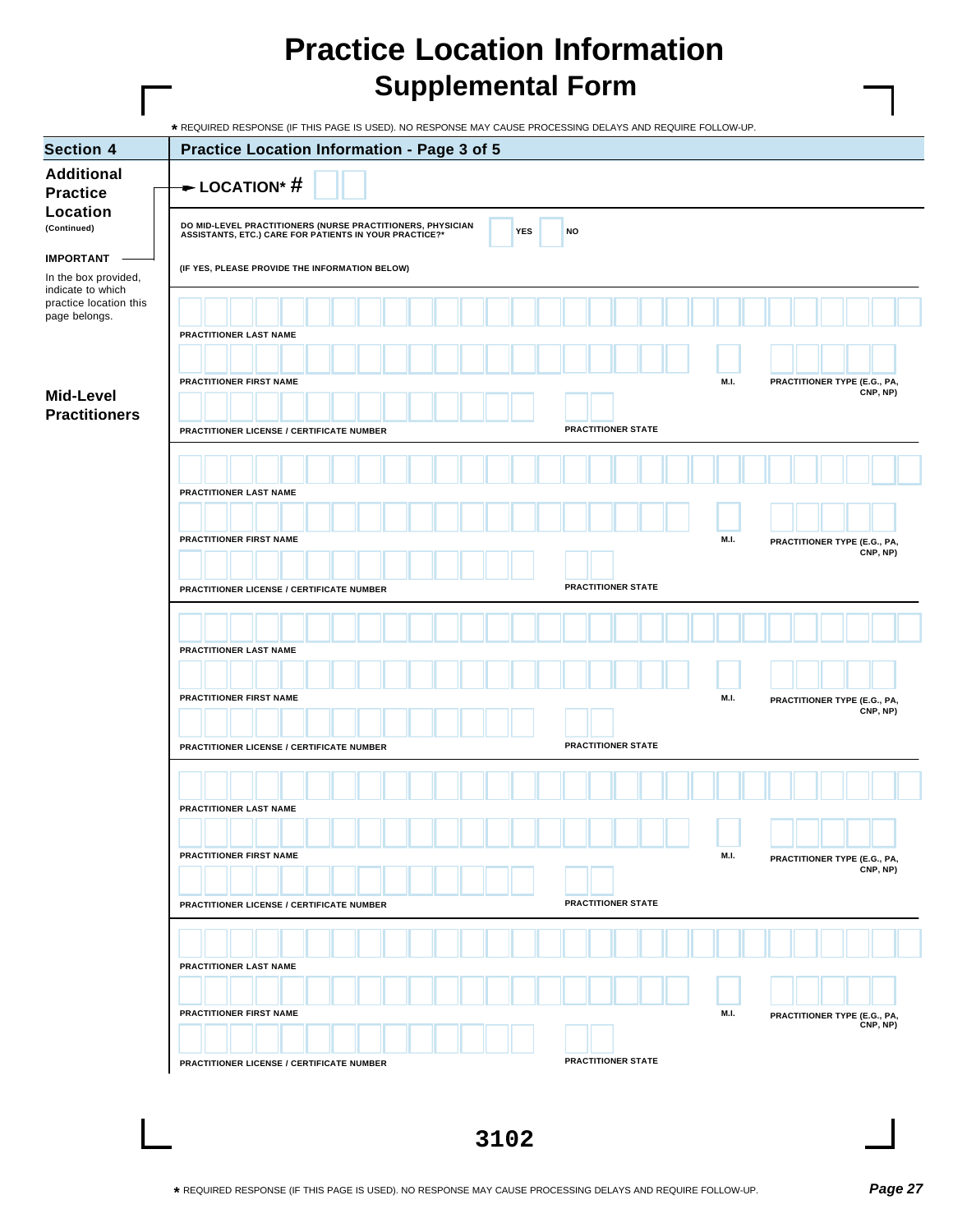# Practice Location Information
## Supplemental Form

* REQUIRED RESPONSE (IF THIS PAGE IS USED). NO RESPONSE MAY CAUSE PROCESSING DELAYS AND REQUIRE FOLLOW-UP.

**Section 4** | **Practice Location Information - Page 3 of 5**

**Additional Practice Location**
**(Continued)**

**IMPORTANT**

In the box provided, indicate to which practice location this page belongs.

**LOCATION* #** ☐☐

DO MID-LEVEL PRACTITIONERS (NURSE PRACTITIONERS, PHYSICIAN ASSISTANTS, ETC.) CARE FOR PATIENTS IN YOUR PRACTICE?* ☐ YES ☐ NO

(IF YES, PLEASE PROVIDE THE INFORMATION BELOW)

**Mid-Level Practitioners**

PRACTITIONER LAST NAME

PRACTITIONER FIRST NAME | M.I. | PRACTITIONER TYPE (E.G., PA, CNP, NP)

PRACTITIONER LICENSE / CERTIFICATE NUMBER | PRACTITIONER STATE

---

PRACTITIONER LAST NAME

PRACTITIONER FIRST NAME | M.I. | PRACTITIONER TYPE (E.G., PA, CNP, NP)

PRACTITIONER LICENSE / CERTIFICATE NUMBER | PRACTITIONER STATE

---

PRACTITIONER LAST NAME

PRACTITIONER FIRST NAME | M.I. | PRACTITIONER TYPE (E.G., PA, CNP, NP)

PRACTITIONER LICENSE / CERTIFICATE NUMBER | PRACTITIONER STATE

---

PRACTITIONER LAST NAME

PRACTITIONER FIRST NAME | M.I. | PRACTITIONER TYPE (E.G., PA, CNP, NP)

PRACTITIONER LICENSE / CERTIFICATE NUMBER | PRACTITIONER STATE

---

PRACTITIONER LAST NAME

PRACTITIONER FIRST NAME | M.I. | PRACTITIONER TYPE (E.G., PA, CNP, NP)

PRACTITIONER LICENSE / CERTIFICATE NUMBER | PRACTITIONER STATE

**3102**

* REQUIRED RESPONSE (IF THIS PAGE IS USED). NO RESPONSE MAY CAUSE PROCESSING DELAYS AND REQUIRE FOLLOW-UP.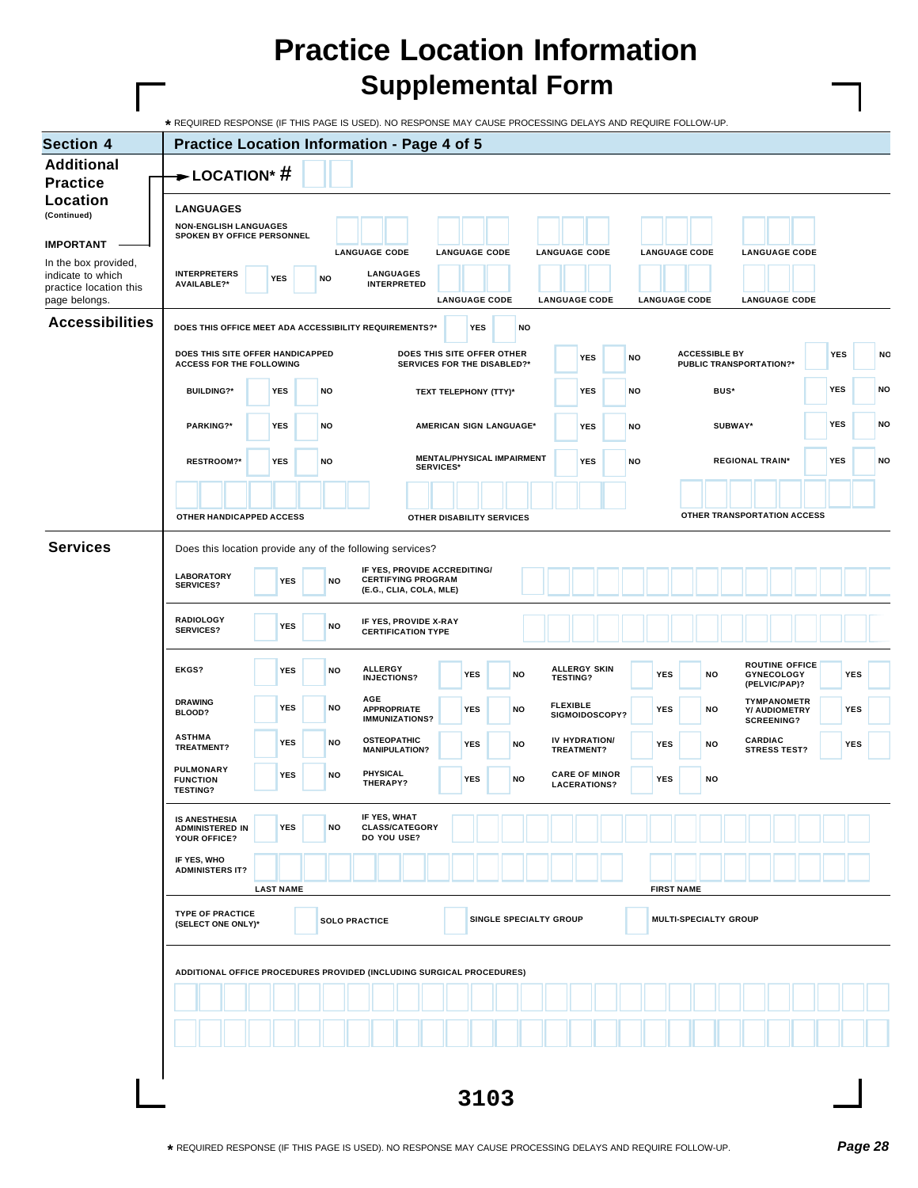# Practice Location Information
## Supplemental Form

* REQUIRED RESPONSE (IF THIS PAGE IS USED). NO RESPONSE MAY CAUSE PROCESSING DELAYS AND REQUIRE FOLLOW-UP.

## Section 4 — Practice Location Information - Page 4 of 5

### Additional Practice Location
(Continued)

**IMPORTANT**

In the box provided, indicate to which practice location this page belongs.

**LOCATION* #** ☐☐

**LANGUAGES**

NON-ENGLISH LANGUAGES SPOKEN BY OFFICE PERSONNEL: LANGUAGE CODE ___ LANGUAGE CODE ___ LANGUAGE CODE ___ LANGUAGE CODE ___ LANGUAGE CODE ___

INTERPRETERS AVAILABLE?* ☐ YES ☐ NO

LANGUAGES INTERPRETED: LANGUAGE CODE ___ LANGUAGE CODE ___ LANGUAGE CODE ___ LANGUAGE CODE ___ LANGUAGE CODE ___

### Accessibilities

DOES THIS OFFICE MEET ADA ACCESSIBILITY REQUIREMENTS?* ☐ YES ☐ NO

| DOES THIS SITE OFFER HANDICAPPED ACCESS FOR THE FOLLOWING | | | DOES THIS SITE OFFER OTHER SERVICES FOR THE DISABLED?* | ☐ YES | ☐ NO | ACCESSIBLE BY PUBLIC TRANSPORTATION?* | ☐ YES | ☐ NO |
|---|---|---|---|---|---|---|---|---|
| BUILDING?* | ☐ YES | ☐ NO | TEXT TELEPHONY (TTY)* | ☐ YES | ☐ NO | BUS* | ☐ YES | ☐ NO |
| PARKING?* | ☐ YES | ☐ NO | AMERICAN SIGN LANGUAGE* | ☐ YES | ☐ NO | SUBWAY* | ☐ YES | ☐ NO |
| RESTROOM?* | ☐ YES | ☐ NO | MENTAL/PHYSICAL IMPAIRMENT SERVICES* | ☐ YES | ☐ NO | REGIONAL TRAIN* | ☐ YES | ☐ NO |

OTHER HANDICAPPED ACCESS ___ OTHER DISABILITY SERVICES ___ OTHER TRANSPORTATION ACCESS ___

### Services

Does this location provide any of the following services?

LABORATORY SERVICES? ☐ YES ☐ NO — IF YES, PROVIDE ACCREDITING/ CERTIFYING PROGRAM (E.G., CLIA, COLA, MLE) ___

RADIOLOGY SERVICES? ☐ YES ☐ NO — IF YES, PROVIDE X-RAY CERTIFICATION TYPE ___

| | | | | | | | | | | | |
|---|---|---|---|---|---|---|---|---|---|---|---|
| EKGS? | ☐ YES | ☐ NO | ALLERGY INJECTIONS? | ☐ YES | ☐ NO | ALLERGY SKIN TESTING? | ☐ YES | ☐ NO | ROUTINE OFFICE GYNECOLOGY (PELVIC/PAP)? | ☐ YES | ☐ NO |
| DRAWING BLOOD? | ☐ YES | ☐ NO | AGE APPROPRIATE IMMUNIZATIONS? | ☐ YES | ☐ NO | FLEXIBLE SIGMOIDOSCOPY? | ☐ YES | ☐ NO | TYMPANOMETRY/ AUDIOMETRY SCREENING? | ☐ YES | ☐ NO |
| ASTHMA TREATMENT? | ☐ YES | ☐ NO | OSTEOPATHIC MANIPULATION? | ☐ YES | ☐ NO | IV HYDRATION/ TREATMENT? | ☐ YES | ☐ NO | CARDIAC STRESS TEST? | ☐ YES | ☐ NO |
| PULMONARY FUNCTION TESTING? | ☐ YES | ☐ NO | PHYSICAL THERAPY? | ☐ YES | ☐ NO | CARE OF MINOR LACERATIONS? | ☐ YES | ☐ NO | | | |

IS ANESTHESIA ADMINISTERED IN YOUR OFFICE? ☐ YES ☐ NO — IF YES, WHAT CLASS/CATEGORY DO YOU USE? ___

IF YES, WHO ADMINISTERS IT? LAST NAME ___ FIRST NAME ___

TYPE OF PRACTICE (SELECT ONE ONLY)* ☐ SOLO PRACTICE ☐ SINGLE SPECIALTY GROUP ☐ MULTI-SPECIALTY GROUP

ADDITIONAL OFFICE PROCEDURES PROVIDED (INCLUDING SURGICAL PROCEDURES) ___

3103

* REQUIRED RESPONSE (IF THIS PAGE IS USED). NO RESPONSE MAY CAUSE PROCESSING DELAYS AND REQUIRE FOLLOW-UP.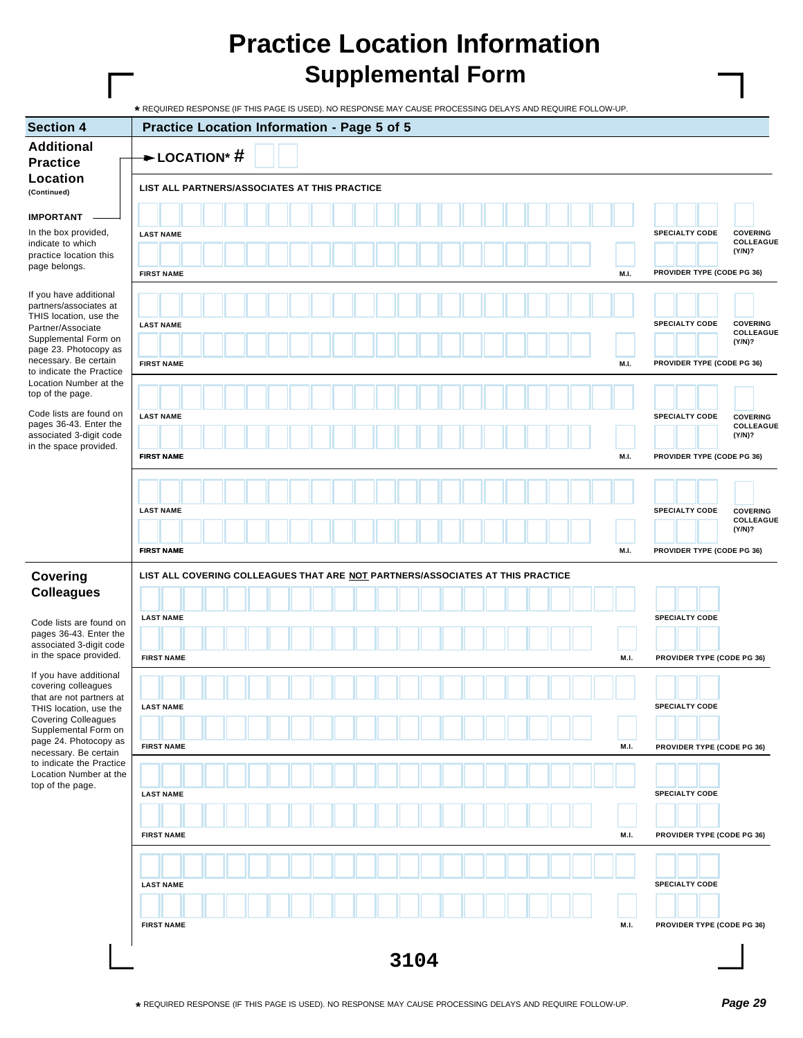# Practice Location Information
## Supplemental Form

* REQUIRED RESPONSE (IF THIS PAGE IS USED). NO RESPONSE MAY CAUSE PROCESSING DELAYS AND REQUIRE FOLLOW-UP.

**Section 4** | **Practice Location Information - Page 5 of 5**

### Additional Practice Location
(Continued)

**IMPORTANT**

In the box provided, indicate to which practice location this page belongs.

If you have additional partners/associates at THIS location, use the Partner/Associate Supplemental Form on page 23. Photocopy as necessary. Be certain to indicate the Practice Location Number at the top of the page.

Code lists are found on pages 36-43. Enter the associated 3-digit code in the space provided.

**LOCATION* #** ☐☐

**LIST ALL PARTNERS/ASSOCIATES AT THIS PRACTICE**

| LAST NAME | | SPECIALTY CODE | COVERING COLLEAGUE (Y/N)? |
|---|---|---|---|
| **FIRST NAME** | **M.I.** | **PROVIDER TYPE (CODE PG 36)** | |
| LAST NAME | | SPECIALTY CODE | COVERING COLLEAGUE (Y/N)? |
| **FIRST NAME** | **M.I.** | **PROVIDER TYPE (CODE PG 36)** | |
| LAST NAME | | SPECIALTY CODE | COVERING COLLEAGUE (Y/N)? |
| **FIRST NAME** | **M.I.** | **PROVIDER TYPE (CODE PG 36)** | |
| LAST NAME | | SPECIALTY CODE | COVERING COLLEAGUE (Y/N)? |
| **FIRST NAME** | **M.I.** | **PROVIDER TYPE (CODE PG 36)** | |

### Covering Colleagues

Code lists are found on pages 36-43. Enter the associated 3-digit code in the space provided.

If you have additional covering colleagues that are not partners at THIS location, use the Covering Colleagues Supplemental Form on page 24. Photocopy as necessary. Be certain to indicate the Practice Location Number at the top of the page.

**LIST ALL COVERING COLLEAGUES THAT ARE NOT PARTNERS/ASSOCIATES AT THIS PRACTICE**

| LAST NAME | | SPECIALTY CODE |
|---|---|---|
| **FIRST NAME** | **M.I.** | **PROVIDER TYPE (CODE PG 36)** |
| LAST NAME | | SPECIALTY CODE |
| **FIRST NAME** | **M.I.** | **PROVIDER TYPE (CODE PG 36)** |
| LAST NAME | | SPECIALTY CODE |
| **FIRST NAME** | **M.I.** | **PROVIDER TYPE (CODE PG 36)** |
| LAST NAME | | SPECIALTY CODE |
| **FIRST NAME** | **M.I.** | **PROVIDER TYPE (CODE PG 36)** |

3104

* REQUIRED RESPONSE (IF THIS PAGE IS USED). NO RESPONSE MAY CAUSE PROCESSING DELAYS AND REQUIRE FOLLOW-UP.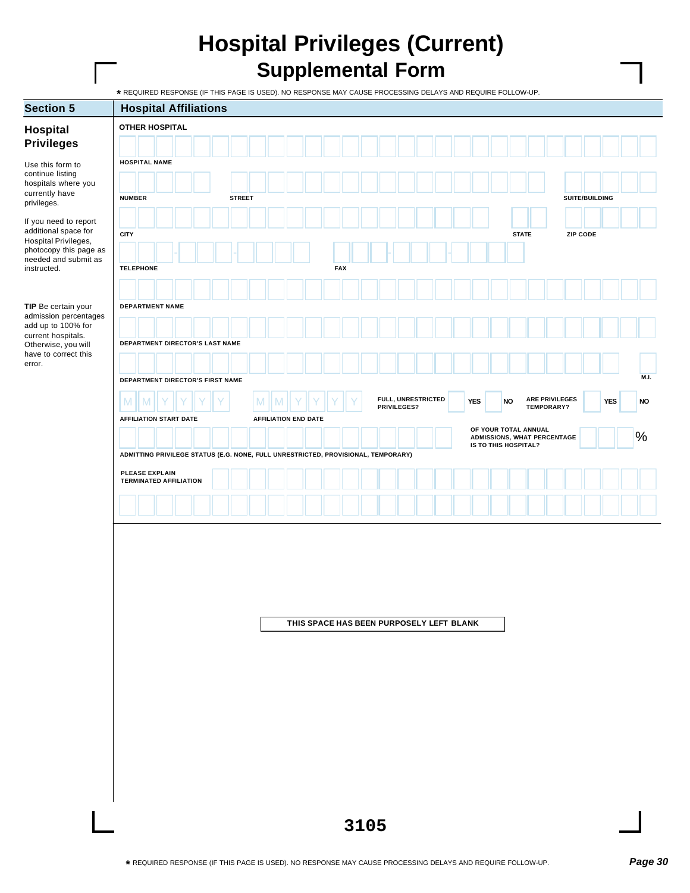# Hospital Privileges (Current)
## Supplemental Form

* REQUIRED RESPONSE (IF THIS PAGE IS USED). NO RESPONSE MAY CAUSE PROCESSING DELAYS AND REQUIRE FOLLOW-UP.

**Section 5** | **Hospital Affiliations**

### Hospital Privileges

Use this form to continue listing hospitals where you currently have privileges.

If you need to report additional space for Hospital Privileges, photocopy this page as needed and submit as instructed.

**TIP** Be certain your admission percentages add up to 100% for current hospitals. Otherwise, you will have to correct this error.

**OTHER HOSPITAL**

HOSPITAL NAME

NUMBER | STREET | SUITE/BUILDING

CITY | STATE | ZIP CODE

TELEPHONE | FAX

DEPARTMENT NAME

DEPARTMENT DIRECTOR'S LAST NAME

DEPARTMENT DIRECTOR'S FIRST NAME | M.I.

M M Y Y Y Y — AFFILIATION START DATE

M M Y Y Y Y — AFFILIATION END DATE

FULL, UNRESTRICTED PRIVILEGES? YES NO

ARE PRIVILEGES TEMPORARY? YES NO

ADMITTING PRIVILEGE STATUS (E.G. NONE, FULL UNRESTRICTED, PROVISIONAL, TEMPORARY)

OF YOUR TOTAL ANNUAL ADMISSIONS, WHAT PERCENTAGE IS TO THIS HOSPITAL? %

PLEASE EXPLAIN TERMINATED AFFILIATION

THIS SPACE HAS BEEN PURPOSELY LEFT BLANK

3105

* REQUIRED RESPONSE (IF THIS PAGE IS USED). NO RESPONSE MAY CAUSE PROCESSING DELAYS AND REQUIRE FOLLOW-UP.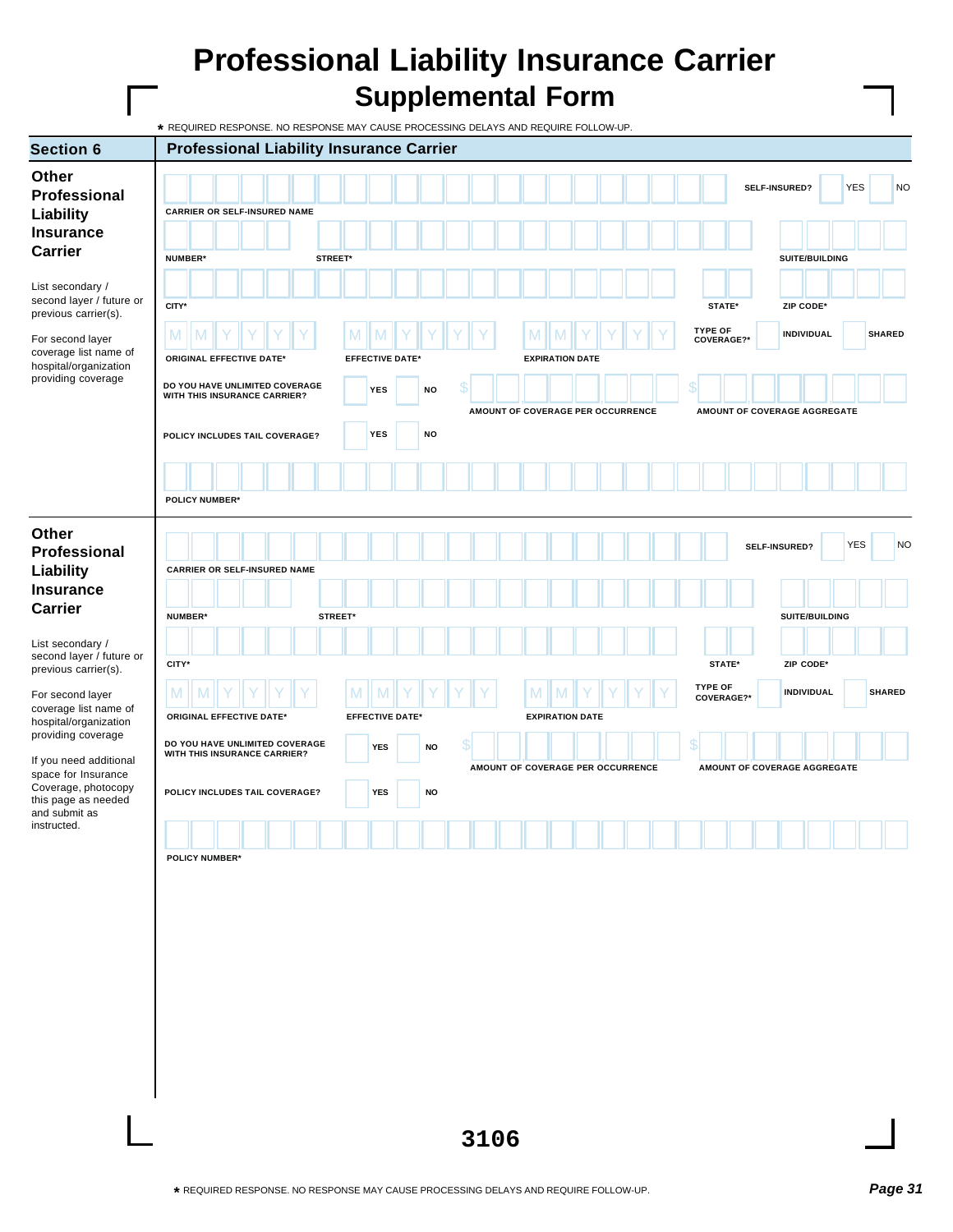# Professional Liability Insurance Carrier

## Supplemental Form

★ REQUIRED RESPONSE. NO RESPONSE MAY CAUSE PROCESSING DELAYS AND REQUIRE FOLLOW-UP.

| Section 6 | Professional Liability Insurance Carrier |
|---|---|

### Other Professional Liability Insurance Carrier

List secondary / second layer / future or previous carrier(s).

For second layer coverage list name of hospital/organization providing coverage

CARRIER OR SELF-INSURED NAME — SELF-INSURED? YES NO

NUMBER* STREET* SUITE/BUILDING

CITY* STATE* ZIP CODE*

ORIGINAL EFFECTIVE DATE* (M M Y Y Y Y) — EFFECTIVE DATE* (M M Y Y Y Y) — EXPIRATION DATE (M M Y Y Y Y) — TYPE OF COVERAGE?* INDIVIDUAL SHARED

DO YOU HAVE UNLIMITED COVERAGE WITH THIS INSURANCE CARRIER? YES NO — $ AMOUNT OF COVERAGE PER OCCURRENCE — $ AMOUNT OF COVERAGE AGGREGATE

POLICY INCLUDES TAIL COVERAGE? YES NO

POLICY NUMBER*

### Other Professional Liability Insurance Carrier

List secondary / second layer / future or previous carrier(s).

For second layer coverage list name of hospital/organization providing coverage

If you need additional space for Insurance Coverage, photocopy this page as needed and submit as instructed.

CARRIER OR SELF-INSURED NAME — SELF-INSURED? YES NO

NUMBER* STREET* SUITE/BUILDING

CITY* STATE* ZIP CODE*

ORIGINAL EFFECTIVE DATE* (M M Y Y Y Y) — EFFECTIVE DATE* (M M Y Y Y Y) — EXPIRATION DATE (M M Y Y Y Y) — TYPE OF COVERAGE?* INDIVIDUAL SHARED

DO YOU HAVE UNLIMITED COVERAGE WITH THIS INSURANCE CARRIER? YES NO — $ AMOUNT OF COVERAGE PER OCCURRENCE — $ AMOUNT OF COVERAGE AGGREGATE

POLICY INCLUDES TAIL COVERAGE? YES NO

POLICY NUMBER*

3106

★ REQUIRED RESPONSE. NO RESPONSE MAY CAUSE PROCESSING DELAYS AND REQUIRE FOLLOW-UP.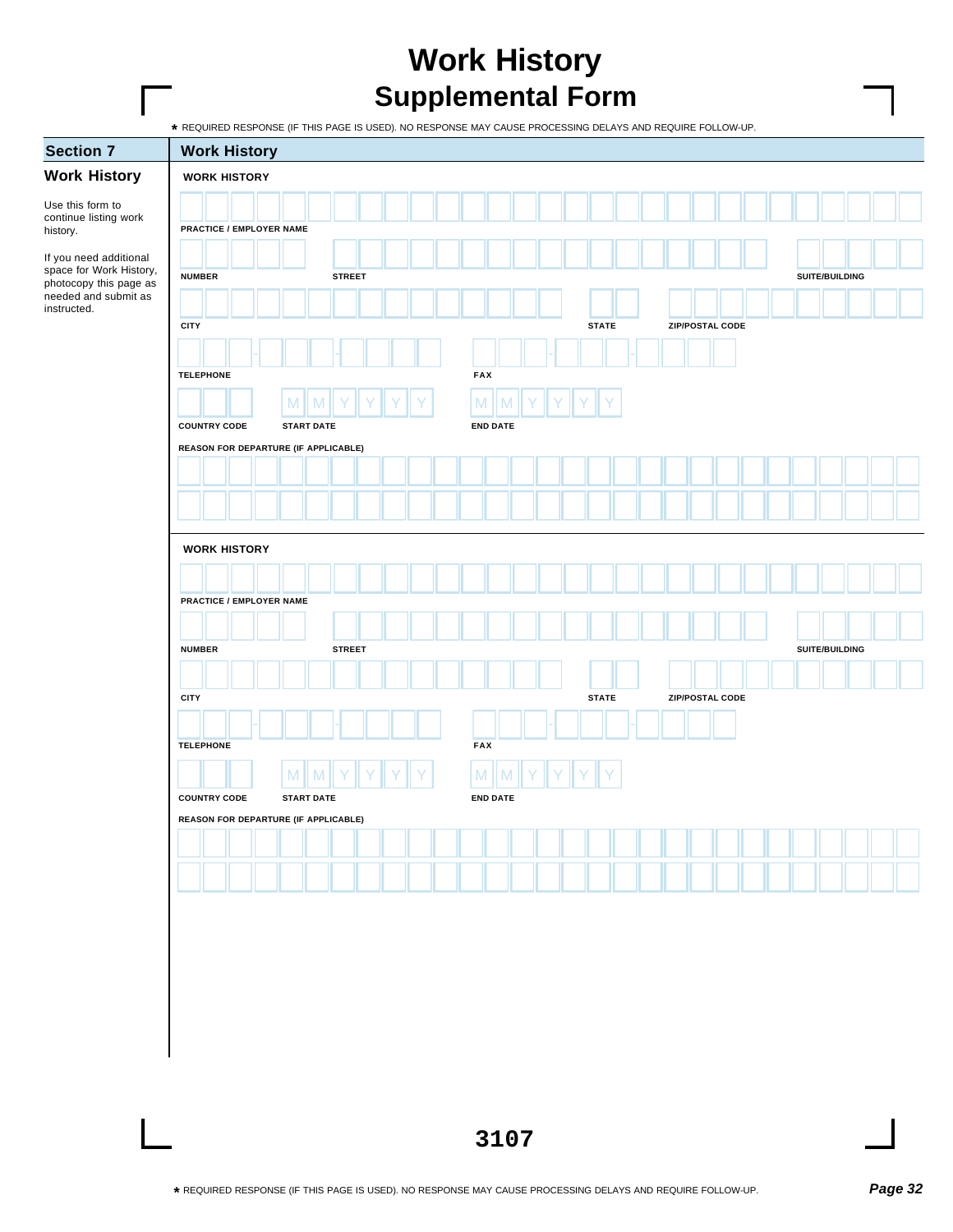# Work History
## Supplemental Form

* REQUIRED RESPONSE (IF THIS PAGE IS USED). NO RESPONSE MAY CAUSE PROCESSING DELAYS AND REQUIRE FOLLOW-UP.

| Section 7 | Work History |
|---|---|

### Work History

Use this form to continue listing work history.

If you need additional space for Work History, photocopy this page as needed and submit as instructed.

**WORK HISTORY**

PRACTICE / EMPLOYER NAME

NUMBER | STREET | SUITE/BUILDING

CITY | STATE | ZIP/POSTAL CODE

TELEPHONE | FAX

COUNTRY CODE | START DATE (MMYYYY) | END DATE (MMYYYY)

REASON FOR DEPARTURE (IF APPLICABLE)

**WORK HISTORY**

PRACTICE / EMPLOYER NAME

NUMBER | STREET | SUITE/BUILDING

CITY | STATE | ZIP/POSTAL CODE

TELEPHONE | FAX

COUNTRY CODE | START DATE (MMYYYY) | END DATE (MMYYYY)

REASON FOR DEPARTURE (IF APPLICABLE)

3107

* REQUIRED RESPONSE (IF THIS PAGE IS USED). NO RESPONSE MAY CAUSE PROCESSING DELAYS AND REQUIRE FOLLOW-UP.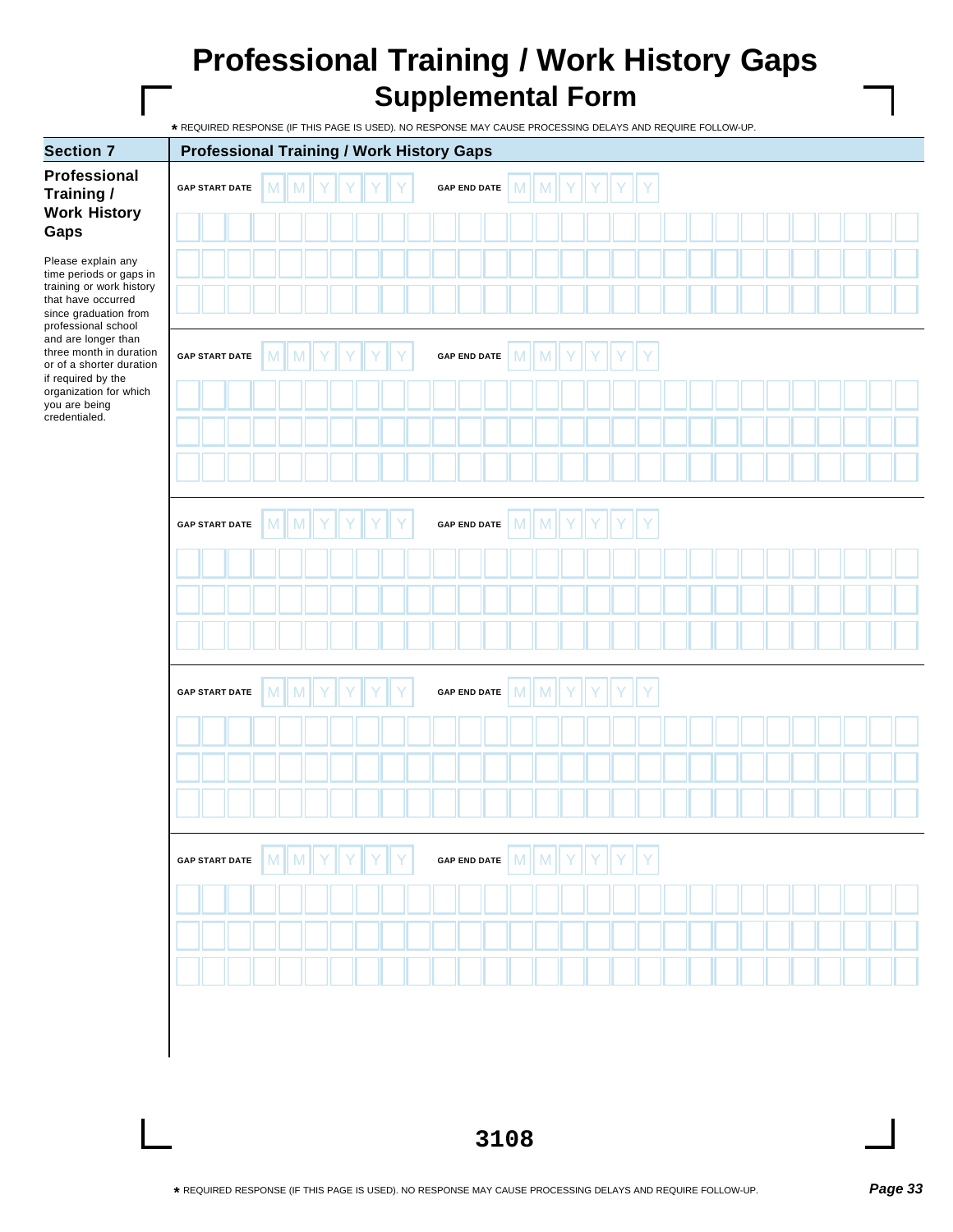# Professional Training / Work History Gaps

## Supplemental Form

* REQUIRED RESPONSE (IF THIS PAGE IS USED). NO RESPONSE MAY CAUSE PROCESSING DELAYS AND REQUIRE FOLLOW-UP.

| Section 7 | Professional Training / Work History Gaps |
| --- | --- |
| **Professional Training / Work History Gaps**<br><br>Please explain any time periods or gaps in training or work history that have occurred since graduation from professional school and are longer than three month in duration or of a shorter duration if required by the organization for which you are being credentialed. | GAP START DATE MM YYYY GAP END DATE MM YYYY |
| | GAP START DATE MM YYYY GAP END DATE MM YYYY |
| | GAP START DATE MM YYYY GAP END DATE MM YYYY |
| | GAP START DATE MM YYYY GAP END DATE MM YYYY |
| | GAP START DATE MM YYYY GAP END DATE MM YYYY |

3108

* REQUIRED RESPONSE (IF THIS PAGE IS USED). NO RESPONSE MAY CAUSE PROCESSING DELAYS AND REQUIRE FOLLOW-UP.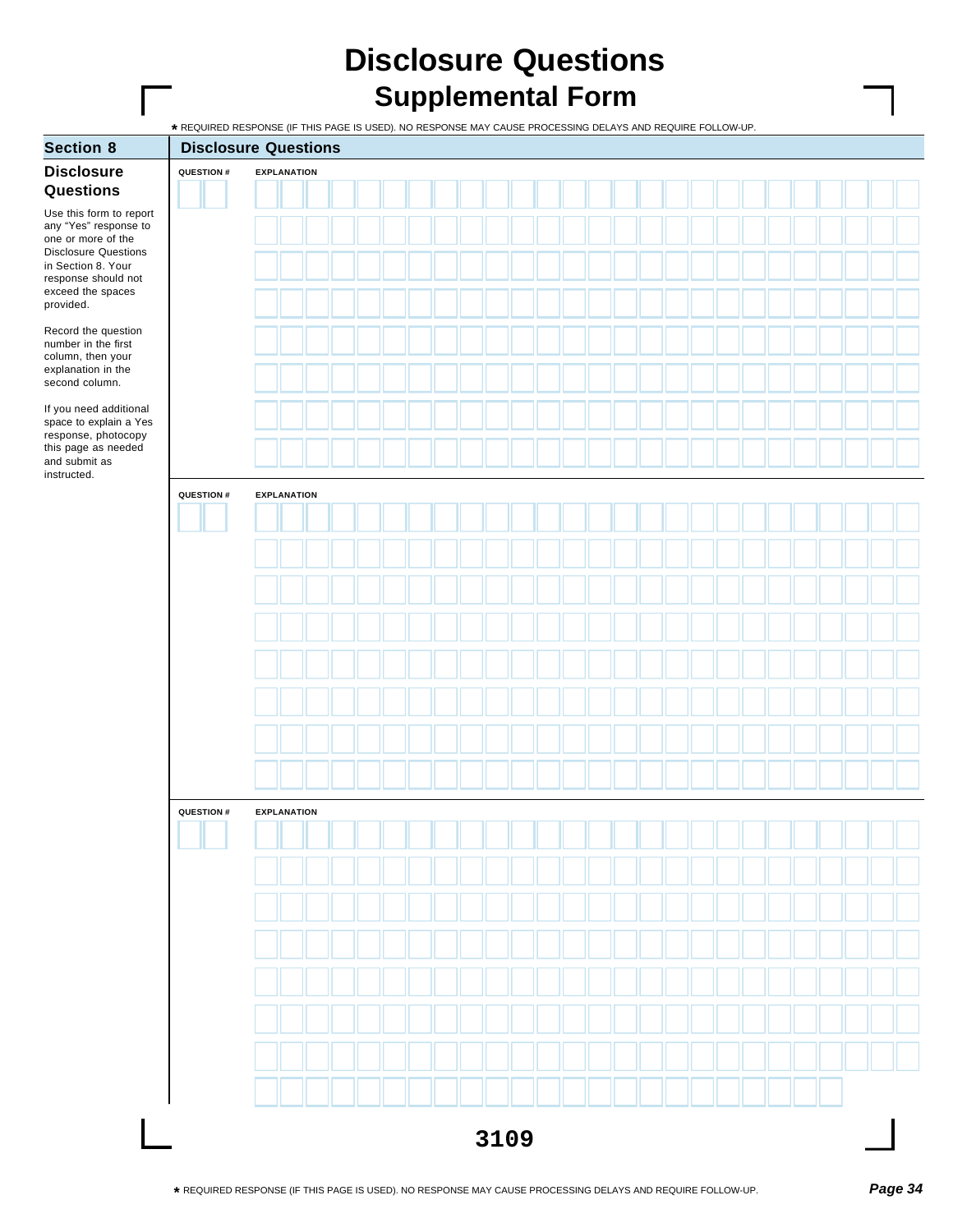# Disclosure Questions
## Supplemental Form

★ REQUIRED RESPONSE (IF THIS PAGE IS USED). NO RESPONSE MAY CAUSE PROCESSING DELAYS AND REQUIRE FOLLOW-UP.

| Section 8 | Disclosure Questions |
|---|---|

### Disclosure Questions

Use this form to report any "Yes" response to one or more of the Disclosure Questions in Section 8. Your response should not exceed the spaces provided.

Record the question number in the first column, then your explanation in the second column.

If you need additional space to explain a Yes response, photocopy this page as needed and submit as instructed.

| QUESTION # | EXPLANATION |
|---|---|
| | |

| QUESTION # | EXPLANATION |
|---|---|
| | |

| QUESTION # | EXPLANATION |
|---|---|
| | |

3109

★ REQUIRED RESPONSE (IF THIS PAGE IS USED). NO RESPONSE MAY CAUSE PROCESSING DELAYS AND REQUIRE FOLLOW-UP.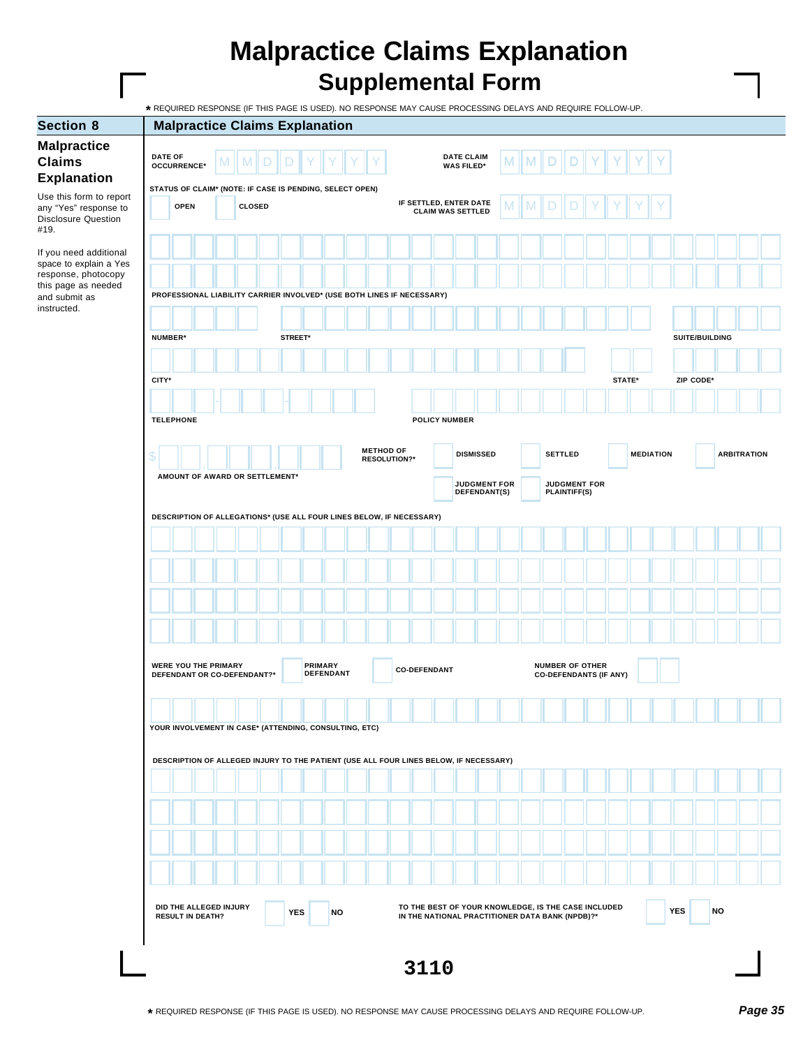# Malpractice Claims Explanation
## Supplemental Form

* REQUIRED RESPONSE (IF THIS PAGE IS USED). NO RESPONSE MAY CAUSE PROCESSING DELAYS AND REQUIRE FOLLOW-UP.

**Section 8** | **Malpractice Claims Explanation**

### Malpractice Claims Explanation

Use this form to report any "Yes" response to Disclosure Question #19.

If you need additional space to explain a Yes response, photocopy this page as needed and submit as instructed.

DATE OF OCCURRENCE* M M D D Y Y Y Y

DATE CLAIM WAS FILED* M M D D Y Y Y Y

STATUS OF CLAIM* (NOTE: IF CASE IS PENDING, SELECT OPEN)

☐ OPEN ☐ CLOSED

IF SETTLED, ENTER DATE CLAIM WAS SETTLED M M D D Y Y Y Y

PROFESSIONAL LIABILITY CARRIER INVOLVED* (USE BOTH LINES IF NECESSARY)

NUMBER* STREET* SUITE/BUILDING

CITY* STATE* ZIP CODE*

TELEPHONE POLICY NUMBER

$ AMOUNT OF AWARD OR SETTLEMENT*

METHOD OF RESOLUTION?* ☐ DISMISSED ☐ SETTLED ☐ MEDIATION ☐ ARBITRATION ☐ JUDGMENT FOR DEFENDANT(S) ☐ JUDGMENT FOR PLAINTIFF(S)

DESCRIPTION OF ALLEGATIONS* (USE ALL FOUR LINES BELOW, IF NECESSARY)

WERE YOU THE PRIMARY DEFENDANT OR CO-DEFENDANT?* ☐ PRIMARY DEFENDANT ☐ CO-DEFENDANT

NUMBER OF OTHER CO-DEFENDANTS (IF ANY)

YOUR INVOLVEMENT IN CASE* (ATTENDING, CONSULTING, ETC)

DESCRIPTION OF ALLEGED INJURY TO THE PATIENT (USE ALL FOUR LINES BELOW, IF NECESSARY)

DID THE ALLEGED INJURY RESULT IN DEATH? ☐ YES ☐ NO

TO THE BEST OF YOUR KNOWLEDGE, IS THE CASE INCLUDED IN THE NATIONAL PRACTITIONER DATA BANK (NPDB)?* ☐ YES ☐ NO

3110

* REQUIRED RESPONSE (IF THIS PAGE IS USED). NO RESPONSE MAY CAUSE PROCESSING DELAYS AND REQUIRE FOLLOW-UP.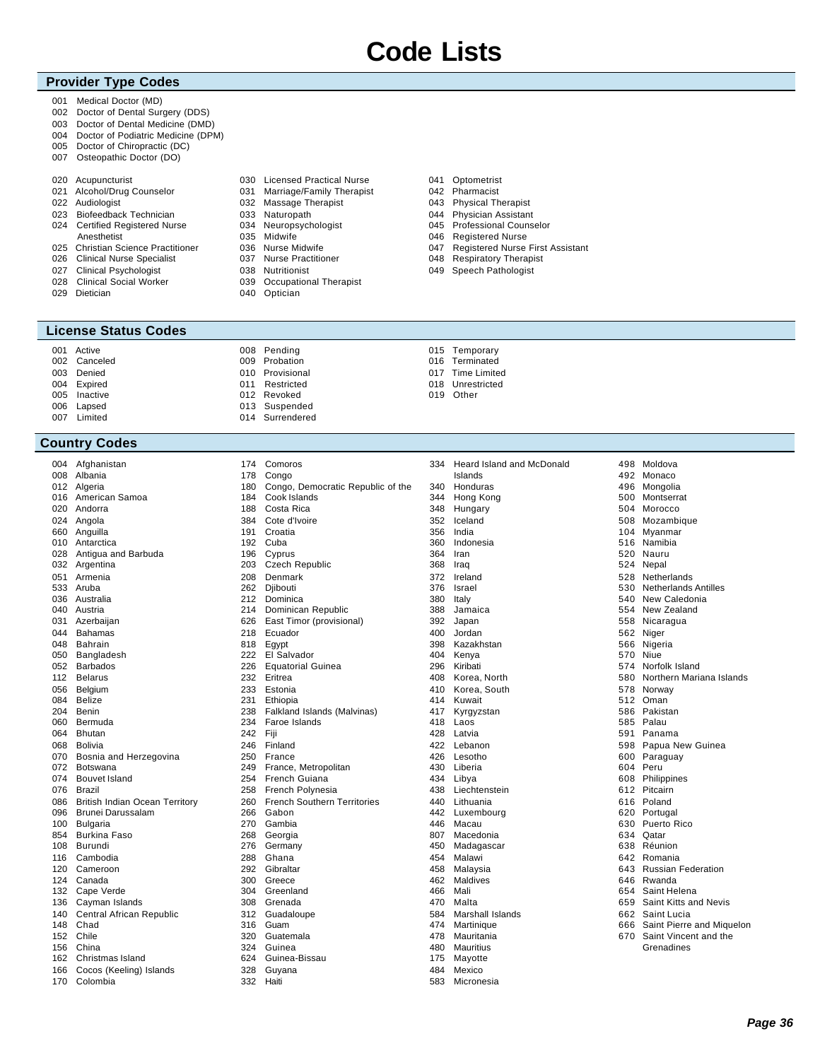# Code Lists

## Provider Type Codes

001 Medical Doctor (MD)
002 Doctor of Dental Surgery (DDS)
003 Doctor of Dental Medicine (DMD)
004 Doctor of Podiatric Medicine (DPM)
005 Doctor of Chiropractic (DC)
007 Osteopathic Doctor (DO)

020 Acupuncturist
021 Alcohol/Drug Counselor
022 Audiologist
023 Biofeedback Technician
024 Certified Registered Nurse Anesthetist
025 Christian Science Practitioner
026 Clinical Nurse Specialist
027 Clinical Psychologist
028 Clinical Social Worker
029 Dietician
030 Licensed Practical Nurse
031 Marriage/Family Therapist
032 Massage Therapist
033 Naturopath
034 Neuropsychologist
035 Midwife
036 Nurse Midwife
037 Nurse Practitioner
038 Nutritionist
039 Occupational Therapist
040 Optician
041 Optometrist
042 Pharmacist
043 Physical Therapist
044 Physician Assistant
045 Professional Counselor
046 Registered Nurse
047 Registered Nurse First Assistant
048 Respiratory Therapist
049 Speech Pathologist

## License Status Codes

001 Active
002 Canceled
003 Denied
004 Expired
005 Inactive
006 Lapsed
007 Limited
008 Pending
009 Probation
010 Provisional
011 Restricted
012 Revoked
013 Suspended
014 Surrendered
015 Temporary
016 Terminated
017 Time Limited
018 Unrestricted
019 Other

## Country Codes

004 Afghanistan
008 Albania
012 Algeria
016 American Samoa
020 Andorra
024 Angola
660 Anguilla
010 Antarctica
028 Antigua and Barbuda
032 Argentina
051 Armenia
533 Aruba
036 Australia
040 Austria
031 Azerbaijan
044 Bahamas
048 Bahrain
050 Bangladesh
052 Barbados
112 Belarus
056 Belgium
084 Belize
204 Benin
060 Bermuda
064 Bhutan
068 Bolivia
070 Bosnia and Herzegovina
072 Botswana
074 Bouvet Island
076 Brazil
086 British Indian Ocean Territory
096 Brunei Darussalam
100 Bulgaria
854 Burkina Faso
108 Burundi
116 Cambodia
120 Cameroon
124 Canada
132 Cape Verde
136 Cayman Islands
140 Central African Republic
148 Chad
152 Chile
156 China
162 Christmas Island
166 Cocos (Keeling) Islands
170 Colombia
174 Comoros
178 Congo
180 Congo, Democratic Republic of the
184 Cook Islands
188 Costa Rica
384 Cote d'Ivoire
191 Croatia
192 Cuba
196 Cyprus
203 Czech Republic
208 Denmark
262 Djibouti
212 Dominica
214 Dominican Republic
626 East Timor (provisional)
218 Ecuador
818 Egypt
222 El Salvador
226 Equatorial Guinea
232 Eritrea
233 Estonia
231 Ethiopia
238 Falkland Islands (Malvinas)
234 Faroe Islands
242 Fiji
246 Finland
250 France
249 France, Metropolitan
254 French Guiana
258 French Polynesia
260 French Southern Territories
266 Gabon
270 Gambia
268 Georgia
276 Germany
288 Ghana
292 Gibraltar
300 Greece
304 Greenland
308 Grenada
312 Guadaloupe
316 Guam
320 Guatemala
324 Guinea
624 Guinea-Bissau
328 Guyana
332 Haiti
334 Heard Island and McDonald Islands
340 Honduras
344 Hong Kong
348 Hungary
352 Iceland
356 India
360 Indonesia
364 Iran
368 Iraq
372 Ireland
376 Israel
380 Italy
388 Jamaica
392 Japan
400 Jordan
398 Kazakhstan
404 Kenya
296 Kiribati
408 Korea, North
410 Korea, South
414 Kuwait
417 Kyrgyzstan
418 Laos
428 Latvia
422 Lebanon
426 Lesotho
430 Liberia
434 Libya
438 Liechtenstein
440 Lithuania
442 Luxembourg
446 Macau
807 Macedonia
450 Madagascar
454 Malawi
458 Malaysia
462 Maldives
466 Mali
470 Malta
584 Marshall Islands
474 Martinique
478 Mauritania
480 Mauritius
175 Mayotte
484 Mexico
583 Micronesia
498 Moldova
492 Monaco
496 Mongolia
500 Montserrat
504 Morocco
508 Mozambique
104 Myanmar
516 Namibia
520 Nauru
524 Nepal
528 Netherlands
530 Netherlands Antilles
540 New Caledonia
554 New Zealand
558 Nicaragua
562 Niger
566 Nigeria
570 Niue
574 Norfolk Island
580 Northern Mariana Islands
578 Norway
512 Oman
586 Pakistan
585 Palau
591 Panama
598 Papua New Guinea
600 Paraguay
604 Peru
608 Philippines
612 Pitcairn
616 Poland
620 Portugal
630 Puerto Rico
634 Qatar
638 Réunion
642 Romania
643 Russian Federation
646 Rwanda
654 Saint Helena
659 Saint Kitts and Nevis
662 Saint Lucia
666 Saint Pierre and Miquelon
670 Saint Vincent and the Grenadines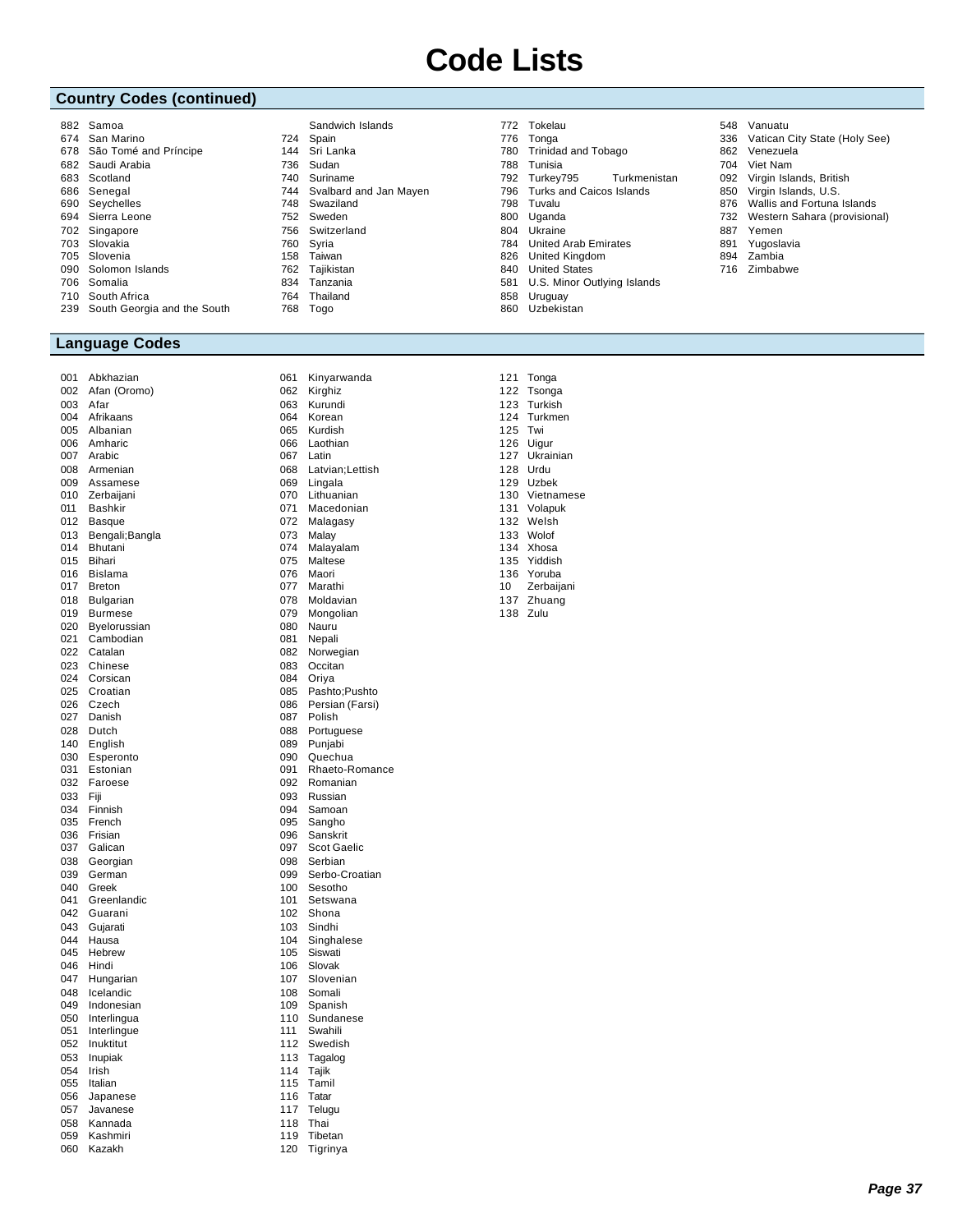# Code Lists

## Country Codes (continued)

882 Samoa
674 San Marino
678 São Tomé and Príncipe
682 Saudi Arabia
683 Scotland
686 Senegal
690 Seychelles
694 Sierra Leone
702 Singapore
703 Slovakia
705 Slovenia
090 Solomon Islands
706 Somalia
710 South Africa
239 South Georgia and the South Sandwich Islands
724 Spain
144 Sri Lanka
736 Sudan
740 Suriname
744 Svalbard and Jan Mayen
748 Swaziland
752 Sweden
756 Switzerland
760 Syria
158 Taiwan
762 Tajikistan
834 Tanzania
764 Thailand
768 Togo
772 Tokelau
776 Tonga
780 Trinidad and Tobago
788 Tunisia
792 Turkey795 Turkmenistan
796 Turks and Caicos Islands
798 Tuvalu
800 Uganda
804 Ukraine
784 United Arab Emirates
826 United Kingdom
840 United States
581 U.S. Minor Outlying Islands
858 Uruguay
860 Uzbekistan
548 Vanuatu
336 Vatican City State (Holy See)
862 Venezuela
704 Viet Nam
092 Virgin Islands, British
850 Virgin Islands, U.S.
876 Wallis and Fortuna Islands
732 Western Sahara (provisional)
887 Yemen
891 Yugoslavia
894 Zambia
716 Zimbabwe

## Language Codes

001 Abkhazian
002 Afan (Oromo)
003 Afar
004 Afrikaans
005 Albanian
006 Amharic
007 Arabic
008 Armenian
009 Assamese
010 Zerbaijani
011 Bashkir
012 Basque
013 Bengali;Bangla
014 Bhutani
015 Bihari
016 Bislama
017 Breton
018 Bulgarian
019 Burmese
020 Byelorussian
021 Cambodian
022 Catalan
023 Chinese
024 Corsican
025 Croatian
026 Czech
027 Danish
028 Dutch
140 English
030 Esperonto
031 Estonian
032 Faroese
033 Fiji
034 Finnish
035 French
036 Frisian
037 Galican
038 Georgian
039 German
040 Greek
041 Greenlandic
042 Guarani
043 Gujarati
044 Hausa
045 Hebrew
046 Hindi
047 Hungarian
048 Icelandic
049 Indonesian
050 Interlingua
051 Interlingue
052 Inuktitut
053 Inupiak
054 Irish
055 Italian
056 Japanese
057 Javanese
058 Kannada
059 Kashmiri
060 Kazakh
061 Kinyarwanda
062 Kirghiz
063 Kurundi
064 Korean
065 Kurdish
066 Laothian
067 Latin
068 Latvian;Lettish
069 Lingala
070 Lithuanian
071 Macedonian
072 Malagasy
073 Malay
074 Malayalam
075 Maltese
076 Maori
077 Marathi
078 Moldavian
079 Mongolian
080 Nauru
081 Nepali
082 Norwegian
083 Occitan
084 Oriya
085 Pashto;Pushto
086 Persian (Farsi)
087 Polish
088 Portuguese
089 Punjabi
090 Quechua
091 Rhaeto-Romance
092 Romanian
093 Russian
094 Samoan
095 Sangho
096 Sanskrit
097 Scot Gaelic
098 Serbian
099 Serbo-Croatian
100 Sesotho
101 Setswana
102 Shona
103 Sindhi
104 Singhalese
105 Siswati
106 Slovak
107 Slovenian
108 Somali
109 Spanish
110 Sundanese
111 Swahili
112 Swedish
113 Tagalog
114 Tajik
115 Tamil
116 Tatar
117 Telugu
118 Thai
119 Tibetan
120 Tigrinya
121 Tonga
122 Tsonga
123 Turkish
124 Turkmen
125 Twi
126 Uigur
127 Ukrainian
128 Urdu
129 Uzbek
130 Vietnamese
131 Volapuk
132 Welsh
133 Wolof
134 Xhosa
135 Yiddish
136 Yoruba
10 Zerbaijani
137 Zhuang
138 Zulu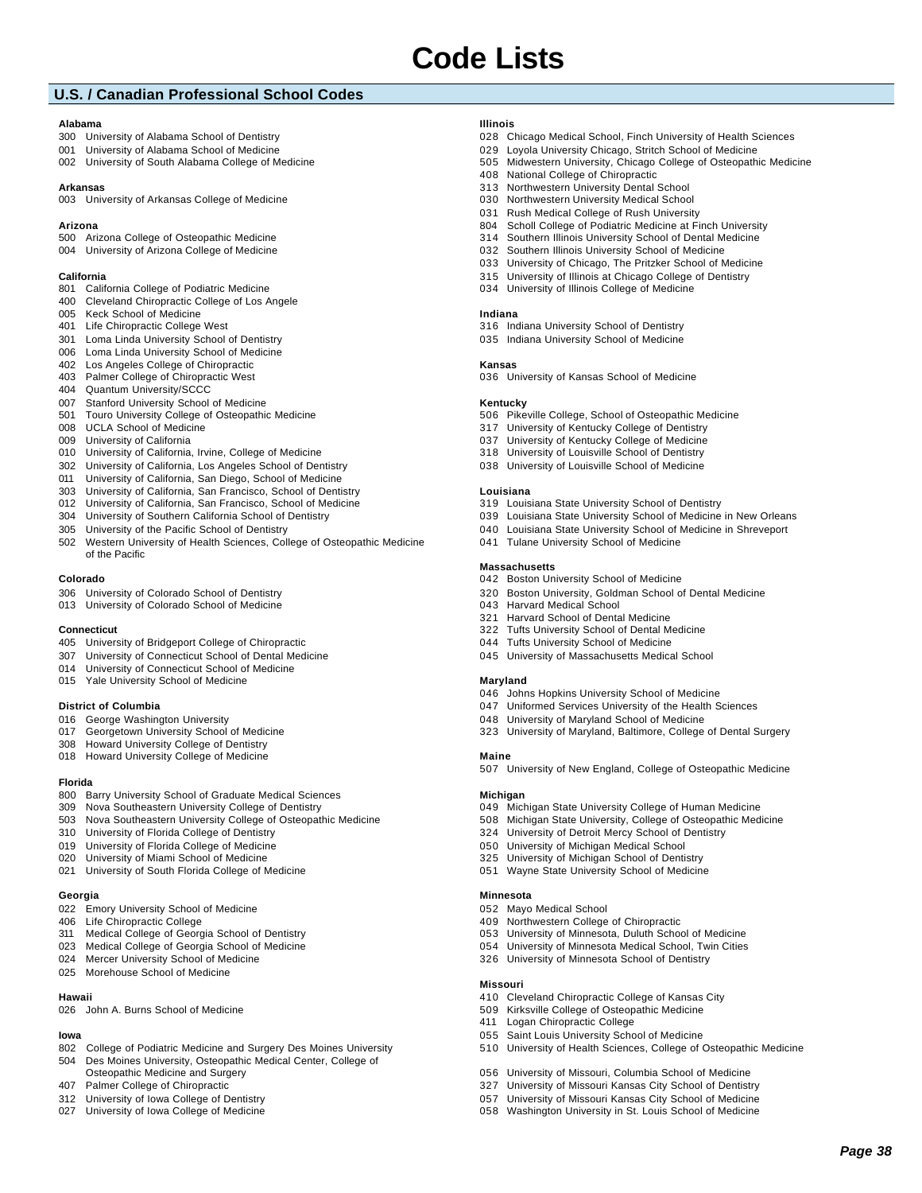# Code Lists

## U.S. / Canadian Professional School Codes

**Alabama**
- 300 University of Alabama School of Dentistry
- 001 University of Alabama School of Medicine
- 002 University of South Alabama College of Medicine

**Arkansas**
- 003 University of Arkansas College of Medicine

**Arizona**
- 500 Arizona College of Osteopathic Medicine
- 004 University of Arizona College of Medicine

**California**
- 801 California College of Podiatric Medicine
- 400 Cleveland Chiropractic College of Los Angele
- 005 Keck School of Medicine
- 401 Life Chiropractic College West
- 301 Loma Linda University School of Dentistry
- 006 Loma Linda University School of Medicine
- 402 Los Angeles College of Chiropractic
- 403 Palmer College of Chiropractic West
- 404 Quantum University/SCCC
- 007 Stanford University School of Medicine
- 501 Touro University College of Osteopathic Medicine
- 008 UCLA School of Medicine
- 009 University of California
- 010 University of California, Irvine, College of Medicine
- 302 University of California, Los Angeles School of Dentistry
- 011 University of California, San Diego, School of Medicine
- 303 University of California, San Francisco, School of Dentistry
- 012 University of California, San Francisco, School of Medicine
- 304 University of Southern California School of Dentistry
- 305 University of the Pacific School of Dentistry
- 502 Western University of Health Sciences, College of Osteopathic Medicine of the Pacific

**Colorado**
- 306 University of Colorado School of Dentistry
- 013 University of Colorado School of Medicine

**Connecticut**
- 405 University of Bridgeport College of Chiropractic
- 307 University of Connecticut School of Dental Medicine
- 014 University of Connecticut School of Medicine
- 015 Yale University School of Medicine

**District of Columbia**
- 016 George Washington University
- 017 Georgetown University School of Medicine
- 308 Howard University College of Dentistry
- 018 Howard University College of Medicine

**Florida**
- 800 Barry University School of Graduate Medical Sciences
- 309 Nova Southeastern University College of Dentistry
- 503 Nova Southeastern University College of Osteopathic Medicine
- 310 University of Florida College of Dentistry
- 019 University of Florida College of Medicine
- 020 University of Miami School of Medicine
- 021 University of South Florida College of Medicine

**Georgia**
- 022 Emory University School of Medicine
- 406 Life Chiropractic College
- 311 Medical College of Georgia School of Dentistry
- 023 Medical College of Georgia School of Medicine
- 024 Mercer University School of Medicine
- 025 Morehouse School of Medicine

**Hawaii**
- 026 John A. Burns School of Medicine

**Iowa**
- 802 College of Podiatric Medicine and Surgery Des Moines University
- 504 Des Moines University, Osteopathic Medical Center, College of Osteopathic Medicine and Surgery
- 407 Palmer College of Chiropractic
- 312 University of Iowa College of Dentistry
- 027 University of Iowa College of Medicine

**Illinois**
- 028 Chicago Medical School, Finch University of Health Sciences
- 029 Loyola University Chicago, Stritch School of Medicine
- 505 Midwestern University, Chicago College of Osteopathic Medicine
- 408 National College of Chiropractic
- 313 Northwestern University Dental School
- 030 Northwestern University Medical School
- 031 Rush Medical College of Rush University
- 804 Scholl College of Podiatric Medicine at Finch University
- 314 Southern Illinois University School of Dental Medicine
- 032 Southern Illinois University School of Medicine
- 033 University of Chicago, The Pritzker School of Medicine
- 315 University of Illinois at Chicago College of Dentistry
- 034 University of Illinois College of Medicine

**Indiana**
- 316 Indiana University School of Dentistry
- 035 Indiana University School of Medicine

**Kansas**
- 036 University of Kansas School of Medicine

**Kentucky**
- 506 Pikeville College, School of Osteopathic Medicine
- 317 University of Kentucky College of Dentistry
- 037 University of Kentucky College of Medicine
- 318 University of Louisville School of Dentistry
- 038 University of Louisville School of Medicine

**Louisiana**
- 319 Louisiana State University School of Dentistry
- 039 Louisiana State University School of Medicine in New Orleans
- 040 Louisiana State University School of Medicine in Shreveport
- 041 Tulane University School of Medicine

**Massachusetts**
- 042 Boston University School of Medicine
- 320 Boston University, Goldman School of Dental Medicine
- 043 Harvard Medical School
- 321 Harvard School of Dental Medicine
- 322 Tufts University School of Dental Medicine
- 044 Tufts University School of Medicine
- 045 University of Massachusetts Medical School

**Maryland**
- 046 Johns Hopkins University School of Medicine
- 047 Uniformed Services University of the Health Sciences
- 048 University of Maryland School of Medicine
- 323 University of Maryland, Baltimore, College of Dental Surgery

**Maine**
- 507 University of New England, College of Osteopathic Medicine

**Michigan**
- 049 Michigan State University College of Human Medicine
- 508 Michigan State University, College of Osteopathic Medicine
- 324 University of Detroit Mercy School of Dentistry
- 050 University of Michigan Medical School
- 325 University of Michigan School of Dentistry
- 051 Wayne State University School of Medicine

**Minnesota**
- 052 Mayo Medical School
- 409 Northwestern College of Chiropractic
- 053 University of Minnesota, Duluth School of Medicine
- 054 University of Minnesota Medical School, Twin Cities
- 326 University of Minnesota School of Dentistry

**Missouri**
- 410 Cleveland Chiropractic College of Kansas City
- 509 Kirksville College of Osteopathic Medicine
- 411 Logan Chiropractic College
- 055 Saint Louis University School of Medicine
- 510 University of Health Sciences, College of Osteopathic Medicine
- 056 University of Missouri, Columbia School of Medicine
- 327 University of Missouri Kansas City School of Dentistry
- 057 University of Missouri Kansas City School of Medicine
- 058 Washington University in St. Louis School of Medicine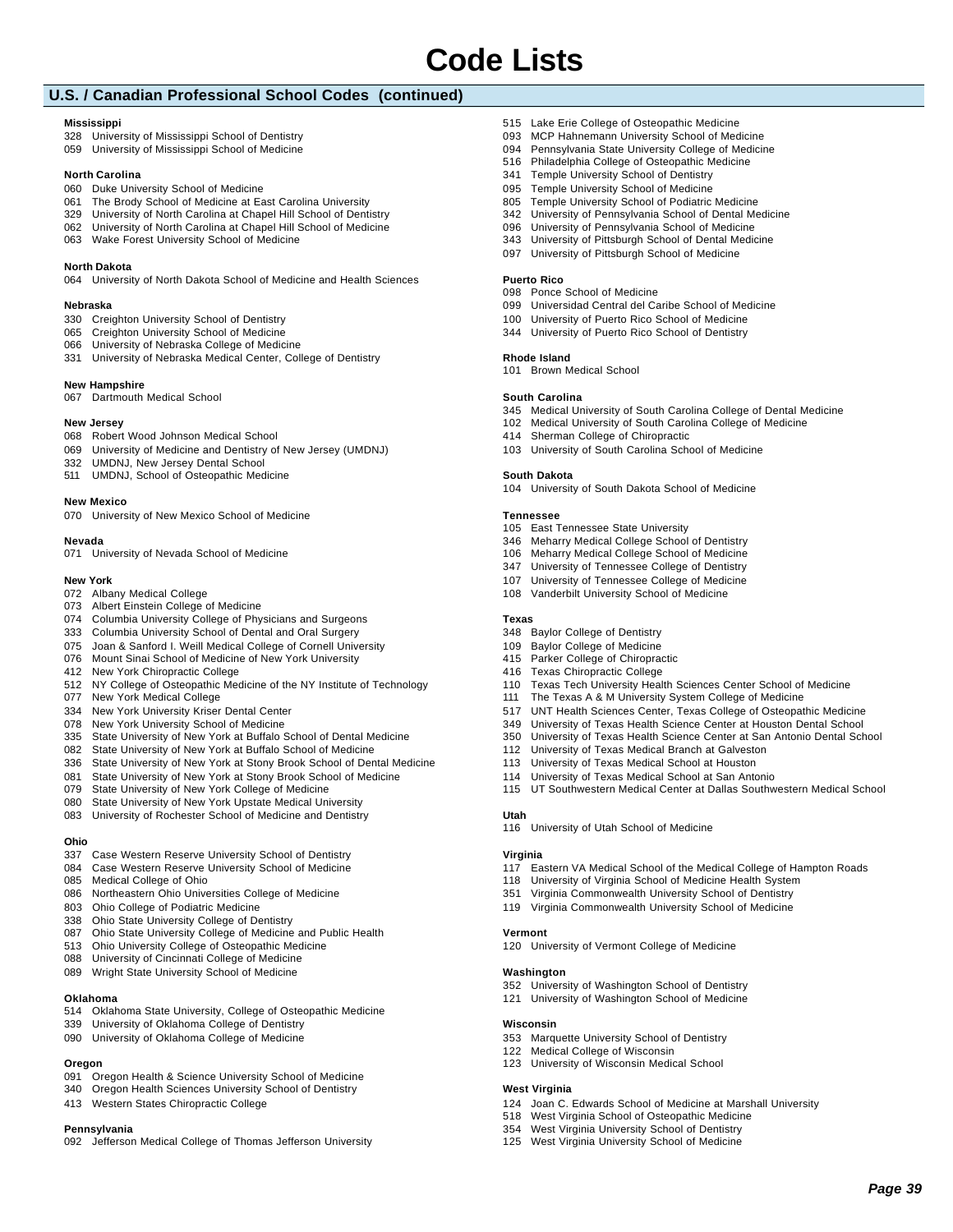# Code Lists

## U.S. / Canadian Professional School Codes (continued)

**Mississippi**

328 University of Mississippi School of Dentistry
059 University of Mississippi School of Medicine

**North Carolina**

060 Duke University School of Medicine
061 The Brody School of Medicine at East Carolina University
329 University of North Carolina at Chapel Hill School of Dentistry
062 University of North Carolina at Chapel Hill School of Medicine
063 Wake Forest University School of Medicine

**North Dakota**

064 University of North Dakota School of Medicine and Health Sciences

**Nebraska**

330 Creighton University School of Dentistry
065 Creighton University School of Medicine
066 University of Nebraska College of Medicine
331 University of Nebraska Medical Center, College of Dentistry

**New Hampshire**

067 Dartmouth Medical School

**New Jersey**

068 Robert Wood Johnson Medical School
069 University of Medicine and Dentistry of New Jersey (UMDNJ)
332 UMDNJ, New Jersey Dental School
511 UMDNJ, School of Osteopathic Medicine

**New Mexico**

070 University of New Mexico School of Medicine

**Nevada**

071 University of Nevada School of Medicine

**New York**

072 Albany Medical College
073 Albert Einstein College of Medicine
074 Columbia University College of Physicians and Surgeons
333 Columbia University School of Dental and Oral Surgery
075 Joan & Sanford I. Weill Medical College of Cornell University
076 Mount Sinai School of Medicine of New York University
412 New York Chiropractic College
512 NY College of Osteopathic Medicine of the NY Institute of Technology
077 New York Medical College
334 New York University Kriser Dental Center
078 New York University School of Medicine
335 State University of New York at Buffalo School of Dental Medicine
082 State University of New York at Buffalo School of Medicine
336 State University of New York at Stony Brook School of Dental Medicine
081 State University of New York at Stony Brook School of Medicine
079 State University of New York College of Medicine
080 State University of New York Upstate Medical University
083 University of Rochester School of Medicine and Dentistry

**Ohio**

337 Case Western Reserve University School of Dentistry
084 Case Western Reserve University School of Medicine
085 Medical College of Ohio
086 Northeastern Ohio Universities College of Medicine
803 Ohio College of Podiatric Medicine
338 Ohio State University College of Dentistry
087 Ohio State University College of Medicine and Public Health
513 Ohio University College of Osteopathic Medicine
088 University of Cincinnati College of Medicine
089 Wright State University School of Medicine

**Oklahoma**

514 Oklahoma State University, College of Osteopathic Medicine
339 University of Oklahoma College of Dentistry
090 University of Oklahoma College of Medicine

**Oregon**

091 Oregon Health & Science University School of Medicine
340 Oregon Health Sciences University School of Dentistry
413 Western States Chiropractic College

**Pennsylvania**

092 Jefferson Medical College of Thomas Jefferson University
515 Lake Erie College of Osteopathic Medicine
093 MCP Hahnemann University School of Medicine
094 Pennsylvania State University College of Medicine
516 Philadelphia College of Osteopathic Medicine
341 Temple University School of Dentistry
095 Temple University School of Medicine
805 Temple University School of Podiatric Medicine
342 University of Pennsylvania School of Dental Medicine
096 University of Pennsylvania School of Medicine
343 University of Pittsburgh School of Dental Medicine
097 University of Pittsburgh School of Medicine

**Puerto Rico**

098 Ponce School of Medicine
099 Universidad Central del Caribe School of Medicine
100 University of Puerto Rico School of Medicine
344 University of Puerto Rico School of Dentistry

**Rhode Island**

101 Brown Medical School

**South Carolina**

345 Medical University of South Carolina College of Dental Medicine
102 Medical University of South Carolina College of Medicine
414 Sherman College of Chiropractic
103 University of South Carolina School of Medicine

**South Dakota**

104 University of South Dakota School of Medicine

**Tennessee**

105 East Tennessee State University
346 Meharry Medical College School of Dentistry
106 Meharry Medical College School of Medicine
347 University of Tennessee College of Dentistry
107 University of Tennessee College of Medicine
108 Vanderbilt University School of Medicine

**Texas**

348 Baylor College of Dentistry
109 Baylor College of Medicine
415 Parker College of Chiropractic
416 Texas Chiropractic College
110 Texas Tech University Health Sciences Center School of Medicine
111 The Texas A & M University System College of Medicine
517 UNT Health Sciences Center, Texas College of Osteopathic Medicine
349 University of Texas Health Science Center at Houston Dental School
350 University of Texas Health Science Center at San Antonio Dental School
112 University of Texas Medical Branch at Galveston
113 University of Texas Medical School at Houston
114 University of Texas Medical School at San Antonio
115 UT Southwestern Medical Center at Dallas Southwestern Medical School

**Utah**

116 University of Utah School of Medicine

**Virginia**

117 Eastern VA Medical School of the Medical College of Hampton Roads
118 University of Virginia School of Medicine Health System
351 Virginia Commonwealth University School of Dentistry
119 Virginia Commonwealth University School of Medicine

**Vermont**

120 University of Vermont College of Medicine

**Washington**

352 University of Washington School of Dentistry
121 University of Washington School of Medicine

**Wisconsin**

353 Marquette University School of Dentistry
122 Medical College of Wisconsin
123 University of Wisconsin Medical School

**West Virginia**

124 Joan C. Edwards School of Medicine at Marshall University
518 West Virginia School of Osteopathic Medicine
354 West Virginia University School of Dentistry
125 West Virginia University School of Medicine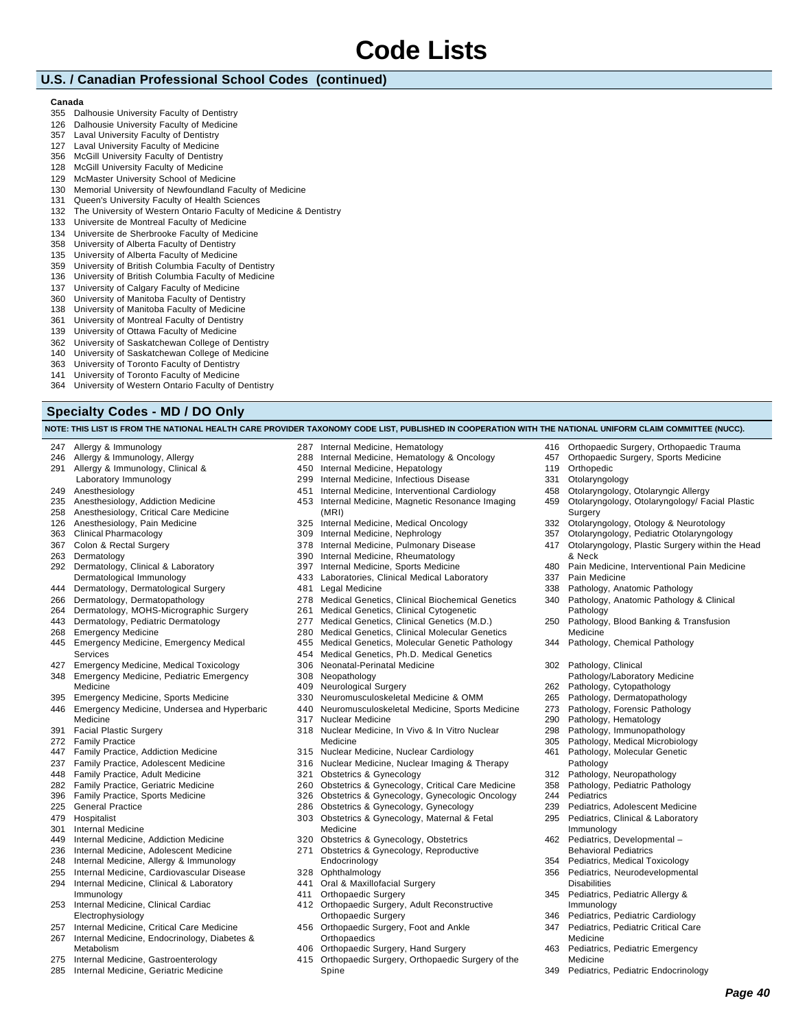# Code Lists

## U.S. / Canadian Professional School Codes (continued)

**Canada**

- 355 Dalhousie University Faculty of Dentistry
- 126 Dalhousie University Faculty of Medicine
- 357 Laval University Faculty of Dentistry
- 127 Laval University Faculty of Medicine
- 356 McGill University Faculty of Dentistry
- 128 McGill University Faculty of Medicine
- 129 McMaster University School of Medicine
- 130 Memorial University of Newfoundland Faculty of Medicine
- 131 Queen's University Faculty of Health Sciences
- 132 The University of Western Ontario Faculty of Medicine & Dentistry
- 133 Universite de Montreal Faculty of Medicine
- 134 Universite de Sherbrooke Faculty of Medicine
- 358 University of Alberta Faculty of Dentistry
- 135 University of Alberta Faculty of Medicine
- 359 University of British Columbia Faculty of Dentistry
- 136 University of British Columbia Faculty of Medicine
- 137 University of Calgary Faculty of Medicine
- 360 University of Manitoba Faculty of Dentistry
- 138 University of Manitoba Faculty of Medicine
- 361 University of Montreal Faculty of Dentistry
- 139 University of Ottawa Faculty of Medicine
- 362 University of Saskatchewan College of Dentistry
- 140 University of Saskatchewan College of Medicine
- 363 University of Toronto Faculty of Dentistry
- 141 University of Toronto Faculty of Medicine
- 364 University of Western Ontario Faculty of Dentistry

## Specialty Codes - MD / DO Only

**NOTE: THIS LIST IS FROM THE NATIONAL HEALTH CARE PROVIDER TAXONOMY CODE LIST, PUBLISHED IN COOPERATION WITH THE NATIONAL UNIFORM CLAIM COMMITTEE (NUCC).**

- 247 Allergy & Immunology
- 246 Allergy & Immunology, Allergy
- 291 Allergy & Immunology, Clinical & Laboratory Immunology
- 249 Anesthesiology
- 235 Anesthesiology, Addiction Medicine
- 258 Anesthesiology, Critical Care Medicine
- 126 Anesthesiology, Pain Medicine
- 363 Clinical Pharmacology
- 367 Colon & Rectal Surgery
- 263 Dermatology
- 292 Dermatology, Clinical & Laboratory Dermatological Immunology
- 444 Dermatology, Dermatological Surgery
- 266 Dermatology, Dermatopathology
- 264 Dermatology, MOHS-Micrographic Surgery
- 443 Dermatology, Pediatric Dermatology
- 268 Emergency Medicine
- 445 Emergency Medicine, Emergency Medical Services
- 427 Emergency Medicine, Medical Toxicology
- 348 Emergency Medicine, Pediatric Emergency Medicine
- 395 Emergency Medicine, Sports Medicine
- 446 Emergency Medicine, Undersea and Hyperbaric Medicine
- 391 Facial Plastic Surgery
- 272 Family Practice
- 447 Family Practice, Addiction Medicine
- 237 Family Practice, Adolescent Medicine
- 448 Family Practice, Adult Medicine
- 282 Family Practice, Geriatric Medicine
- 396 Family Practice, Sports Medicine
- 225 General Practice
- 479 Hospitalist
- 301 Internal Medicine
- 449 Internal Medicine, Addiction Medicine
- 236 Internal Medicine, Adolescent Medicine
- 248 Internal Medicine, Allergy & Immunology
- 255 Internal Medicine, Cardiovascular Disease
- 294 Internal Medicine, Clinical & Laboratory Immunology
- 253 Internal Medicine, Clinical Cardiac Electrophysiology
- 257 Internal Medicine, Critical Care Medicine
- 267 Internal Medicine, Endocrinology, Diabetes & Metabolism
- 275 Internal Medicine, Gastroenterology
- 285 Internal Medicine, Geriatric Medicine
- 287 Internal Medicine, Hematology
- 288 Internal Medicine, Hematology & Oncology
- 450 Internal Medicine, Hepatology
- 299 Internal Medicine, Infectious Disease
- 451 Internal Medicine, Interventional Cardiology
- 453 Internal Medicine, Magnetic Resonance Imaging (MRI)
- 325 Internal Medicine, Medical Oncology
- 309 Internal Medicine, Nephrology
- 378 Internal Medicine, Pulmonary Disease
- 390 Internal Medicine, Rheumatology
- 397 Internal Medicine, Sports Medicine
- 433 Laboratories, Clinical Medical Laboratory
- 481 Legal Medicine
- 278 Medical Genetics, Clinical Biochemical Genetics
- 261 Medical Genetics, Clinical Cytogenetic
- 277 Medical Genetics, Clinical Genetics (M.D.)
- 280 Medical Genetics, Clinical Molecular Genetics
- 455 Medical Genetics, Molecular Genetic Pathology
- 454 Medical Genetics, Ph.D. Medical Genetics
- 306 Neonatal-Perinatal Medicine
- 308 Neopathology
- 409 Neurological Surgery
- 330 Neuromusculoskeletal Medicine & OMM
- 440 Neuromusculoskeletal Medicine, Sports Medicine
- 317 Nuclear Medicine
- 318 Nuclear Medicine, In Vivo & In Vitro Nuclear Medicine
- 315 Nuclear Medicine, Nuclear Cardiology
- 316 Nuclear Medicine, Nuclear Imaging & Therapy
- 321 Obstetrics & Gynecology
- 260 Obstetrics & Gynecology, Critical Care Medicine
- 326 Obstetrics & Gynecology, Gynecologic Oncology
- 286 Obstetrics & Gynecology, Gynecology
- 303 Obstetrics & Gynecology, Maternal & Fetal Medicine
- 320 Obstetrics & Gynecology, Obstetrics
- 271 Obstetrics & Gynecology, Reproductive Endocrinology
- 328 Ophthalmology
- 441 Oral & Maxillofacial Surgery
- 411 Orthopaedic Surgery
- 412 Orthopaedic Surgery, Adult Reconstructive Orthopaedic Surgery
- 456 Orthopaedic Surgery, Foot and Ankle Orthopaedics
- 406 Orthopaedic Surgery, Hand Surgery
- 415 Orthopaedic Surgery, Orthopaedic Surgery of the Spine
- 416 Orthopaedic Surgery, Orthopaedic Trauma
- 457 Orthopaedic Surgery, Sports Medicine
- 119 Orthopedic
- 331 Otolaryngology
- 458 Otolaryngology, Otolaryngic Allergy
- 459 Otolaryngology, Otolaryngology/ Facial Plastic Surgery
- 332 Otolaryngology, Otology & Neurotology
- 357 Otolaryngology, Pediatric Otolaryngology
- 417 Otolaryngology, Plastic Surgery within the Head & Neck
- 480 Pain Medicine, Interventional Pain Medicine
- 337 Pain Medicine
- 338 Pathology, Anatomic Pathology
- 340 Pathology, Anatomic Pathology & Clinical Pathology
- 250 Pathology, Blood Banking & Transfusion Medicine
- 344 Pathology, Chemical Pathology
- 302 Pathology, Clinical Pathology/Laboratory Medicine
- 262 Pathology, Cytopathology
- 265 Pathology, Dermatopathology
- 273 Pathology, Forensic Pathology
- 290 Pathology, Hematology
- 298 Pathology, Immunopathology
- 305 Pathology, Medical Microbiology
- 461 Pathology, Molecular Genetic Pathology
- 312 Pathology, Neuropathology
- 358 Pathology, Pediatric Pathology
- 244 Pediatrics
- 239 Pediatrics, Adolescent Medicine
- 295 Pediatrics, Clinical & Laboratory Immunology
- 462 Pediatrics, Developmental – Behavioral Pediatrics
- 354 Pediatrics, Medical Toxicology
- 356 Pediatrics, Neurodevelopmental Disabilities
- 345 Pediatrics, Pediatric Allergy & Immunology
- 346 Pediatrics, Pediatric Cardiology
- 347 Pediatrics, Pediatric Critical Care Medicine
- 463 Pediatrics, Pediatric Emergency Medicine
- 349 Pediatrics, Pediatric Endocrinology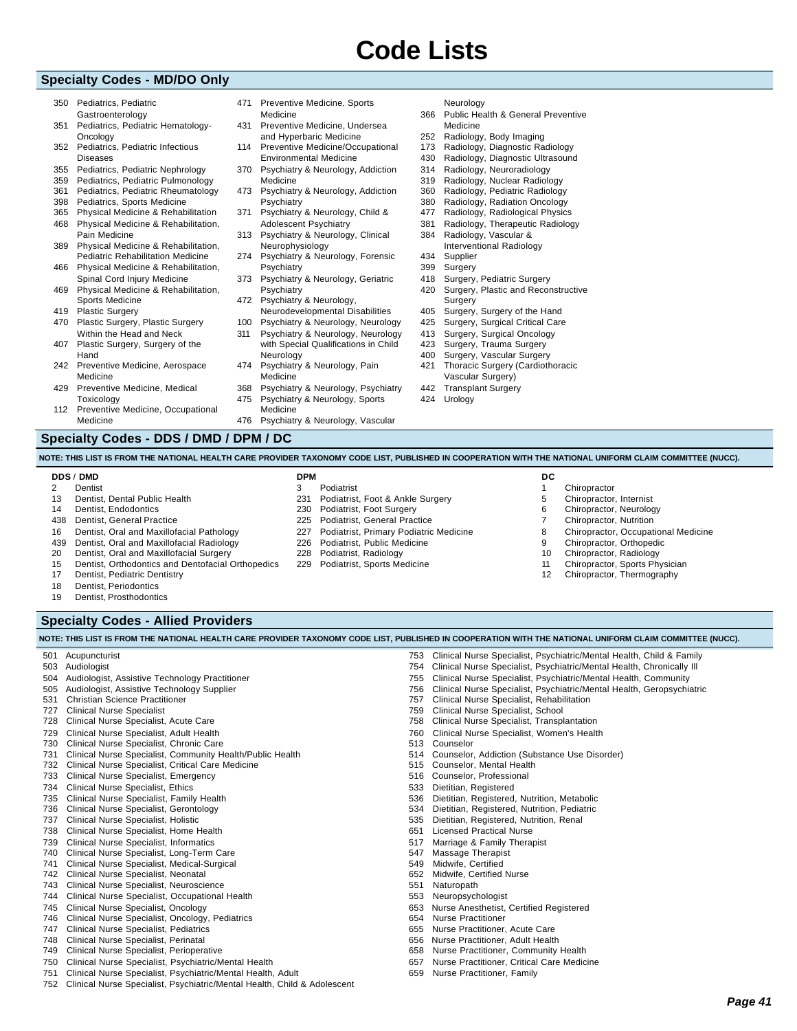# Code Lists

## Specialty Codes - MD/DO Only

- 350 Pediatrics, Pediatric Gastroenterology
- 351 Pediatrics, Pediatric Hematology-Oncology
- 352 Pediatrics, Pediatric Infectious Diseases
- 355 Pediatrics, Pediatric Nephrology
- 359 Pediatrics, Pediatric Pulmonology
- 361 Pediatrics, Pediatric Rheumatology
- 398 Pediatrics, Sports Medicine
- 365 Physical Medicine & Rehabilitation
- 468 Physical Medicine & Rehabilitation, Pain Medicine
- 389 Physical Medicine & Rehabilitation, Pediatric Rehabilitation Medicine
- 466 Physical Medicine & Rehabilitation, Spinal Cord Injury Medicine
- 469 Physical Medicine & Rehabilitation, Sports Medicine
- 419 Plastic Surgery
- 470 Plastic Surgery, Plastic Surgery Within the Head and Neck
- 407 Plastic Surgery, Surgery of the Hand
- 242 Preventive Medicine, Aerospace Medicine
- 429 Preventive Medicine, Medical Toxicology
- 112 Preventive Medicine, Occupational Medicine
- 471 Preventive Medicine, Sports Medicine
- 431 Preventive Medicine, Undersea and Hyperbaric Medicine
- 114 Preventive Medicine/Occupational Environmental Medicine
- 370 Psychiatry & Neurology, Addiction Medicine
- 473 Psychiatry & Neurology, Addiction Psychiatry
- 371 Psychiatry & Neurology, Child & Adolescent Psychiatry
- 313 Psychiatry & Neurology, Clinical Neurophysiology
- 274 Psychiatry & Neurology, Forensic Psychiatry
- 373 Psychiatry & Neurology, Geriatric Psychiatry
- 472 Psychiatry & Neurology, Neurodevelopmental Disabilities
- 100 Psychiatry & Neurology, Neurology
- 311 Psychiatry & Neurology, Neurology with Special Qualifications in Child Neurology
- 474 Psychiatry & Neurology, Pain Medicine
- 368 Psychiatry & Neurology, Psychiatry
- 475 Psychiatry & Neurology, Sports Medicine
- 476 Psychiatry & Neurology, Vascular Neurology
- 366 Public Health & General Preventive Medicine
- 252 Radiology, Body Imaging
- 173 Radiology, Diagnostic Radiology
- 430 Radiology, Diagnostic Ultrasound
- 314 Radiology, Neuroradiology
- 319 Radiology, Nuclear Radiology
- 360 Radiology, Pediatric Radiology
- 380 Radiology, Radiation Oncology
- 477 Radiology, Radiological Physics
- 381 Radiology, Therapeutic Radiology
- 384 Radiology, Vascular & Interventional Radiology
- 434 Supplier
- 399 Surgery
- 418 Surgery, Pediatric Surgery
- 420 Surgery, Plastic and Reconstructive Surgery
- 405 Surgery, Surgery of the Hand
- 425 Surgery, Surgical Critical Care
- 413 Surgery, Surgical Oncology
- 423 Surgery, Trauma Surgery
- 400 Surgery, Vascular Surgery
- 421 Thoracic Surgery (Cardiothoracic Vascular Surgery)
- 442 Transplant Surgery
- 424 Urology

## Specialty Codes - DDS / DMD / DPM / DC

**NOTE: THIS LIST IS FROM THE NATIONAL HEALTH CARE PROVIDER TAXONOMY CODE LIST, PUBLISHED IN COOPERATION WITH THE NATIONAL UNIFORM CLAIM COMMITTEE (NUCC).**

**DDS / DMD**

- 2 Dentist
- 13 Dentist, Dental Public Health
- 14 Dentist, Endodontics
- 438 Dentist, General Practice
- 16 Dentist, Oral and Maxillofacial Pathology
- 439 Dentist, Oral and Maxillofacial Radiology
- 20 Dentist, Oral and Maxillofacial Surgery
- 15 Dentist, Orthodontics and Dentofacial Orthopedics
- 17 Dentist, Pediatric Dentistry
- 18 Dentist, Periodontics
- 19 Dentist, Prosthodontics

**DPM**

- 3 Podiatrist
- 231 Podiatrist, Foot & Ankle Surgery
- 230 Podiatrist, Foot Surgery
- 225 Podiatrist, General Practice
- 227 Podiatrist, Primary Podiatric Medicine
- 226 Podiatrist, Public Medicine
- 228 Podiatrist, Radiology
- 229 Podiatrist, Sports Medicine

**DC**

- 1 Chiropractor
- 5 Chiropractor, Internist
- 6 Chiropractor, Neurology
- 7 Chiropractor, Nutrition
- 8 Chiropractor, Occupational Medicine
- 9 Chiropractor, Orthopedic
- 10 Chiropractor, Radiology
- 11 Chiropractor, Sports Physician
- 12 Chiropractor, Thermography

## Specialty Codes - Allied Providers

**NOTE: THIS LIST IS FROM THE NATIONAL HEALTH CARE PROVIDER TAXONOMY CODE LIST, PUBLISHED IN COOPERATION WITH THE NATIONAL UNIFORM CLAIM COMMITTEE (NUCC).**

- 501 Acupuncturist
- 503 Audiologist
- 504 Audiologist, Assistive Technology Practitioner
- 505 Audiologist, Assistive Technology Supplier
- 531 Christian Science Practitioner
- 727 Clinical Nurse Specialist
- 728 Clinical Nurse Specialist, Acute Care
- 729 Clinical Nurse Specialist, Adult Health
- 730 Clinical Nurse Specialist, Chronic Care
- 731 Clinical Nurse Specialist, Community Health/Public Health
- 732 Clinical Nurse Specialist, Critical Care Medicine
- 733 Clinical Nurse Specialist, Emergency
- 734 Clinical Nurse Specialist, Ethics
- 735 Clinical Nurse Specialist, Family Health
- 736 Clinical Nurse Specialist, Gerontology
- 737 Clinical Nurse Specialist, Holistic
- 738 Clinical Nurse Specialist, Home Health
- 739 Clinical Nurse Specialist, Informatics
- 740 Clinical Nurse Specialist, Long-Term Care
- 741 Clinical Nurse Specialist, Medical-Surgical
- 742 Clinical Nurse Specialist, Neonatal
- 743 Clinical Nurse Specialist, Neuroscience
- 744 Clinical Nurse Specialist, Occupational Health
- 745 Clinical Nurse Specialist, Oncology
- 746 Clinical Nurse Specialist, Oncology, Pediatrics
- 747 Clinical Nurse Specialist, Pediatrics
- 748 Clinical Nurse Specialist, Perinatal
- 749 Clinical Nurse Specialist, Perioperative
- 750 Clinical Nurse Specialist, Psychiatric/Mental Health
- 751 Clinical Nurse Specialist, Psychiatric/Mental Health, Adult
- 752 Clinical Nurse Specialist, Psychiatric/Mental Health, Child & Adolescent
- 753 Clinical Nurse Specialist, Psychiatric/Mental Health, Child & Family
- 754 Clinical Nurse Specialist, Psychiatric/Mental Health, Chronically Ill
- 755 Clinical Nurse Specialist, Psychiatric/Mental Health, Community
- 756 Clinical Nurse Specialist, Psychiatric/Mental Health, Geropsychiatric
- 757 Clinical Nurse Specialist, Rehabilitation
- 759 Clinical Nurse Specialist, School
- 758 Clinical Nurse Specialist, Transplantation
- 760 Clinical Nurse Specialist, Women's Health
- 513 Counselor
- 514 Counselor, Addiction (Substance Use Disorder)
- 515 Counselor, Mental Health
- 516 Counselor, Professional
- 533 Dietitian, Registered
- 536 Dietitian, Registered, Nutrition, Metabolic
- 534 Dietitian, Registered, Nutrition, Pediatric
- 535 Dietitian, Registered, Nutrition, Renal
- 651 Licensed Practical Nurse
- 517 Marriage & Family Therapist
- 547 Massage Therapist
- 549 Midwife, Certified
- 652 Midwife, Certified Nurse
- 551 Naturopath
- 553 Neuropsychologist
- 653 Nurse Anesthetist, Certified Registered
- 654 Nurse Practitioner
- 655 Nurse Practitioner, Acute Care
- 656 Nurse Practitioner, Adult Health
- 658 Nurse Practitioner, Community Health
- 657 Nurse Practitioner, Critical Care Medicine
- 659 Nurse Practitioner, Family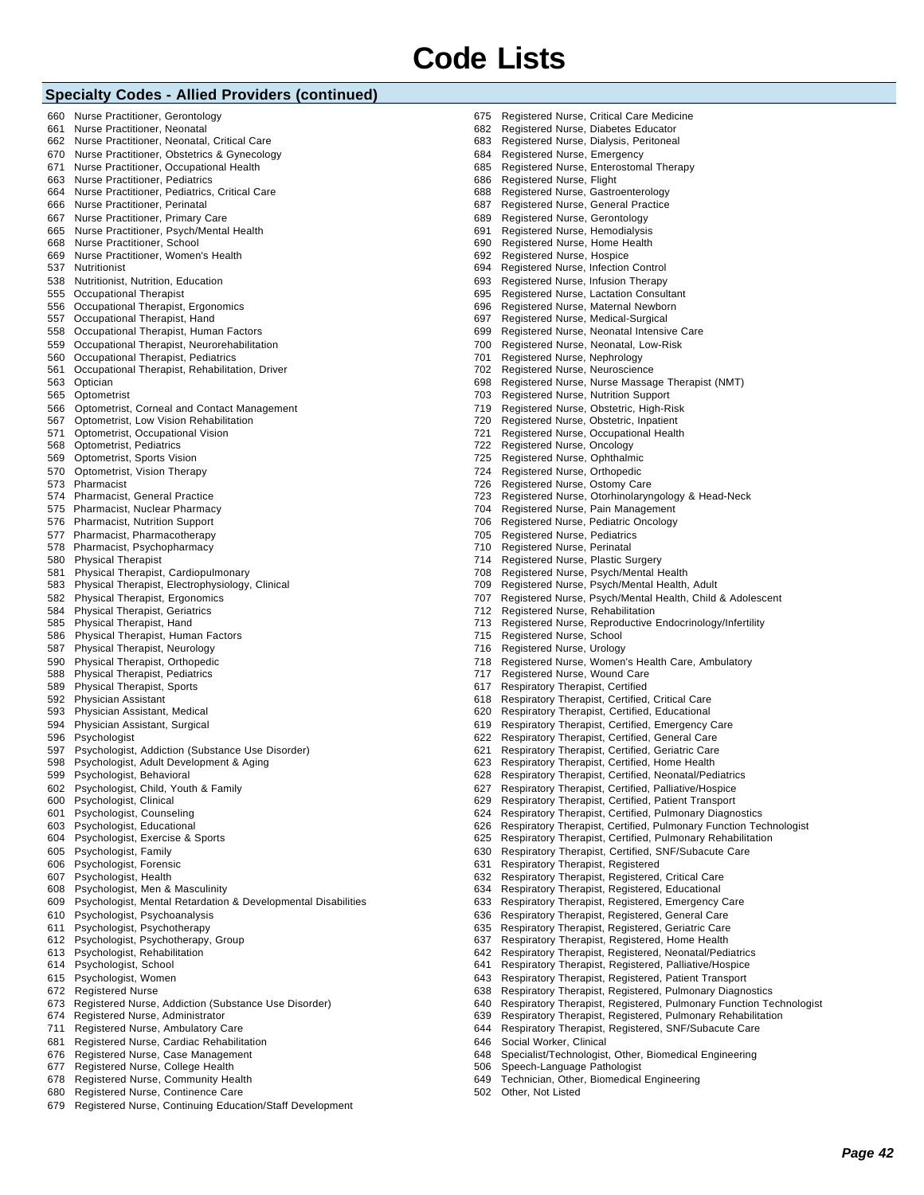# Code Lists

## Specialty Codes - Allied Providers (continued)

660 Nurse Practitioner, Gerontology
661 Nurse Practitioner, Neonatal
662 Nurse Practitioner, Neonatal, Critical Care
670 Nurse Practitioner, Obstetrics & Gynecology
671 Nurse Practitioner, Occupational Health
663 Nurse Practitioner, Pediatrics
664 Nurse Practitioner, Pediatrics, Critical Care
666 Nurse Practitioner, Perinatal
667 Nurse Practitioner, Primary Care
665 Nurse Practitioner, Psych/Mental Health
668 Nurse Practitioner, School
669 Nurse Practitioner, Women's Health
537 Nutritionist
538 Nutritionist, Nutrition, Education
555 Occupational Therapist
556 Occupational Therapist, Ergonomics
557 Occupational Therapist, Hand
558 Occupational Therapist, Human Factors
559 Occupational Therapist, Neurorehabilitation
560 Occupational Therapist, Pediatrics
561 Occupational Therapist, Rehabilitation, Driver
563 Optician
565 Optometrist
566 Optometrist, Corneal and Contact Management
567 Optometrist, Low Vision Rehabilitation
571 Optometrist, Occupational Vision
568 Optometrist, Pediatrics
569 Optometrist, Sports Vision
570 Optometrist, Vision Therapy
573 Pharmacist
574 Pharmacist, General Practice
575 Pharmacist, Nuclear Pharmacy
576 Pharmacist, Nutrition Support
577 Pharmacist, Pharmacotherapy
578 Pharmacist, Psychopharmacy
580 Physical Therapist
581 Physical Therapist, Cardiopulmonary
583 Physical Therapist, Electrophysiology, Clinical
582 Physical Therapist, Ergonomics
584 Physical Therapist, Geriatrics
585 Physical Therapist, Hand
586 Physical Therapist, Human Factors
587 Physical Therapist, Neurology
590 Physical Therapist, Orthopedic
588 Physical Therapist, Pediatrics
589 Physical Therapist, Sports
592 Physician Assistant
593 Physician Assistant, Medical
594 Physician Assistant, Surgical
596 Psychologist
597 Psychologist, Addiction (Substance Use Disorder)
598 Psychologist, Adult Development & Aging
599 Psychologist, Behavioral
602 Psychologist, Child, Youth & Family
600 Psychologist, Clinical
601 Psychologist, Counseling
603 Psychologist, Educational
604 Psychologist, Exercise & Sports
605 Psychologist, Family
606 Psychologist, Forensic
607 Psychologist, Health
608 Psychologist, Men & Masculinity
609 Psychologist, Mental Retardation & Developmental Disabilities
610 Psychologist, Psychoanalysis
611 Psychologist, Psychotherapy
612 Psychologist, Psychotherapy, Group
613 Psychologist, Rehabilitation
614 Psychologist, School
615 Psychologist, Women
672 Registered Nurse
673 Registered Nurse, Addiction (Substance Use Disorder)
674 Registered Nurse, Administrator
711 Registered Nurse, Ambulatory Care
681 Registered Nurse, Cardiac Rehabilitation
676 Registered Nurse, Case Management
677 Registered Nurse, College Health
678 Registered Nurse, Community Health
680 Registered Nurse, Continence Care
679 Registered Nurse, Continuing Education/Staff Development
675 Registered Nurse, Critical Care Medicine
682 Registered Nurse, Diabetes Educator
683 Registered Nurse, Dialysis, Peritoneal
684 Registered Nurse, Emergency
685 Registered Nurse, Enterostomal Therapy
686 Registered Nurse, Flight
688 Registered Nurse, Gastroenterology
687 Registered Nurse, General Practice
689 Registered Nurse, Gerontology
691 Registered Nurse, Hemodialysis
690 Registered Nurse, Home Health
692 Registered Nurse, Hospice
694 Registered Nurse, Infection Control
693 Registered Nurse, Infusion Therapy
695 Registered Nurse, Lactation Consultant
696 Registered Nurse, Maternal Newborn
697 Registered Nurse, Medical-Surgical
699 Registered Nurse, Neonatal Intensive Care
700 Registered Nurse, Neonatal, Low-Risk
701 Registered Nurse, Nephrology
702 Registered Nurse, Neuroscience
698 Registered Nurse, Nurse Massage Therapist (NMT)
703 Registered Nurse, Nutrition Support
719 Registered Nurse, Obstetric, High-Risk
720 Registered Nurse, Obstetric, Inpatient
721 Registered Nurse, Occupational Health
722 Registered Nurse, Oncology
725 Registered Nurse, Ophthalmic
724 Registered Nurse, Orthopedic
726 Registered Nurse, Ostomy Care
723 Registered Nurse, Otorhinolaryngology & Head-Neck
704 Registered Nurse, Pain Management
706 Registered Nurse, Pediatric Oncology
705 Registered Nurse, Pediatrics
710 Registered Nurse, Perinatal
714 Registered Nurse, Plastic Surgery
708 Registered Nurse, Psych/Mental Health
709 Registered Nurse, Psych/Mental Health, Adult
707 Registered Nurse, Psych/Mental Health, Child & Adolescent
712 Registered Nurse, Rehabilitation
713 Registered Nurse, Reproductive Endocrinology/Infertility
715 Registered Nurse, School
716 Registered Nurse, Urology
718 Registered Nurse, Women's Health Care, Ambulatory
717 Registered Nurse, Wound Care
617 Respiratory Therapist, Certified
618 Respiratory Therapist, Certified, Critical Care
620 Respiratory Therapist, Certified, Educational
619 Respiratory Therapist, Certified, Emergency Care
622 Respiratory Therapist, Certified, General Care
621 Respiratory Therapist, Certified, Geriatric Care
623 Respiratory Therapist, Certified, Home Health
628 Respiratory Therapist, Certified, Neonatal/Pediatrics
627 Respiratory Therapist, Certified, Palliative/Hospice
629 Respiratory Therapist, Certified, Patient Transport
624 Respiratory Therapist, Certified, Pulmonary Diagnostics
626 Respiratory Therapist, Certified, Pulmonary Function Technologist
625 Respiratory Therapist, Certified, Pulmonary Rehabilitation
630 Respiratory Therapist, Certified, SNF/Subacute Care
631 Respiratory Therapist, Registered
632 Respiratory Therapist, Registered, Critical Care
634 Respiratory Therapist, Registered, Educational
633 Respiratory Therapist, Registered, Emergency Care
636 Respiratory Therapist, Registered, General Care
635 Respiratory Therapist, Registered, Geriatric Care
637 Respiratory Therapist, Registered, Home Health
642 Respiratory Therapist, Registered, Neonatal/Pediatrics
641 Respiratory Therapist, Registered, Palliative/Hospice
643 Respiratory Therapist, Registered, Patient Transport
638 Respiratory Therapist, Registered, Pulmonary Diagnostics
640 Respiratory Therapist, Registered, Pulmonary Function Technologist
639 Respiratory Therapist, Registered, Pulmonary Rehabilitation
644 Respiratory Therapist, Registered, SNF/Subacute Care
646 Social Worker, Clinical
648 Specialist/Technologist, Other, Biomedical Engineering
506 Speech-Language Pathologist
649 Technician, Other, Biomedical Engineering
502 Other, Not Listed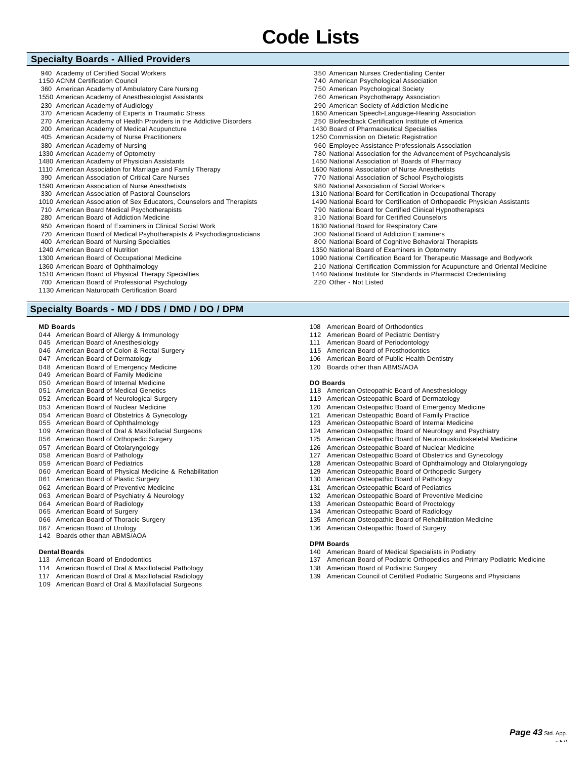# Code Lists

## Specialty Boards - Allied Providers

940 Academy of Certified Social Workers
1150 ACNM Certification Council
360 American Academy of Ambulatory Care Nursing
1550 American Academy of Anesthesiologist Assistants
230 American Academy of Audiology
370 American Academy of Experts in Traumatic Stress
270 American Academy of Health Providers in the Addictive Disorders
200 American Academy of Medical Acupuncture
405 American Academy of Nurse Practitioners
380 American Academy of Nursing
1330 American Academy of Optometry
1480 American Academy of Physician Assistants
1110 American Association for Marriage and Family Therapy
390 American Association of Critical Care Nurses
1590 American Association of Nurse Anesthetists
330 American Association of Pastoral Counselors
1010 American Association of Sex Educators, Counselors and Therapists
710 American Board Medical Psychotherapists
280 American Board of Addiction Medicine
950 American Board of Examiners in Clinical Social Work
720 American Board of Medical Psyhotherapists & Psychodiagnosticians
400 American Board of Nursing Specialties
1240 American Board of Nutrition
1300 American Board of Occupational Medicine
1360 American Board of Ophthalmology
1510 American Board of Physical Therapy Specialties
700 American Board of Professional Psychology
1130 American Naturopath Certification Board
350 American Nurses Credentialing Center
740 American Psychological Association
750 American Psychological Society
760 American Psychotherapy Association
290 American Society of Addiction Medicine
1650 American Speech-Language-Hearing Association
250 Biofeedback Certification Institute of America
1430 Board of Pharmaceutical Specialties
1250 Commission on Dietetic Registration
960 Employee Assistance Professionals Association
780 National Association for the Advancement of Psychoanalysis
1450 National Association of Boards of Pharmacy
1600 National Association of Nurse Anesthetists
770 National Association of School Psychologists
980 National Association of Social Workers
1310 National Board for Certification in Occupational Therapy
1490 National Board for Certification of Orthopaedic Physician Assistants
790 National Board for Certified Clinical Hypnotherapists
310 National Board for Certified Counselors
1630 National Board for Respiratory Care
300 National Board of Addiction Examiners
800 National Board of Cognitive Behavioral Therapists
1350 National Board of Examiners in Optometry
1090 National Certification Board for Therapeutic Massage and Bodywork
210 National Certification Commission for Acupuncture and Oriental Medicine
1440 National Institute for Standards in Pharmacist Credentialing
220 Other - Not Listed

## Specialty Boards - MD / DDS / DMD / DO / DPM

**MD Boards**

044 American Board of Allergy & Immunology
045 American Board of Anesthesiology
046 American Board of Colon & Rectal Surgery
047 American Board of Dermatology
048 American Board of Emergency Medicine
049 American Board of Family Medicine
050 American Board of Internal Medicine
051 American Board of Medical Genetics
052 American Board of Neurological Surgery
053 American Board of Nuclear Medicine
054 American Board of Obstetrics & Gynecology
055 American Board of Ophthalmology
109 American Board of Oral & Maxillofacial Surgeons
056 American Board of Orthopedic Surgery
057 American Board of Otolaryngology
058 American Board of Pathology
059 American Board of Pediatrics
060 American Board of Physical Medicine & Rehabilitation
061 American Board of Plastic Surgery
062 American Board of Preventive Medicine
063 American Board of Psychiatry & Neurology
064 American Board of Radiology
065 American Board of Surgery
066 American Board of Thoracic Surgery
067 American Board of Urology
142 Boards other than ABMS/AOA

**Dental Boards**

113 American Board of Endodontics
114 American Board of Oral & Maxillofacial Pathology
117 American Board of Oral & Maxillofacial Radiology
109 American Board of Oral & Maxillofacial Surgeons
108 American Board of Orthodontics
112 American Board of Pediatric Dentistry
111 American Board of Periodontology
115 American Board of Prosthodontics
106 American Board of Public Health Dentistry
120 Boards other than ABMS/AOA

**DO Boards**

118 American Osteopathic Board of Anesthesiology
119 American Osteopathic Board of Dermatology
120 American Osteopathic Board of Emergency Medicine
121 American Osteopathic Board of Family Practice
123 American Osteopathic Board of Internal Medicine
124 American Osteopathic Board of Neurology and Psychiatry
125 American Osteopathic Board of Neuromuskuloskeletal Medicine
126 American Osteopathic Board of Nuclear Medicine
127 American Osteopathic Board of Obstetrics and Gynecology
128 American Osteopathic Board of Ophthalmology and Otolaryngology
129 American Osteopathic Board of Orthopedic Surgery
130 American Osteopathic Board of Pathology
131 American Osteopathic Board of Pediatrics
132 American Osteopathic Board of Preventive Medicine
133 American Osteopathic Board of Proctology
134 American Osteopathic Board of Radiology
135 American Osteopathic Board of Rehabilitation Medicine
136 American Osteopathic Board of Surgery

**DPM Boards**

140 American Board of Medical Specialists in Podiatry
137 American Board of Podiatric Orthopedics and Primary Podiatric Medicine
138 American Board of Podiatric Surgery
139 American Council of Certified Podiatric Surgeons and Physicians